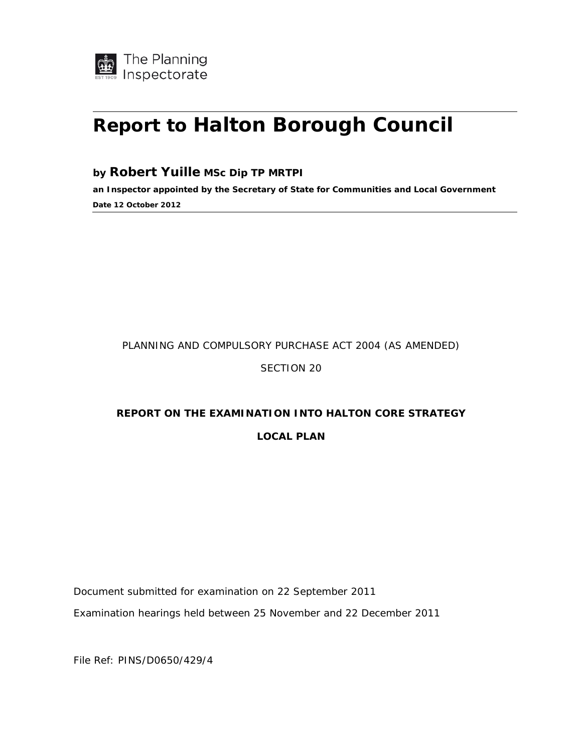The Planning Inspectorate

# Report to Halton Borough Council

### by **Robert Yuille** MSc Dip TP MRTPI

**an Inspector appointed by the Secretary of State for Communities and Local Government**

**Date 12 October 2012**

PLANNING AND COMPULSORY PURCHASE ACT 2004 (AS AMENDED)

SECTION 20

**REPORT ON THE EXAMINATION INTO HALTON CORE STRATEGY**

**LOCAL PLAN**

Document submitted for examination on 22 September 2011

Examination hearings held between 25 November and 22 December 2011

File Ref: PINS/D0650/429/4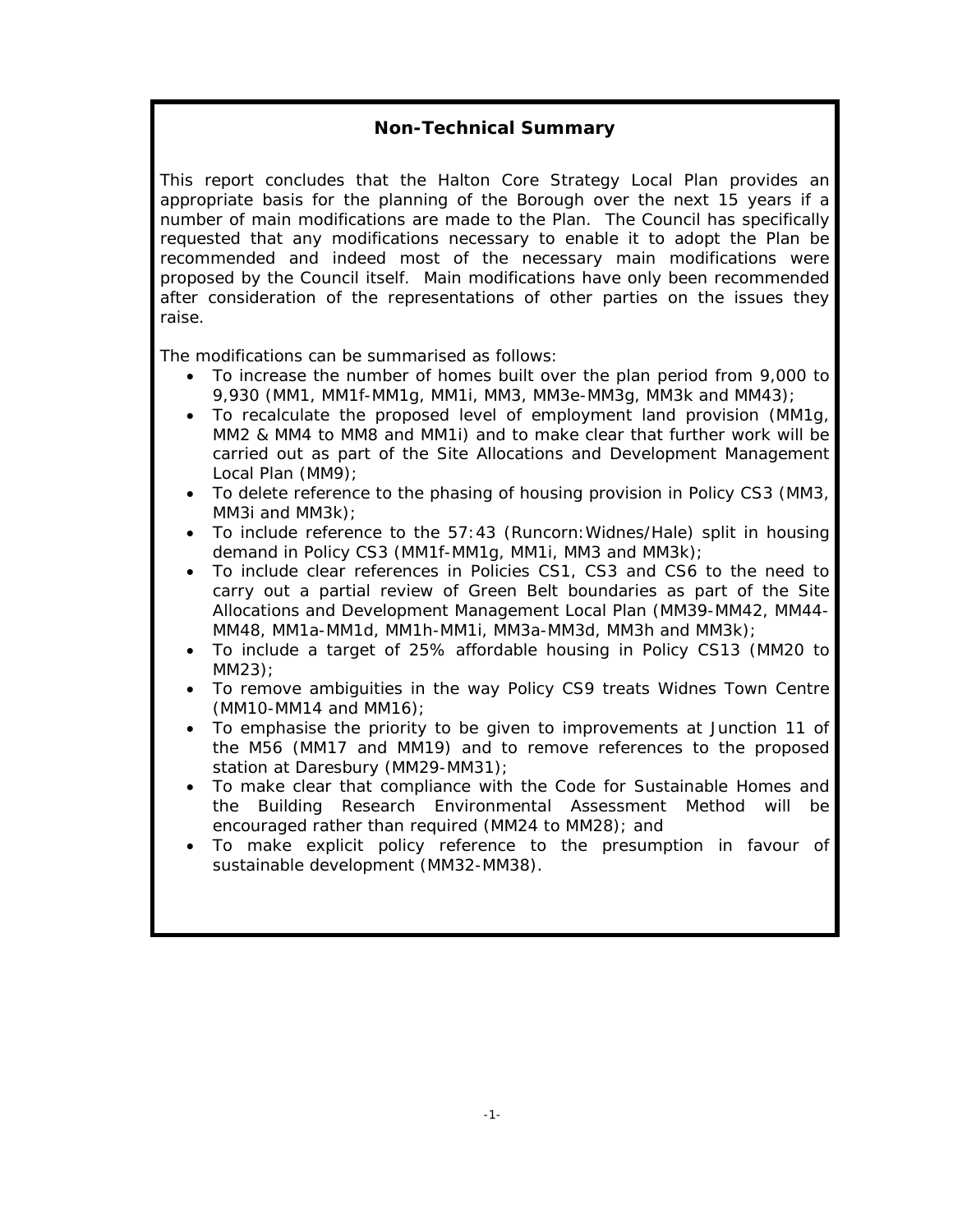## Non-Technical Summary

This report concludes that the Halton Core Strategy Local Plan provides an appropriate basis for the planning of the Borough over the next 15 years if a number of main modifications are made to the Plan. The Council has specifically requested that any modifications necessary to enable it to adopt the Plan be recommended and indeed most of the necessary main modifications were proposed by the Council itself. Main modifications have only been recommended after consideration of the representations of other parties on the issues they raise.

The modifications can be summarised as follows:

- To increase the number of homes built over the plan period from 9,000 to 9,930 (MM1, MM1f-MM1g, MM1i, MM3, MM3e-MM3g, MM3k and MM43);
- To recalculate the proposed level of employment land provision (MM1g, MM2 & MM4 to MM8 and MM1i) and to make clear that further work will be carried out as part of the Site Allocations and Development Management Local Plan (MM9);
- To delete reference to the phasing of housing provision in Policy CS3 (MM3, MM3i and MM3k);
- To include reference to the 57:43 (Runcorn:Widnes/Hale) split in housing demand in Policy CS3 (MM1f-MM1g, MM1i, MM3 and MM3k);
- To include clear references in Policies CS1, CS3 and CS6 to the need to carry out a partial review of Green Belt boundaries as part of the Site Allocations and Development Management Local Plan (MM39-MM42, MM44-MM48, MM1a-MM1d, MM1h-MM1i, MM3a-MM3d, MM3h and MM3k);
- To include a target of 25% affordable housing in Policy CS13 (MM20 to MM23);
- To remove ambiguities in the way Policy CS9 treats Widnes Town Centre (MM10-MM14 and MM16);
- To emphasise the priority to be given to improvements at Junction 11 of the M56 (MM17 and MM19) and to remove references to the proposed station at Daresbury (MM29-MM31);
- To make clear that compliance with the Code for Sustainable Homes and the Building Research Environmental Assessment Method will be encouraged rather than required (MM24 to MM28); and
- To make explicit policy reference to the presumption in favour of sustainable development (MM32-MM38).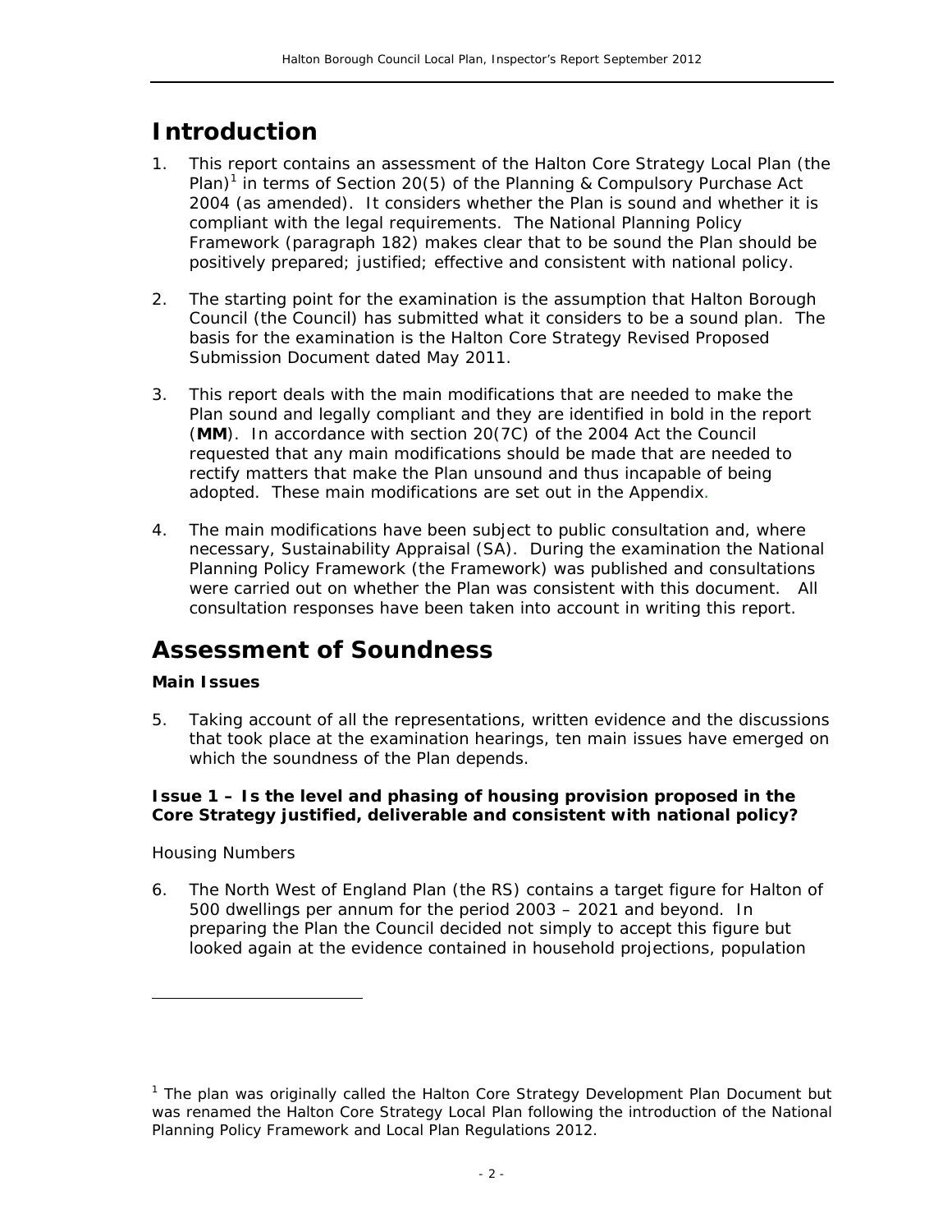# Introduction

1. This report contains an assessment of the Halton Core Strategy Local Plan (the Plan)[1] in terms of Section 20(5) of the Planning & Compulsory Purchase Act 2004 (as amended). It considers whether the Plan is sound and whether it is compliant with the legal requirements. The National Planning Policy Framework (paragraph 182) makes clear that to be sound the Plan should be positively prepared; justified; effective and consistent with national policy.

2. The starting point for the examination is the assumption that Halton Borough Council (the Council) has submitted what it considers to be a sound plan. The basis for the examination is the Halton Core Strategy Revised Proposed Submission Document dated May 2011.

3. This report deals with the main modifications that are needed to make the Plan sound and legally compliant and they are identified in bold in the report (**MM**). In accordance with section 20(7C) of the 2004 Act the Council requested that any main modifications should be made that are needed to rectify matters that make the Plan unsound and thus incapable of being adopted. These main modifications are set out in the Appendix.

4. The main modifications have been subject to public consultation and, where necessary, Sustainability Appraisal (SA). During the examination the National Planning Policy Framework (the Framework) was published and consultations were carried out on whether the Plan was consistent with this document. All consultation responses have been taken into account in writing this report.

# Assessment of Soundness

### Main Issues

5. Taking account of all the representations, written evidence and the discussions that took place at the examination hearings, ten main issues have emerged on which the soundness of the Plan depends.

**Issue 1 – Is the level and phasing of housing provision proposed in the Core Strategy justified, deliverable and consistent with national policy?**

*Housing Numbers*

6. The North West of England Plan (the RS) contains a target figure for Halton of 500 dwellings per annum for the period 2003 – 2021 and beyond. In preparing the Plan the Council decided not simply to accept this figure but looked again at the evidence contained in household projections, population

[1] The plan was originally called the Halton Core Strategy Development Plan Document but was renamed the Halton Core Strategy Local Plan following the introduction of the National Planning Policy Framework and Local Plan Regulations 2012.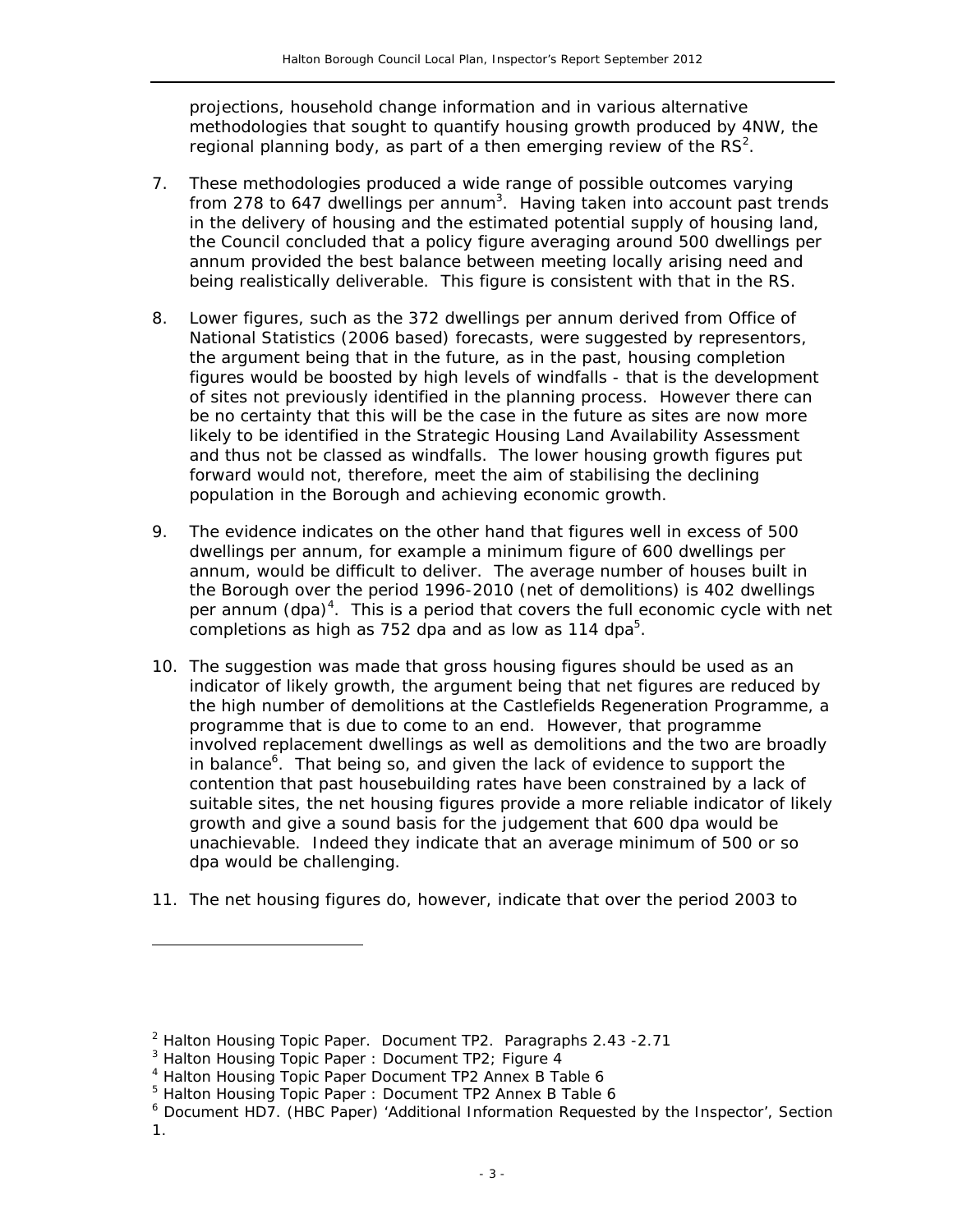projections, household change information and in various alternative methodologies that sought to quantify housing growth produced by 4NW, the regional planning body, as part of a then emerging review of the RS[2].

7. These methodologies produced a wide range of possible outcomes varying from 278 to 647 dwellings per annum[3]. Having taken into account past trends in the delivery of housing and the estimated potential supply of housing land, the Council concluded that a policy figure averaging around 500 dwellings per annum provided the best balance between meeting locally arising need and being realistically deliverable. This figure is consistent with that in the RS.

8. Lower figures, such as the 372 dwellings per annum derived from Office of National Statistics (2006 based) forecasts, were suggested by representors, the argument being that in the future, as in the past, housing completion figures would be boosted by high levels of windfalls - that is the development of sites not previously identified in the planning process. However there can be no certainty that this will be the case in the future as sites are now more likely to be identified in the Strategic Housing Land Availability Assessment and thus not be classed as windfalls. The lower housing growth figures put forward would not, therefore, meet the aim of stabilising the declining population in the Borough and achieving economic growth.

9. The evidence indicates on the other hand that figures well in excess of 500 dwellings per annum, for example a minimum figure of 600 dwellings per annum, would be difficult to deliver. The average number of houses built in the Borough over the period 1996-2010 (net of demolitions) is 402 dwellings per annum (dpa)[4]. This is a period that covers the full economic cycle with net completions as high as 752 dpa and as low as 114 dpa[5].

10. The suggestion was made that gross housing figures should be used as an indicator of likely growth, the argument being that net figures are reduced by the high number of demolitions at the Castlefields Regeneration Programme, a programme that is due to come to an end. However, that programme involved replacement dwellings as well as demolitions and the two are broadly in balance[6]. That being so, and given the lack of evidence to support the contention that past housebuilding rates have been constrained by a lack of suitable sites, the net housing figures provide a more reliable indicator of likely growth and give a sound basis for the judgement that 600 dpa would be unachievable. Indeed they indicate that an average minimum of 500 or so dpa would be challenging.

11. The net housing figures do, however, indicate that over the period 2003 to

---

[2] Halton Housing Topic Paper. Document TP2. Paragraphs 2.43 -2.71

[3] Halton Housing Topic Paper : Document TP2; Figure 4

[4] Halton Housing Topic Paper Document TP2 Annex B Table 6

[5] Halton Housing Topic Paper : Document TP2 Annex B Table 6

[6] Document HD7. (HBC Paper) 'Additional Information Requested by the Inspector', Section 1.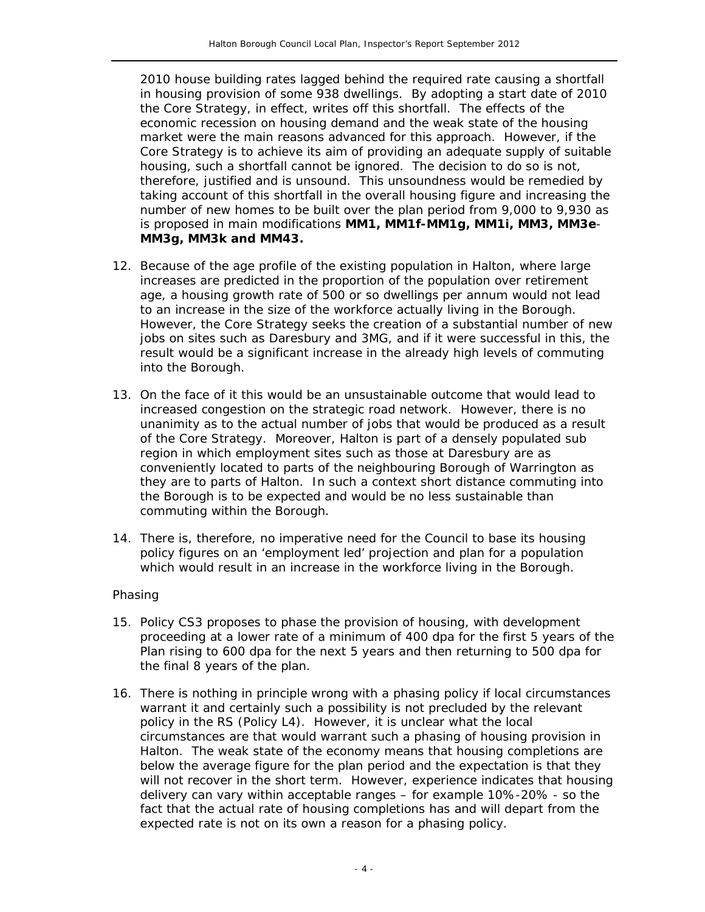2010 house building rates lagged behind the required rate causing a shortfall in housing provision of some 938 dwellings. By adopting a start date of 2010 the Core Strategy, in effect, writes off this shortfall. The effects of the economic recession on housing demand and the weak state of the housing market were the main reasons advanced for this approach. However, if the Core Strategy is to achieve its aim of providing an adequate supply of suitable housing, such a shortfall cannot be ignored. The decision to do so is not, therefore, justified and is unsound. This unsoundness would be remedied by taking account of this shortfall in the overall housing figure and increasing the number of new homes to be built over the plan period from 9,000 to 9,930 as is proposed in main modifications **MM1, MM1f-MM1g, MM1i, MM3, MM3e-MM3g, MM3k and MM43.**

12. Because of the age profile of the existing population in Halton, where large increases are predicted in the proportion of the population over retirement age, a housing growth rate of 500 or so dwellings per annum would not lead to an increase in the size of the workforce actually living in the Borough. However, the Core Strategy seeks the creation of a substantial number of new jobs on sites such as Daresbury and 3MG, and if it were successful in this, the result would be a significant increase in the already high levels of commuting into the Borough.

13. On the face of it this would be an unsustainable outcome that would lead to increased congestion on the strategic road network. However, there is no unanimity as to the actual number of jobs that would be produced as a result of the Core Strategy. Moreover, Halton is part of a densely populated sub region in which employment sites such as those at Daresbury are as conveniently located to parts of the neighbouring Borough of Warrington as they are to parts of Halton. In such a context short distance commuting into the Borough is to be expected and would be no less sustainable than commuting within the Borough.

14. There is, therefore, no imperative need for the Council to base its housing policy figures on an 'employment led' projection and plan for a population which would result in an increase in the workforce living in the Borough.

*Phasing*

15. Policy CS3 proposes to phase the provision of housing, with development proceeding at a lower rate of a minimum of 400 dpa for the first 5 years of the Plan rising to 600 dpa for the next 5 years and then returning to 500 dpa for the final 8 years of the plan.

16. There is nothing in principle wrong with a phasing policy if local circumstances warrant it and certainly such a possibility is not precluded by the relevant policy in the RS (Policy L4). However, it is unclear what the local circumstances are that would warrant such a phasing of housing provision in Halton. The weak state of the economy means that housing completions are below the average figure for the plan period and the expectation is that they will not recover in the short term. However, experience indicates that housing delivery can vary within acceptable ranges – for example 10%-20% - so the fact that the actual rate of housing completions has and will depart from the expected rate is not on its own a reason for a phasing policy.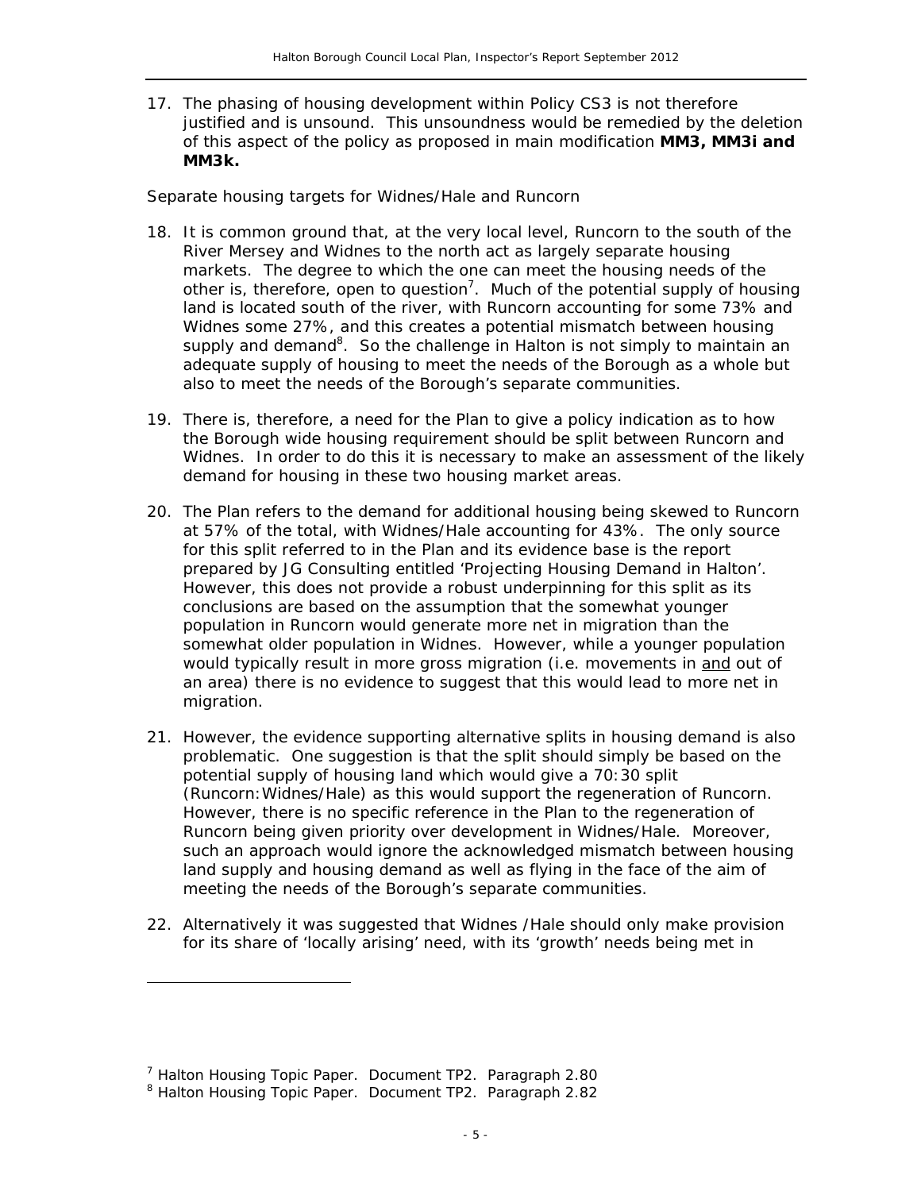17. The phasing of housing development within Policy CS3 is not therefore justified and is unsound. This unsoundness would be remedied by the deletion of this aspect of the policy as proposed in main modification **MM3, MM3i and MM3k.**

*Separate housing targets for Widnes/Hale and Runcorn*

18. It is common ground that, at the very local level, Runcorn to the south of the River Mersey and Widnes to the north act as largely separate housing markets. The degree to which the one can meet the housing needs of the other is, therefore, open to question[7]. Much of the potential supply of housing land is located south of the river, with Runcorn accounting for some 73% and Widnes some 27%, and this creates a potential mismatch between housing supply and demand[8]. So the challenge in Halton is not simply to maintain an adequate supply of housing to meet the needs of the Borough as a whole but also to meet the needs of the Borough's separate communities.

19. There is, therefore, a need for the Plan to give a policy indication as to how the Borough wide housing requirement should be split between Runcorn and Widnes. In order to do this it is necessary to make an assessment of the likely demand for housing in these two housing market areas.

20. The Plan refers to the demand for additional housing being skewed to Runcorn at 57% of the total, with Widnes/Hale accounting for 43%. The only source for this split referred to in the Plan and its evidence base is the report prepared by JG Consulting entitled 'Projecting Housing Demand in Halton'. However, this does not provide a robust underpinning for this split as its conclusions are based on the assumption that the somewhat younger population in Runcorn would generate more net in migration than the somewhat older population in Widnes. However, while a younger population would typically result in more gross migration (i.e. movements in <u>and</u> out of an area) there is no evidence to suggest that this would lead to more net in migration.

21. However, the evidence supporting alternative splits in housing demand is also problematic. One suggestion is that the split should simply be based on the potential supply of housing land which would give a 70:30 split (Runcorn:Widnes/Hale) as this would support the regeneration of Runcorn. However, there is no specific reference in the Plan to the regeneration of Runcorn being given priority over development in Widnes/Hale. Moreover, such an approach would ignore the acknowledged mismatch between housing land supply and housing demand as well as flying in the face of the aim of meeting the needs of the Borough's separate communities.

22. Alternatively it was suggested that Widnes /Hale should only make provision for its share of 'locally arising' need, with its 'growth' needs being met in

[7] Halton Housing Topic Paper. Document TP2. Paragraph 2.80

[8] Halton Housing Topic Paper. Document TP2. Paragraph 2.82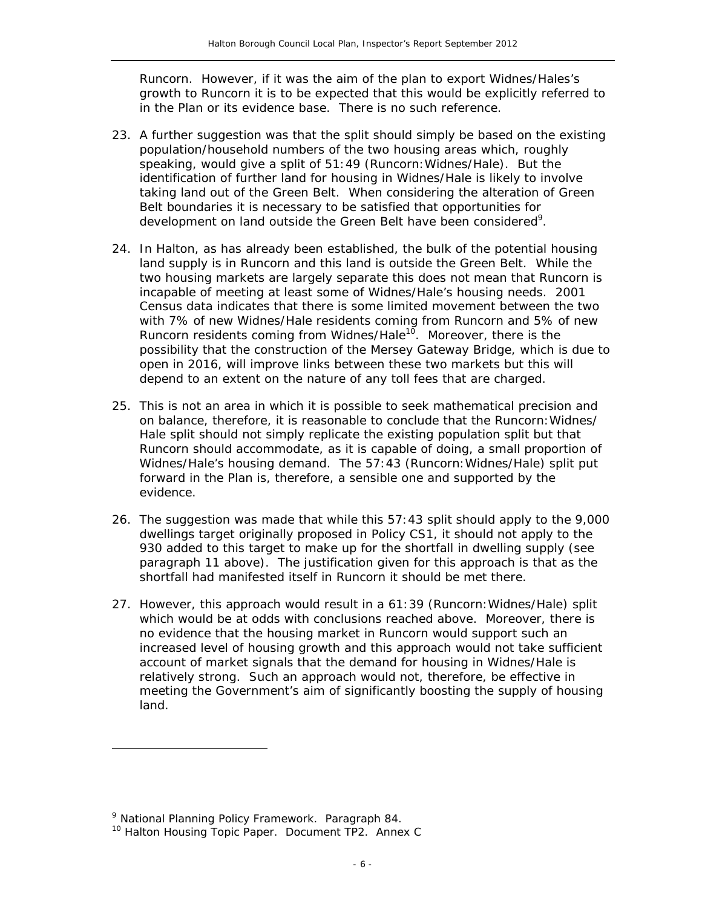Runcorn. However, if it was the aim of the plan to export Widnes/Hales's growth to Runcorn it is to be expected that this would be explicitly referred to in the Plan or its evidence base. There is no such reference.

23. A further suggestion was that the split should simply be based on the existing population/household numbers of the two housing areas which, roughly speaking, would give a split of 51:49 (Runcorn:Widnes/Hale). But the identification of further land for housing in Widnes/Hale is likely to involve taking land out of the Green Belt. When considering the alteration of Green Belt boundaries it is necessary to be satisfied that opportunities for development on land outside the Green Belt have been considered[9].

24. In Halton, as has already been established, the bulk of the potential housing land supply is in Runcorn and this land is outside the Green Belt. While the two housing markets are largely separate this does not mean that Runcorn is incapable of meeting at least some of Widnes/Hale's housing needs. 2001 Census data indicates that there is some limited movement between the two with 7% of new Widnes/Hale residents coming from Runcorn and 5% of new Runcorn residents coming from Widnes/Hale[10]. Moreover, there is the possibility that the construction of the Mersey Gateway Bridge, which is due to open in 2016, will improve links between these two markets but this will depend to an extent on the nature of any toll fees that are charged.

25. This is not an area in which it is possible to seek mathematical precision and on balance, therefore, it is reasonable to conclude that the Runcorn:Widnes/Hale split should not simply replicate the existing population split but that Runcorn should accommodate, as it is capable of doing, a small proportion of Widnes/Hale's housing demand. The 57:43 (Runcorn:Widnes/Hale) split put forward in the Plan is, therefore, a sensible one and supported by the evidence.

26. The suggestion was made that while this 57:43 split should apply to the 9,000 dwellings target originally proposed in Policy CS1, it should not apply to the 930 added to this target to make up for the shortfall in dwelling supply (see paragraph 11 above). The justification given for this approach is that as the shortfall had manifested itself in Runcorn it should be met there.

27. However, this approach would result in a 61:39 (Runcorn:Widnes/Hale) split which would be at odds with conclusions reached above. Moreover, there is no evidence that the housing market in Runcorn would support such an increased level of housing growth and this approach would not take sufficient account of market signals that the demand for housing in Widnes/Hale is relatively strong. Such an approach would not, therefore, be effective in meeting the Government's aim of significantly boosting the supply of housing land.

---

[9] National Planning Policy Framework. Paragraph 84.

[10] Halton Housing Topic Paper. Document TP2. Annex C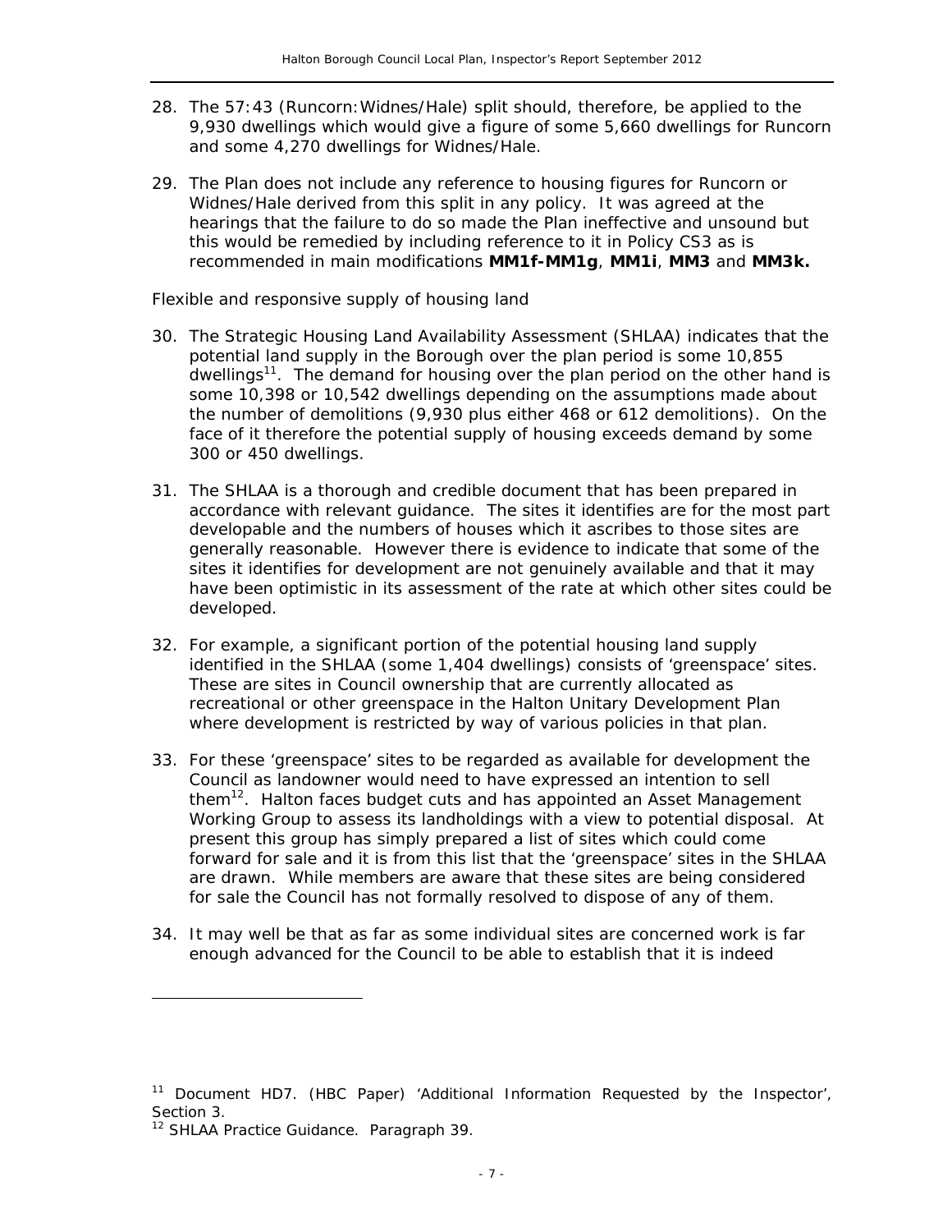28. The 57:43 (Runcorn:Widnes/Hale) split should, therefore, be applied to the 9,930 dwellings which would give a figure of some 5,660 dwellings for Runcorn and some 4,270 dwellings for Widnes/Hale.

29. The Plan does not include any reference to housing figures for Runcorn or Widnes/Hale derived from this split in any policy. It was agreed at the hearings that the failure to do so made the Plan ineffective and unsound but this would be remedied by including reference to it in Policy CS3 as is recommended in main modifications **MM1f-MM1g**, **MM1i**, **MM3** and **MM3k.**

*Flexible and responsive supply of housing land*

30. The Strategic Housing Land Availability Assessment (SHLAA) indicates that the potential land supply in the Borough over the plan period is some 10,855 dwellings[11]. The demand for housing over the plan period on the other hand is some 10,398 or 10,542 dwellings depending on the assumptions made about the number of demolitions (9,930 plus either 468 or 612 demolitions). On the face of it therefore the potential supply of housing exceeds demand by some 300 or 450 dwellings.

31. The SHLAA is a thorough and credible document that has been prepared in accordance with relevant guidance. The sites it identifies are for the most part developable and the numbers of houses which it ascribes to those sites are generally reasonable. However there is evidence to indicate that some of the sites it identifies for development are not genuinely available and that it may have been optimistic in its assessment of the rate at which other sites could be developed.

32. For example, a significant portion of the potential housing land supply identified in the SHLAA (some 1,404 dwellings) consists of 'greenspace' sites. These are sites in Council ownership that are currently allocated as recreational or other greenspace in the Halton Unitary Development Plan where development is restricted by way of various policies in that plan.

33. For these 'greenspace' sites to be regarded as available for development the Council as landowner would need to have expressed an intention to sell them[12]. Halton faces budget cuts and has appointed an Asset Management Working Group to assess its landholdings with a view to potential disposal. At present this group has simply prepared a list of sites which could come forward for sale and it is from this list that the 'greenspace' sites in the SHLAA are drawn. While members are aware that these sites are being considered for sale the Council has not formally resolved to dispose of any of them.

34. It may well be that as far as some individual sites are concerned work is far enough advanced for the Council to be able to establish that it is indeed

---

[11] Document HD7. (HBC Paper) 'Additional Information Requested by the Inspector', Section 3.

[12] SHLAA Practice Guidance. Paragraph 39.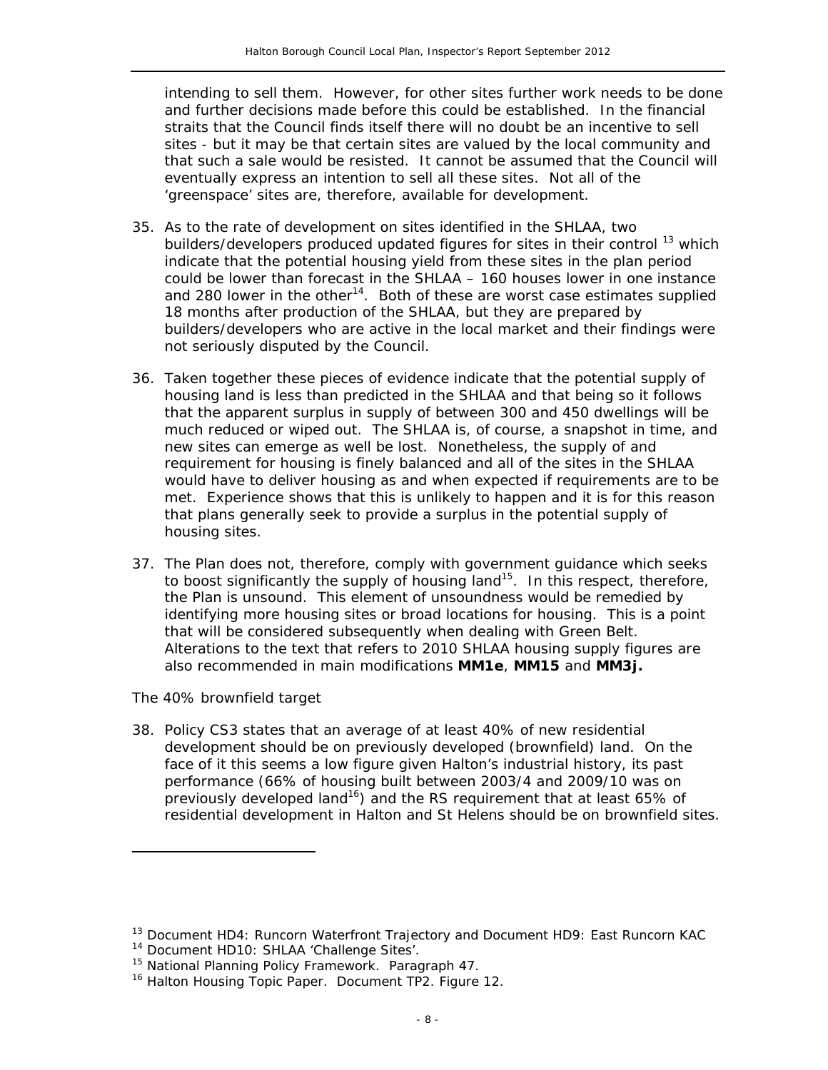intending to sell them. However, for other sites further work needs to be done and further decisions made before this could be established. In the financial straits that the Council finds itself there will no doubt be an incentive to sell sites - but it may be that certain sites are valued by the local community and that such a sale would be resisted. It cannot be assumed that the Council will eventually express an intention to sell all these sites. Not all of the 'greenspace' sites are, therefore, available for development.

35. As to the rate of development on sites identified in the SHLAA, two builders/developers produced updated figures for sites in their control [13] which indicate that the potential housing yield from these sites in the plan period could be lower than forecast in the SHLAA – 160 houses lower in one instance and 280 lower in the other[14]. Both of these are worst case estimates supplied 18 months after production of the SHLAA, but they are prepared by builders/developers who are active in the local market and their findings were not seriously disputed by the Council.

36. Taken together these pieces of evidence indicate that the potential supply of housing land is less than predicted in the SHLAA and that being so it follows that the apparent surplus in supply of between 300 and 450 dwellings will be much reduced or wiped out. The SHLAA is, of course, a snapshot in time, and new sites can emerge as well be lost. Nonetheless, the supply of and requirement for housing is finely balanced and all of the sites in the SHLAA would have to deliver housing as and when expected if requirements are to be met. Experience shows that this is unlikely to happen and it is for this reason that plans generally seek to provide a surplus in the potential supply of housing sites.

37. The Plan does not, therefore, comply with government guidance which seeks to boost significantly the supply of housing land[15]. In this respect, therefore, the Plan is unsound. This element of unsoundness would be remedied by identifying more housing sites or broad locations for housing. This is a point that will be considered subsequently when dealing with Green Belt. Alterations to the text that refers to 2010 SHLAA housing supply figures are also recommended in main modifications **MM1e**, **MM15** and **MM3j.**

The 40% brownfield target

38. Policy CS3 states that an average of at least 40% of new residential development should be on previously developed (brownfield) land. On the face of it this seems a low figure given Halton's industrial history, its past performance (66% of housing built between 2003/4 and 2009/10 was on previously developed land[16]) and the RS requirement that at least 65% of residential development in Halton and St Helens should be on brownfield sites.

---

[13] Document HD4: Runcorn Waterfront Trajectory and Document HD9: East Runcorn KAC

[14] Document HD10: SHLAA 'Challenge Sites'.

[15] National Planning Policy Framework. Paragraph 47.

[16] Halton Housing Topic Paper. Document TP2. Figure 12.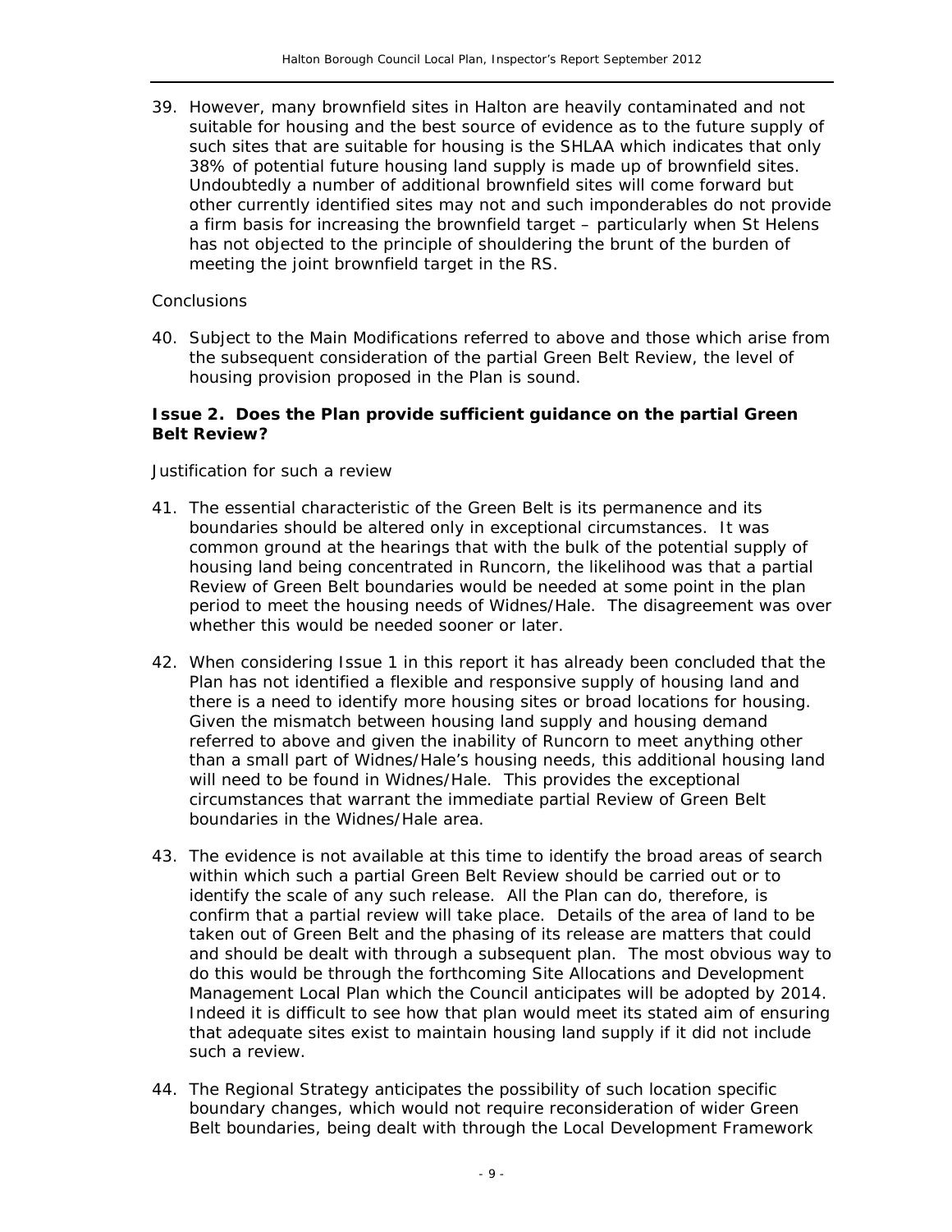39. However, many brownfield sites in Halton are heavily contaminated and not suitable for housing and the best source of evidence as to the future supply of such sites that are suitable for housing is the SHLAA which indicates that only 38% of potential future housing land supply is made up of brownfield sites. Undoubtedly a number of additional brownfield sites will come forward but other currently identified sites may not and such imponderables do not provide a firm basis for increasing the brownfield target – particularly when St Helens has not objected to the principle of shouldering the brunt of the burden of meeting the joint brownfield target in the RS.

*Conclusions*

40. Subject to the Main Modifications referred to above and those which arise from the subsequent consideration of the partial Green Belt Review, the level of housing provision proposed in the Plan is sound.

**Issue 2. Does the Plan provide sufficient guidance on the partial Green Belt Review?**

*Justification for such a review*

41. The essential characteristic of the Green Belt is its permanence and its boundaries should be altered only in exceptional circumstances. It was common ground at the hearings that with the bulk of the potential supply of housing land being concentrated in Runcorn, the likelihood was that a partial Review of Green Belt boundaries would be needed at some point in the plan period to meet the housing needs of Widnes/Hale. The disagreement was over whether this would be needed sooner or later.

42. When considering Issue 1 in this report it has already been concluded that the Plan has not identified a flexible and responsive supply of housing land and there is a need to identify more housing sites or broad locations for housing. Given the mismatch between housing land supply and housing demand referred to above and given the inability of Runcorn to meet anything other than a small part of Widnes/Hale's housing needs, this additional housing land will need to be found in Widnes/Hale. This provides the exceptional circumstances that warrant the immediate partial Review of Green Belt boundaries in the Widnes/Hale area.

43. The evidence is not available at this time to identify the broad areas of search within which such a partial Green Belt Review should be carried out or to identify the scale of any such release. All the Plan can do, therefore, is confirm that a partial review will take place. Details of the area of land to be taken out of Green Belt and the phasing of its release are matters that could and should be dealt with through a subsequent plan. The most obvious way to do this would be through the forthcoming Site Allocations and Development Management Local Plan which the Council anticipates will be adopted by 2014. Indeed it is difficult to see how that plan would meet its stated aim of ensuring that adequate sites exist to maintain housing land supply if it did not include such a review.

44. The Regional Strategy anticipates the possibility of such location specific boundary changes, which would not require reconsideration of wider Green Belt boundaries, being dealt with through the Local Development Framework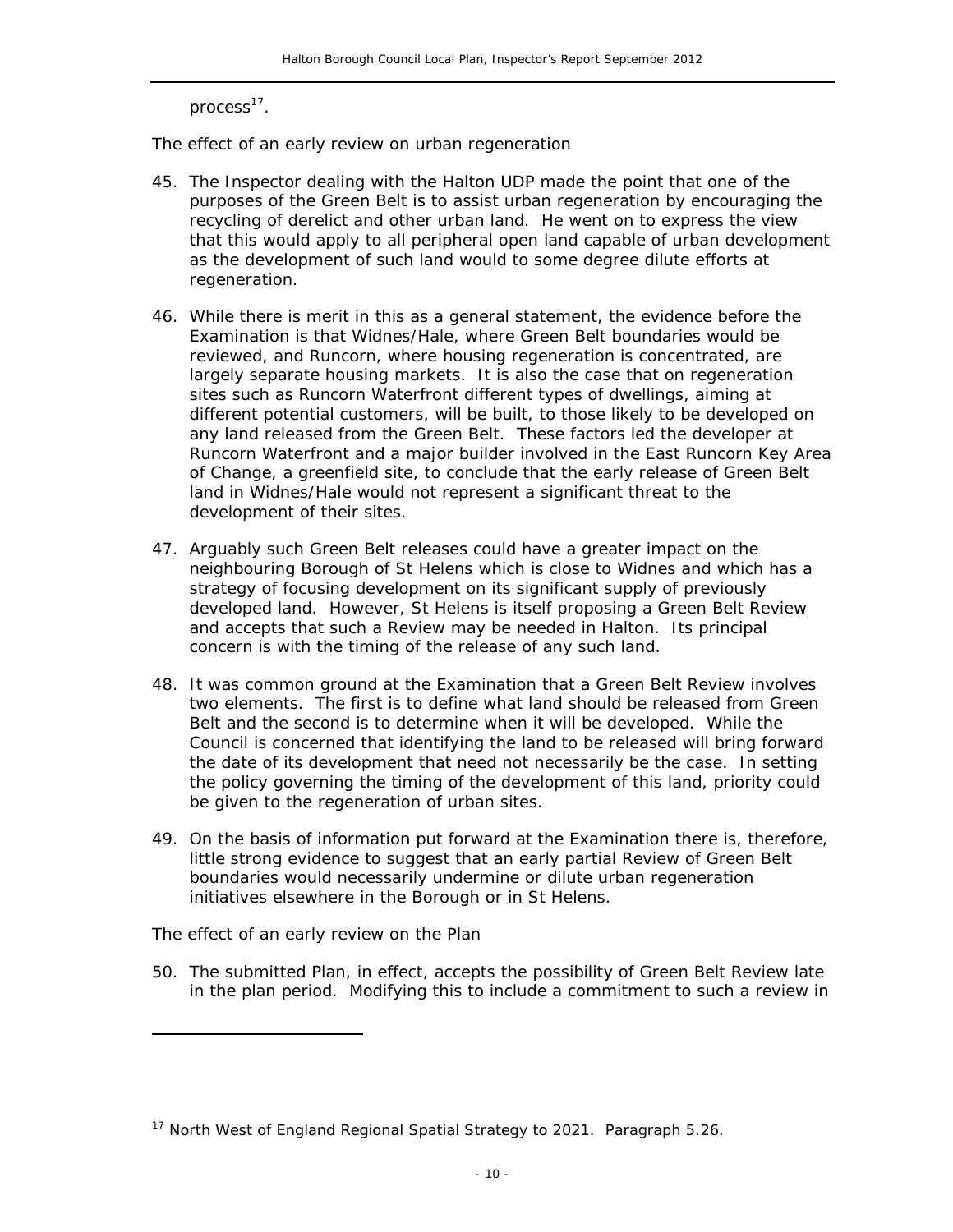process[17].

*The effect of an early review on urban regeneration*

45. The Inspector dealing with the Halton UDP made the point that one of the purposes of the Green Belt is to assist urban regeneration by encouraging the recycling of derelict and other urban land. He went on to express the view that this would apply to all peripheral open land capable of urban development as the development of such land would to some degree dilute efforts at regeneration.

46. While there is merit in this as a general statement, the evidence before the Examination is that Widnes/Hale, where Green Belt boundaries would be reviewed, and Runcorn, where housing regeneration is concentrated, are largely separate housing markets. It is also the case that on regeneration sites such as Runcorn Waterfront different types of dwellings, aiming at different potential customers, will be built, to those likely to be developed on any land released from the Green Belt. These factors led the developer at Runcorn Waterfront and a major builder involved in the East Runcorn Key Area of Change, a greenfield site, to conclude that the early release of Green Belt land in Widnes/Hale would not represent a significant threat to the development of their sites.

47. Arguably such Green Belt releases could have a greater impact on the neighbouring Borough of St Helens which is close to Widnes and which has a strategy of focusing development on its significant supply of previously developed land. However, St Helens is itself proposing a Green Belt Review and accepts that such a Review may be needed in Halton. Its principal concern is with the timing of the release of any such land.

48. It was common ground at the Examination that a Green Belt Review involves two elements. The first is to define what land should be released from Green Belt and the second is to determine when it will be developed. While the Council is concerned that identifying the land to be released will bring forward the date of its development that need not necessarily be the case. In setting the policy governing the timing of the development of this land, priority could be given to the regeneration of urban sites.

49. On the basis of information put forward at the Examination there is, therefore, little strong evidence to suggest that an early partial Review of Green Belt boundaries would necessarily undermine or dilute urban regeneration initiatives elsewhere in the Borough or in St Helens.

*The effect of an early review on the Plan*

50. The submitted Plan, in effect, accepts the possibility of Green Belt Review late in the plan period. Modifying this to include a commitment to such a review in

[17] North West of England Regional Spatial Strategy to 2021. Paragraph 5.26.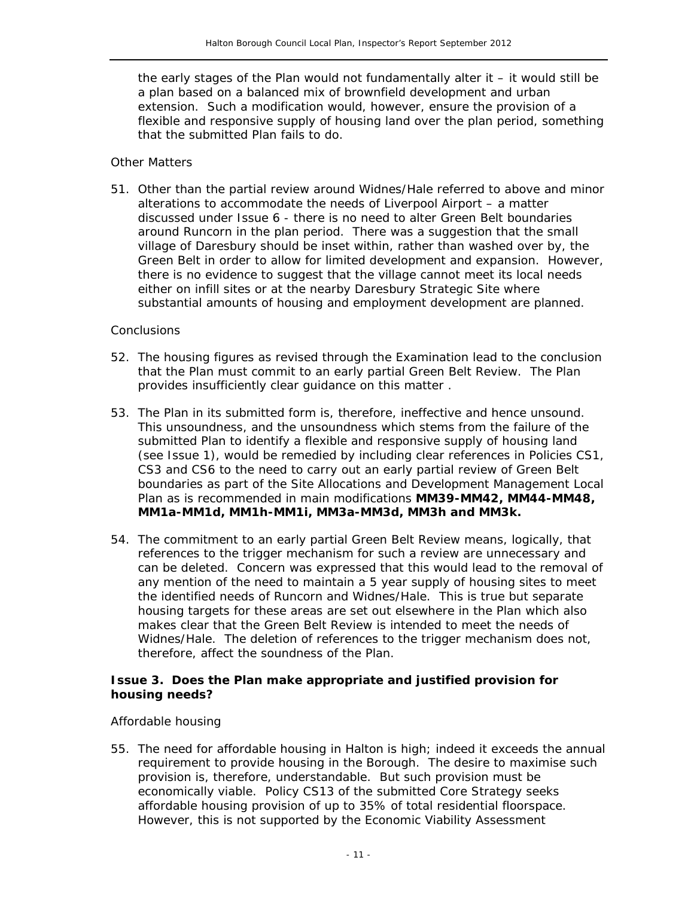the early stages of the Plan would not fundamentally alter it – it would still be a plan based on a balanced mix of brownfield development and urban extension. Such a modification would, however, ensure the provision of a flexible and responsive supply of housing land over the plan period, something that the submitted Plan fails to do.

*Other Matters*

51. Other than the partial review around Widnes/Hale referred to above and minor alterations to accommodate the needs of Liverpool Airport – a matter discussed under Issue 6 - there is no need to alter Green Belt boundaries around Runcorn in the plan period. There was a suggestion that the small village of Daresbury should be inset within, rather than washed over by, the Green Belt in order to allow for limited development and expansion. However, there is no evidence to suggest that the village cannot meet its local needs either on infill sites or at the nearby Daresbury Strategic Site where substantial amounts of housing and employment development are planned.

*Conclusions*

52. The housing figures as revised through the Examination lead to the conclusion that the Plan must commit to an early partial Green Belt Review. The Plan provides insufficiently clear guidance on this matter .

53. The Plan in its submitted form is, therefore, ineffective and hence unsound. This unsoundness, and the unsoundness which stems from the failure of the submitted Plan to identify a flexible and responsive supply of housing land (see Issue 1), would be remedied by including clear references in Policies CS1, CS3 and CS6 to the need to carry out an early partial review of Green Belt boundaries as part of the Site Allocations and Development Management Local Plan as is recommended in main modifications **MM39-MM42, MM44-MM48, MM1a-MM1d, MM1h-MM1i, MM3a-MM3d, MM3h and MM3k.**

54. The commitment to an early partial Green Belt Review means, logically, that references to the trigger mechanism for such a review are unnecessary and can be deleted. Concern was expressed that this would lead to the removal of any mention of the need to maintain a 5 year supply of housing sites to meet the identified needs of Runcorn and Widnes/Hale. This is true but separate housing targets for these areas are set out elsewhere in the Plan which also makes clear that the Green Belt Review is intended to meet the needs of Widnes/Hale. The deletion of references to the trigger mechanism does not, therefore, affect the soundness of the Plan.

### Issue 3. Does the Plan make appropriate and justified provision for housing needs?

*Affordable housing*

55. The need for affordable housing in Halton is high; indeed it exceeds the annual requirement to provide housing in the Borough. The desire to maximise such provision is, therefore, understandable. But such provision must be economically viable. Policy CS13 of the submitted Core Strategy seeks affordable housing provision of up to 35% of total residential floorspace. However, this is not supported by the Economic Viability Assessment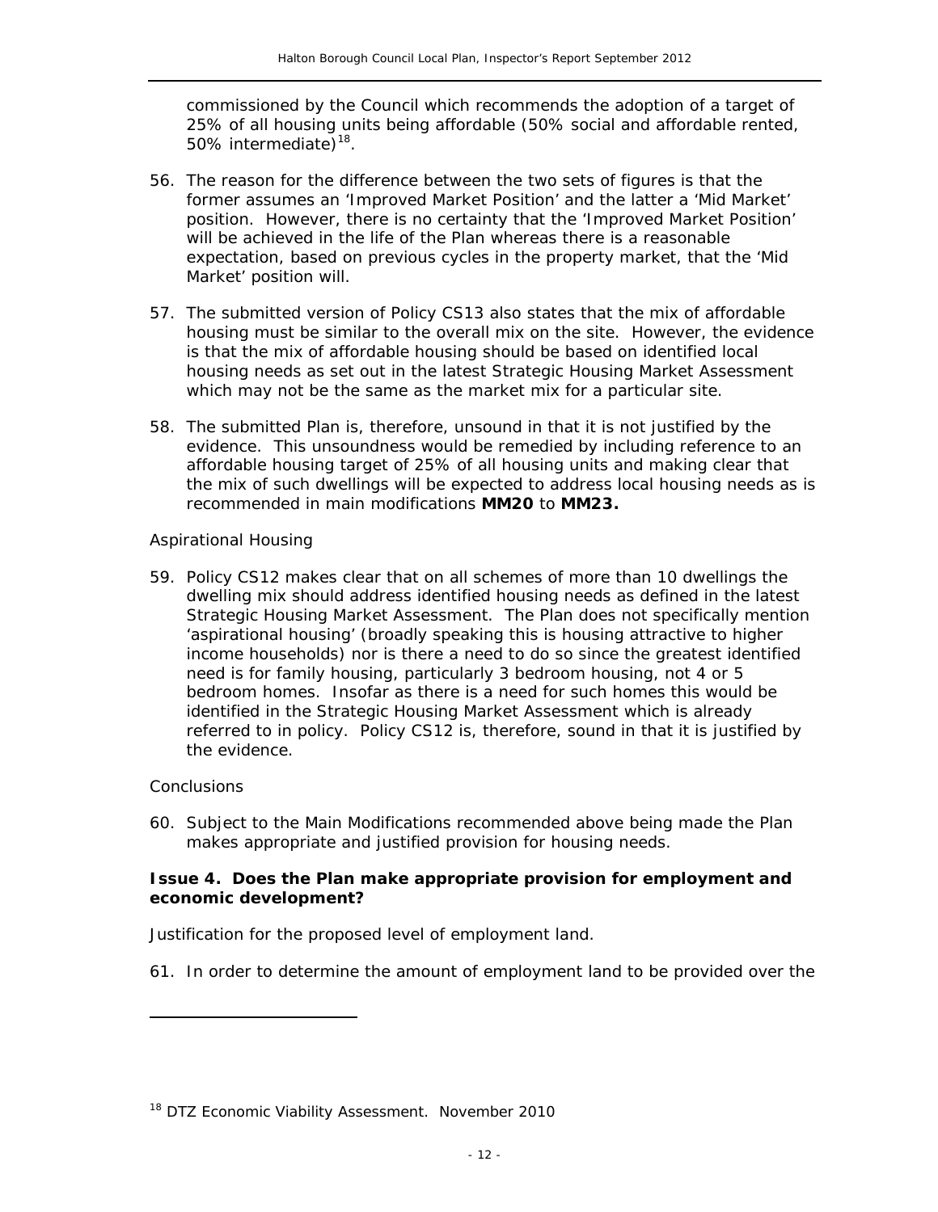commissioned by the Council which recommends the adoption of a target of 25% of all housing units being affordable (50% social and affordable rented, 50% intermediate)[18].

56. The reason for the difference between the two sets of figures is that the former assumes an 'Improved Market Position' and the latter a 'Mid Market' position. However, there is no certainty that the 'Improved Market Position' will be achieved in the life of the Plan whereas there is a reasonable expectation, based on previous cycles in the property market, that the 'Mid Market' position will.

57. The submitted version of Policy CS13 also states that the mix of affordable housing must be similar to the overall mix on the site. However, the evidence is that the mix of affordable housing should be based on identified local housing needs as set out in the latest Strategic Housing Market Assessment which may not be the same as the market mix for a particular site.

58. The submitted Plan is, therefore, unsound in that it is not justified by the evidence. This unsoundness would be remedied by including reference to an affordable housing target of 25% of all housing units and making clear that the mix of such dwellings will be expected to address local housing needs as is recommended in main modifications **MM20** to **MM23.**

*Aspirational Housing*

59. Policy CS12 makes clear that on all schemes of more than 10 dwellings the dwelling mix should address identified housing needs as defined in the latest Strategic Housing Market Assessment. The Plan does not specifically mention 'aspirational housing' (broadly speaking this is housing attractive to higher income households) nor is there a need to do so since the greatest identified need is for family housing, particularly 3 bedroom housing, not 4 or 5 bedroom homes. Insofar as there is a need for such homes this would be identified in the Strategic Housing Market Assessment which is already referred to in policy. Policy CS12 is, therefore, sound in that it is justified by the evidence.

*Conclusions*

60. Subject to the Main Modifications recommended above being made the Plan makes appropriate and justified provision for housing needs.

**Issue 4. Does the Plan make appropriate provision for employment and economic development?**

*Justification for the proposed level of employment land.*

61. In order to determine the amount of employment land to be provided over the

[18] DTZ Economic Viability Assessment. November 2010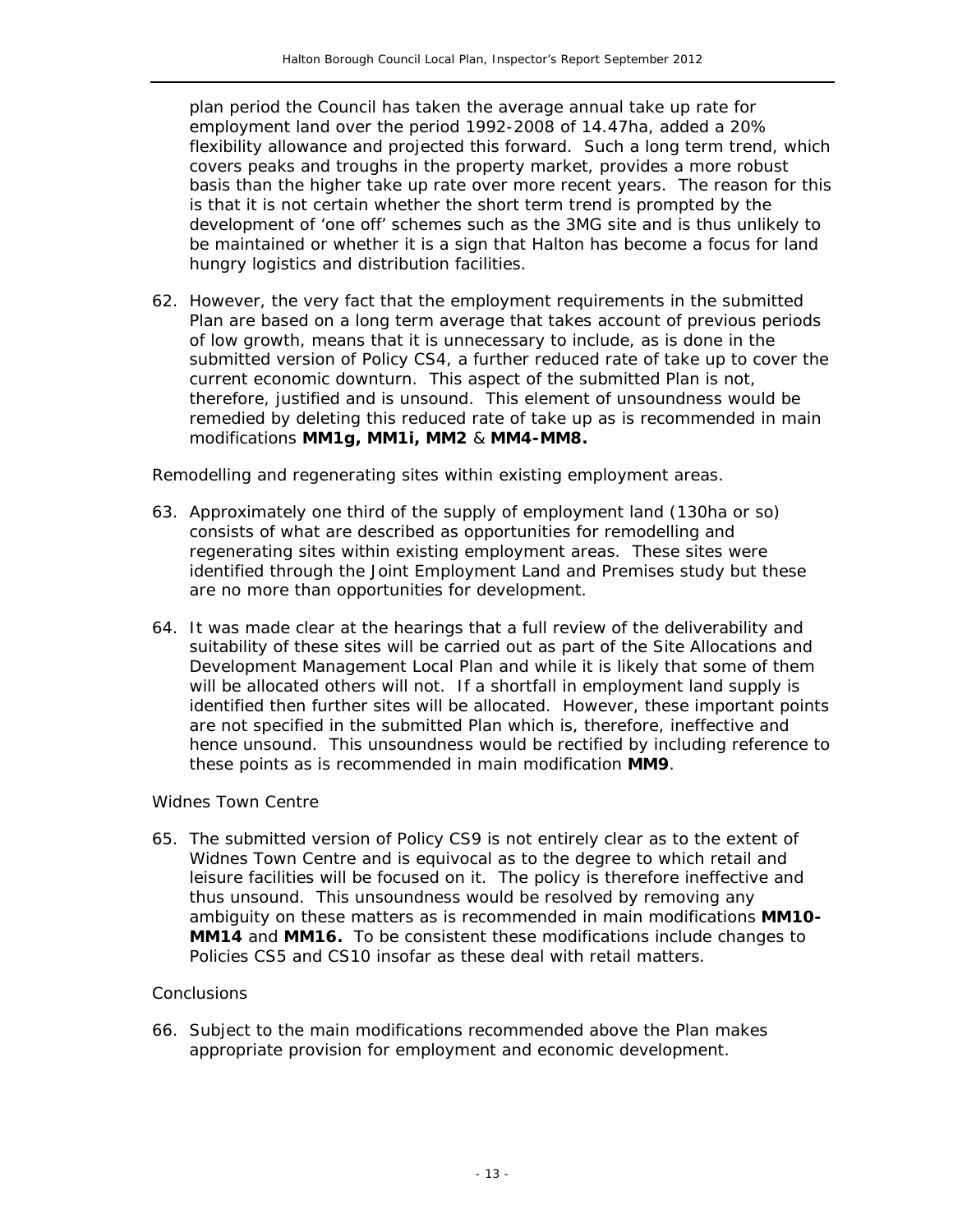plan period the Council has taken the average annual take up rate for employment land over the period 1992-2008 of 14.47ha, added a 20% flexibility allowance and projected this forward. Such a long term trend, which covers peaks and troughs in the property market, provides a more robust basis than the higher take up rate over more recent years. The reason for this is that it is not certain whether the short term trend is prompted by the development of 'one off' schemes such as the 3MG site and is thus unlikely to be maintained or whether it is a sign that Halton has become a focus for land hungry logistics and distribution facilities.

62. However, the very fact that the employment requirements in the submitted Plan are based on a long term average that takes account of previous periods of low growth, means that it is unnecessary to include, as is done in the submitted version of Policy CS4, a further reduced rate of take up to cover the current economic downturn. This aspect of the submitted Plan is not, therefore, justified and is unsound. This element of unsoundness would be remedied by deleting this reduced rate of take up as is recommended in main modifications **MM1g, MM1i, MM2** & **MM4-MM8.**

*Remodelling and regenerating sites within existing employment areas.*

63. Approximately one third of the supply of employment land (130ha or so) consists of what are described as opportunities for remodelling and regenerating sites within existing employment areas. These sites were identified through the Joint Employment Land and Premises study but these are no more than opportunities for development.

64. It was made clear at the hearings that a full review of the deliverability and suitability of these sites will be carried out as part of the Site Allocations and Development Management Local Plan and while it is likely that some of them will be allocated others will not. If a shortfall in employment land supply is identified then further sites will be allocated. However, these important points are not specified in the submitted Plan which is, therefore, ineffective and hence unsound. This unsoundness would be rectified by including reference to these points as is recommended in main modification **MM9**.

*Widnes Town Centre*

65. The submitted version of Policy CS9 is not entirely clear as to the extent of Widnes Town Centre and is equivocal as to the degree to which retail and leisure facilities will be focused on it. The policy is therefore ineffective and thus unsound. This unsoundness would be resolved by removing any ambiguity on these matters as is recommended in main modifications **MM10-MM14** and **MM16.** To be consistent these modifications include changes to Policies CS5 and CS10 insofar as these deal with retail matters.

*Conclusions*

66. Subject to the main modifications recommended above the Plan makes appropriate provision for employment and economic development.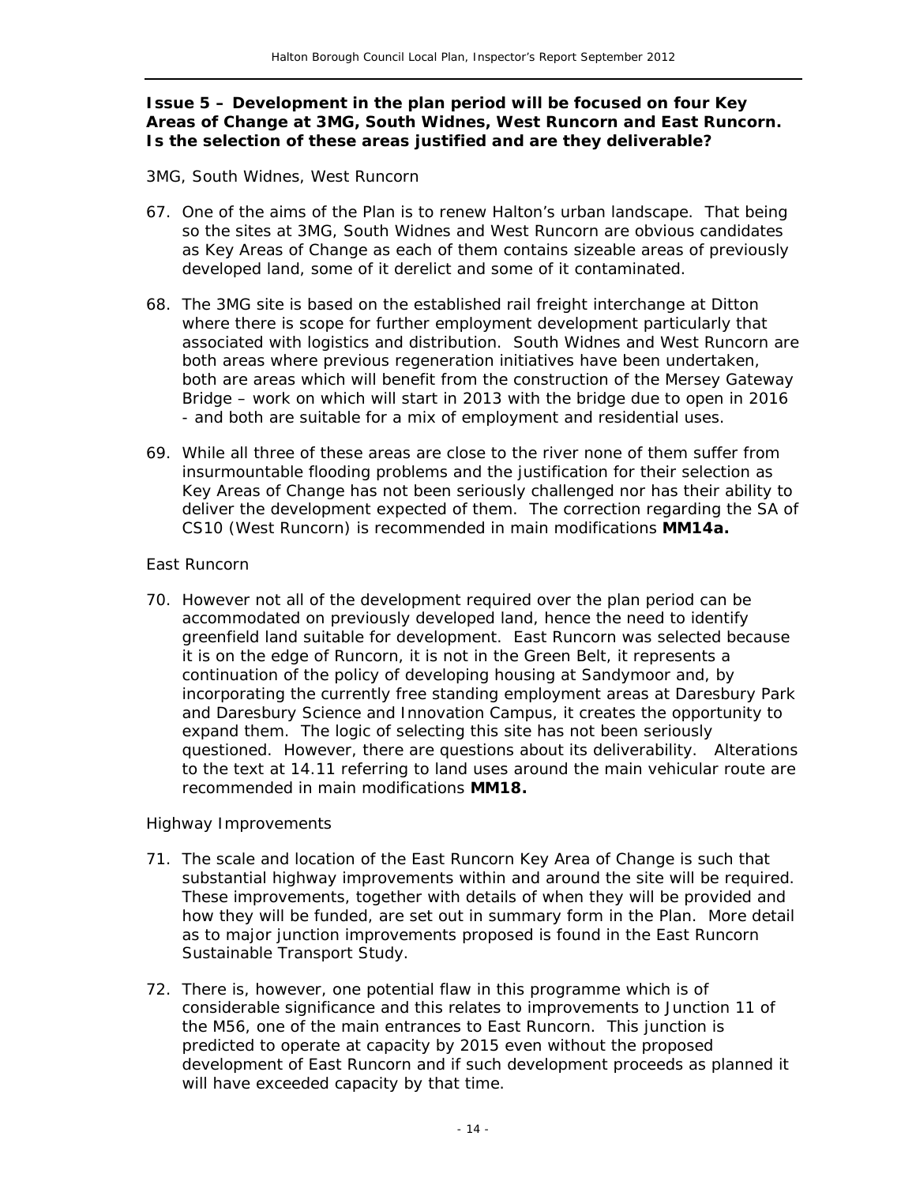**Issue 5 – Development in the plan period will be focused on four Key Areas of Change at 3MG, South Widnes, West Runcorn and East Runcorn. Is the selection of these areas justified and are they deliverable?**

*3MG, South Widnes, West Runcorn*

67. One of the aims of the Plan is to renew Halton's urban landscape. That being so the sites at 3MG, South Widnes and West Runcorn are obvious candidates as Key Areas of Change as each of them contains sizeable areas of previously developed land, some of it derelict and some of it contaminated.

68. The 3MG site is based on the established rail freight interchange at Ditton where there is scope for further employment development particularly that associated with logistics and distribution. South Widnes and West Runcorn are both areas where previous regeneration initiatives have been undertaken, both are areas which will benefit from the construction of the Mersey Gateway Bridge – work on which will start in 2013 with the bridge due to open in 2016 - and both are suitable for a mix of employment and residential uses.

69. While all three of these areas are close to the river none of them suffer from insurmountable flooding problems and the justification for their selection as Key Areas of Change has not been seriously challenged nor has their ability to deliver the development expected of them. The correction regarding the SA of CS10 (West Runcorn) is recommended in main modifications **MM14a.**

*East Runcorn*

70. However not all of the development required over the plan period can be accommodated on previously developed land, hence the need to identify greenfield land suitable for development. East Runcorn was selected because it is on the edge of Runcorn, it is not in the Green Belt, it represents a continuation of the policy of developing housing at Sandymoor and, by incorporating the currently free standing employment areas at Daresbury Park and Daresbury Science and Innovation Campus, it creates the opportunity to expand them. The logic of selecting this site has not been seriously questioned. However, there are questions about its deliverability. Alterations to the text at 14.11 referring to land uses around the main vehicular route are recommended in main modifications **MM18.**

*Highway Improvements*

71. The scale and location of the East Runcorn Key Area of Change is such that substantial highway improvements within and around the site will be required. These improvements, together with details of when they will be provided and how they will be funded, are set out in summary form in the Plan. More detail as to major junction improvements proposed is found in the East Runcorn Sustainable Transport Study.

72. There is, however, one potential flaw in this programme which is of considerable significance and this relates to improvements to Junction 11 of the M56, one of the main entrances to East Runcorn. This junction is predicted to operate at capacity by 2015 even without the proposed development of East Runcorn and if such development proceeds as planned it will have exceeded capacity by that time.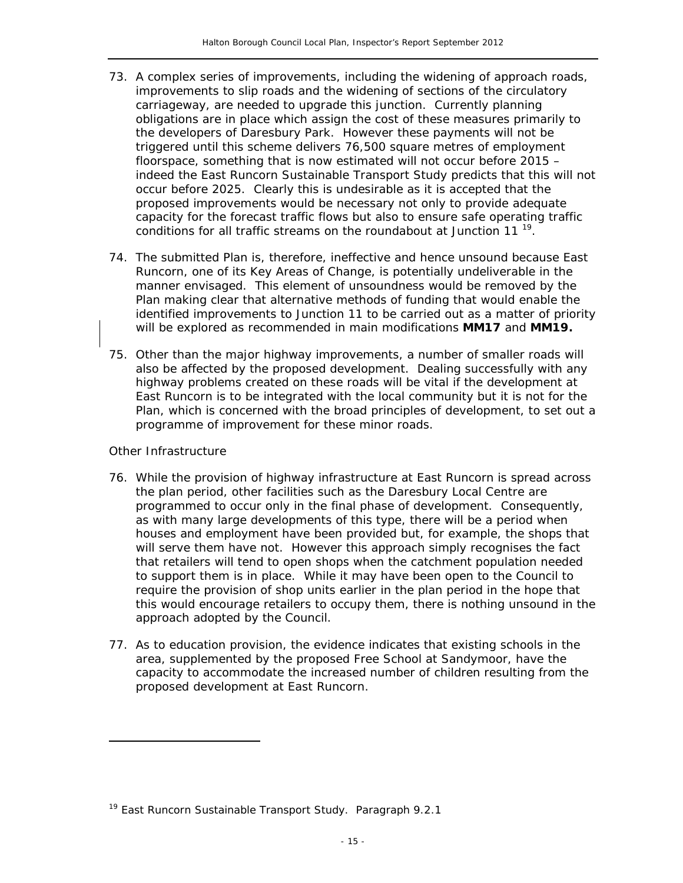73. A complex series of improvements, including the widening of approach roads, improvements to slip roads and the widening of sections of the circulatory carriageway, are needed to upgrade this junction. Currently planning obligations are in place which assign the cost of these measures primarily to the developers of Daresbury Park. However these payments will not be triggered until this scheme delivers 76,500 square metres of employment floorspace, something that is now estimated will not occur before 2015 – indeed the East Runcorn Sustainable Transport Study predicts that this will not occur before 2025. Clearly this is undesirable as it is accepted that the proposed improvements would be necessary not only to provide adequate capacity for the forecast traffic flows but also to ensure safe operating traffic conditions for all traffic streams on the roundabout at Junction 11 [19].

74. The submitted Plan is, therefore, ineffective and hence unsound because East Runcorn, one of its Key Areas of Change, is potentially undeliverable in the manner envisaged. This element of unsoundness would be removed by the Plan making clear that alternative methods of funding that would enable the identified improvements to Junction 11 to be carried out as a matter of priority will be explored as recommended in main modifications **MM17** and **MM19.**

75. Other than the major highway improvements, a number of smaller roads will also be affected by the proposed development. Dealing successfully with any highway problems created on these roads will be vital if the development at East Runcorn is to be integrated with the local community but it is not for the Plan, which is concerned with the broad principles of development, to set out a programme of improvement for these minor roads.

*Other Infrastructure*

76. While the provision of highway infrastructure at East Runcorn is spread across the plan period, other facilities such as the Daresbury Local Centre are programmed to occur only in the final phase of development. Consequently, as with many large developments of this type, there will be a period when houses and employment have been provided but, for example, the shops that will serve them have not. However this approach simply recognises the fact that retailers will tend to open shops when the catchment population needed to support them is in place. While it may have been open to the Council to require the provision of shop units earlier in the plan period in the hope that this would encourage retailers to occupy them, there is nothing unsound in the approach adopted by the Council.

77. As to education provision, the evidence indicates that existing schools in the area, supplemented by the proposed Free School at Sandymoor, have the capacity to accommodate the increased number of children resulting from the proposed development at East Runcorn.

---

[19] East Runcorn Sustainable Transport Study. Paragraph 9.2.1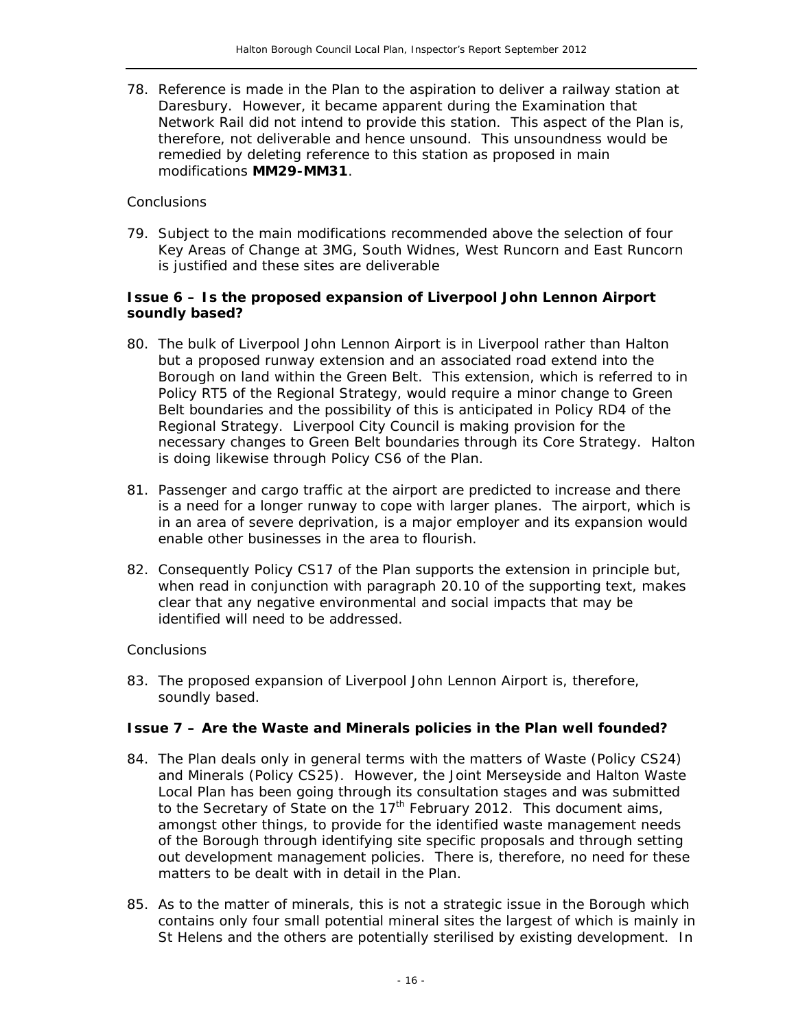78. Reference is made in the Plan to the aspiration to deliver a railway station at Daresbury. However, it became apparent during the Examination that Network Rail did not intend to provide this station. This aspect of the Plan is, therefore, not deliverable and hence unsound. This unsoundness would be remedied by deleting reference to this station as proposed in main modifications **MM29-MM31**.

*Conclusions*

79. Subject to the main modifications recommended above the selection of four Key Areas of Change at 3MG, South Widnes, West Runcorn and East Runcorn is justified and these sites are deliverable

### Issue 6 – Is the proposed expansion of Liverpool John Lennon Airport soundly based?

80. The bulk of Liverpool John Lennon Airport is in Liverpool rather than Halton but a proposed runway extension and an associated road extend into the Borough on land within the Green Belt. This extension, which is referred to in Policy RT5 of the Regional Strategy, would require a minor change to Green Belt boundaries and the possibility of this is anticipated in Policy RD4 of the Regional Strategy. Liverpool City Council is making provision for the necessary changes to Green Belt boundaries through its Core Strategy. Halton is doing likewise through Policy CS6 of the Plan.

81. Passenger and cargo traffic at the airport are predicted to increase and there is a need for a longer runway to cope with larger planes. The airport, which is in an area of severe deprivation, is a major employer and its expansion would enable other businesses in the area to flourish.

82. Consequently Policy CS17 of the Plan supports the extension in principle but, when read in conjunction with paragraph 20.10 of the supporting text, makes clear that any negative environmental and social impacts that may be identified will need to be addressed.

*Conclusions*

83. The proposed expansion of Liverpool John Lennon Airport is, therefore, soundly based.

### Issue 7 – Are the Waste and Minerals policies in the Plan well founded?

84. The Plan deals only in general terms with the matters of Waste (Policy CS24) and Minerals (Policy CS25). However, the Joint Merseyside and Halton Waste Local Plan has been going through its consultation stages and was submitted to the Secretary of State on the 17th February 2012. This document aims, amongst other things, to provide for the identified waste management needs of the Borough through identifying site specific proposals and through setting out development management policies. There is, therefore, no need for these matters to be dealt with in detail in the Plan.

85. As to the matter of minerals, this is not a strategic issue in the Borough which contains only four small potential mineral sites the largest of which is mainly in St Helens and the others are potentially sterilised by existing development. In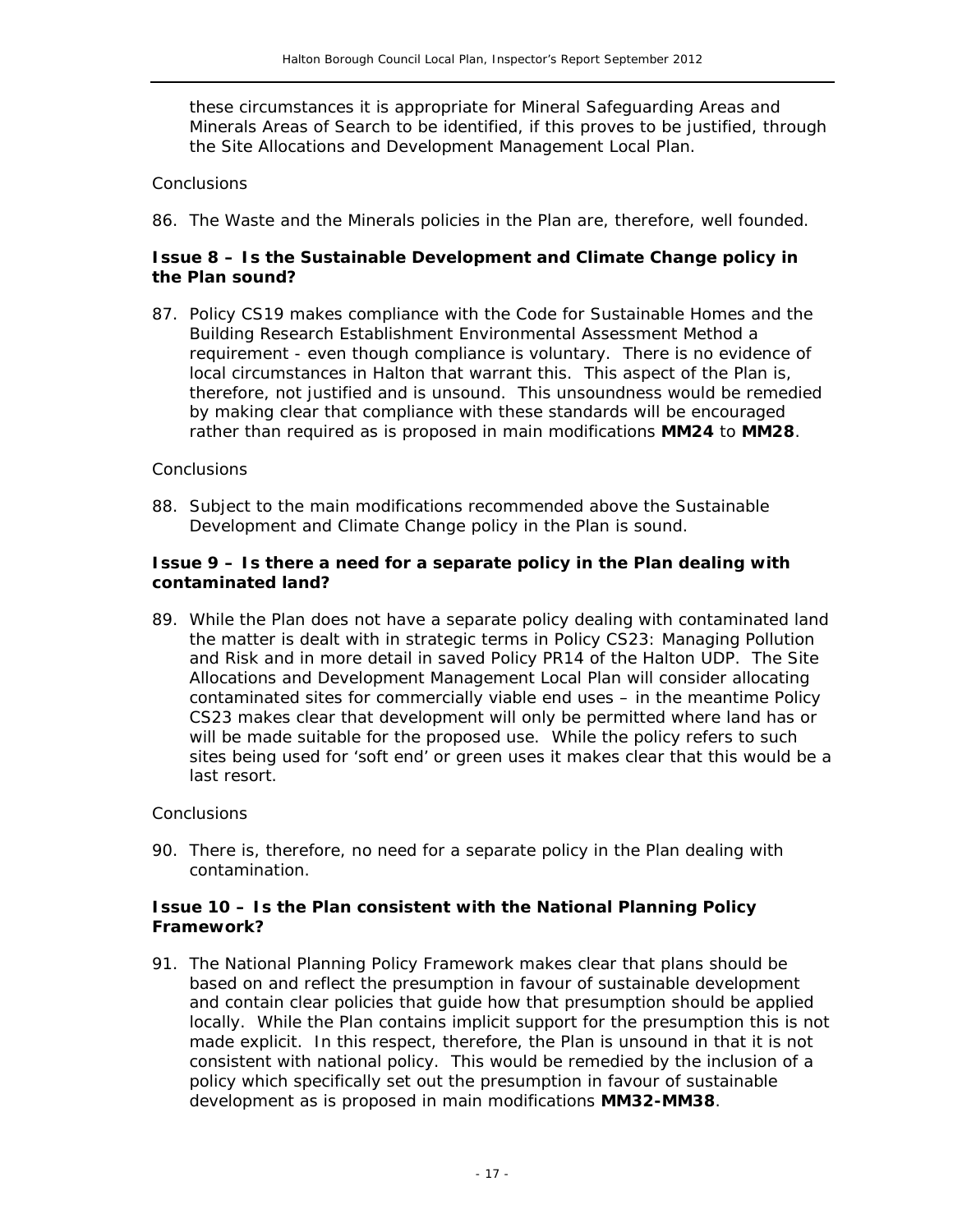these circumstances it is appropriate for Mineral Safeguarding Areas and Minerals Areas of Search to be identified, if this proves to be justified, through the Site Allocations and Development Management Local Plan.

*Conclusions*

86. The Waste and the Minerals policies in the Plan are, therefore, well founded.

**Issue 8 – Is the Sustainable Development and Climate Change policy in the Plan sound?**

87. Policy CS19 makes compliance with the Code for Sustainable Homes and the Building Research Establishment Environmental Assessment Method a requirement - even though compliance is voluntary. There is no evidence of local circumstances in Halton that warrant this. This aspect of the Plan is, therefore, not justified and is unsound. This unsoundness would be remedied by making clear that compliance with these standards will be encouraged rather than required as is proposed in main modifications **MM24** to **MM28**.

*Conclusions*

88. Subject to the main modifications recommended above the Sustainable Development and Climate Change policy in the Plan is sound.

**Issue 9 – Is there a need for a separate policy in the Plan dealing with contaminated land?**

89. While the Plan does not have a separate policy dealing with contaminated land the matter is dealt with in strategic terms in Policy CS23: Managing Pollution and Risk and in more detail in saved Policy PR14 of the Halton UDP. The Site Allocations and Development Management Local Plan will consider allocating contaminated sites for commercially viable end uses – in the meantime Policy CS23 makes clear that development will only be permitted where land has or will be made suitable for the proposed use. While the policy refers to such sites being used for 'soft end' or green uses it makes clear that this would be a last resort.

*Conclusions*

90. There is, therefore, no need for a separate policy in the Plan dealing with contamination.

**Issue 10 – Is the Plan consistent with the National Planning Policy Framework?**

91. The National Planning Policy Framework makes clear that plans should be based on and reflect the presumption in favour of sustainable development and contain clear policies that guide how that presumption should be applied locally. While the Plan contains implicit support for the presumption this is not made explicit. In this respect, therefore, the Plan is unsound in that it is not consistent with national policy. This would be remedied by the inclusion of a policy which specifically set out the presumption in favour of sustainable development as is proposed in main modifications **MM32-MM38**.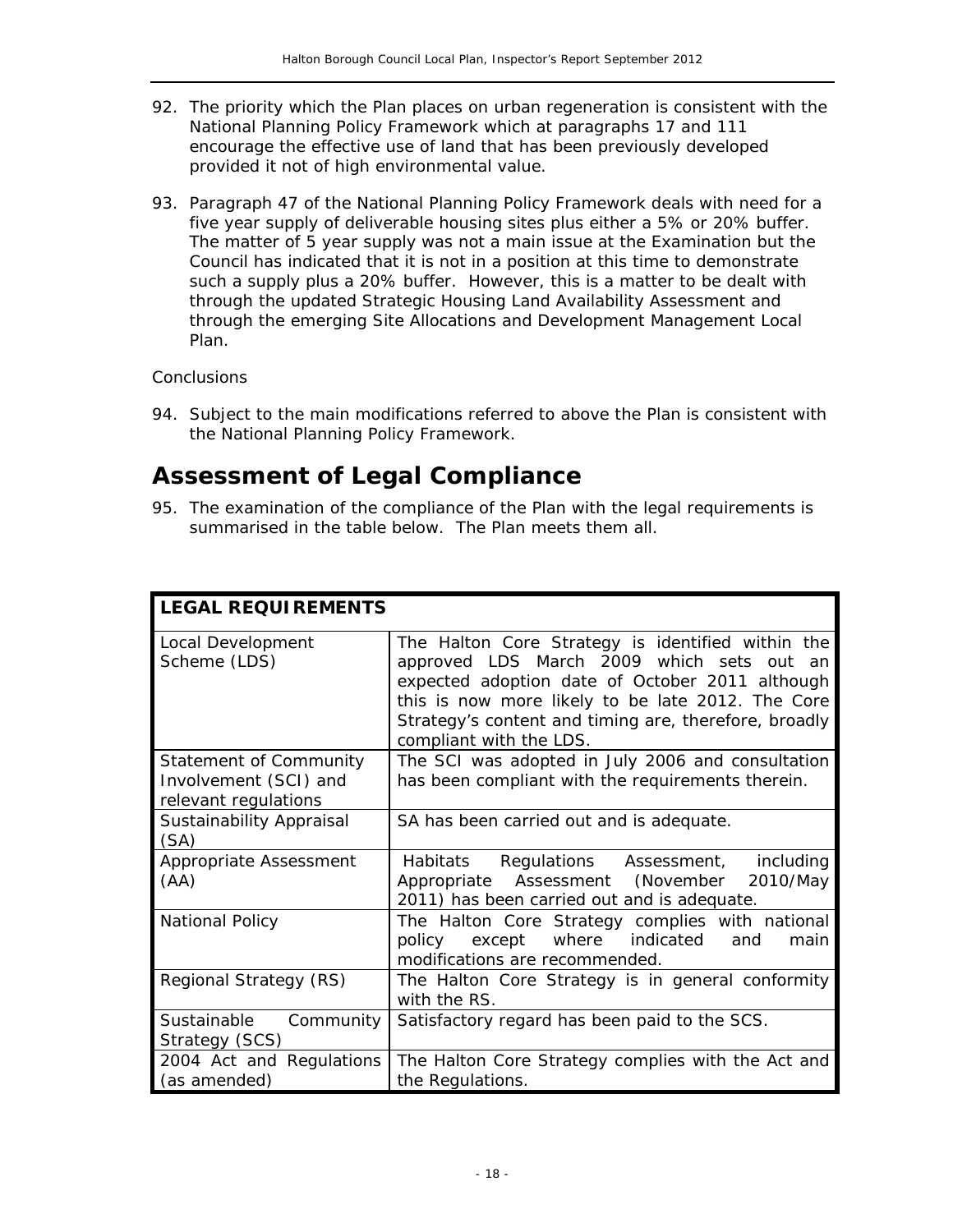92. The priority which the Plan places on urban regeneration is consistent with the National Planning Policy Framework which at paragraphs 17 and 111 encourage the effective use of land that has been previously developed provided it not of high environmental value.

93. Paragraph 47 of the National Planning Policy Framework deals with need for a five year supply of deliverable housing sites plus either a 5% or 20% buffer. The matter of 5 year supply was not a main issue at the Examination but the Council has indicated that it is not in a position at this time to demonstrate such a supply plus a 20% buffer. However, this is a matter to be dealt with through the updated Strategic Housing Land Availability Assessment and through the emerging Site Allocations and Development Management Local Plan.

*Conclusions*

94. Subject to the main modifications referred to above the Plan is consistent with the National Planning Policy Framework.

# Assessment of Legal Compliance

95. The examination of the compliance of the Plan with the legal requirements is summarised in the table below. The Plan meets them all.

| **LEGAL REQUIREMENTS** | |
|---|---|
| Local Development Scheme (LDS) | The Halton Core Strategy is identified within the approved LDS March 2009 which sets out an expected adoption date of October 2011 although this is now more likely to be late 2012. The Core Strategy's content and timing are, therefore, broadly compliant with the LDS. |
| Statement of Community Involvement (SCI) and relevant regulations | The SCI was adopted in July 2006 and consultation has been compliant with the requirements therein. |
| Sustainability Appraisal (SA) | SA has been carried out and is adequate. |
| Appropriate Assessment (AA) | Habitats Regulations Assessment, including Appropriate Assessment (November 2010/May 2011) has been carried out and is adequate. |
| National Policy | The Halton Core Strategy complies with national policy except where indicated and main modifications are recommended. |
| Regional Strategy (RS) | The Halton Core Strategy is in general conformity with the RS. |
| Sustainable Community Strategy (SCS) | Satisfactory regard has been paid to the SCS. |
| 2004 Act and Regulations (as amended) | The Halton Core Strategy complies with the Act and the Regulations. |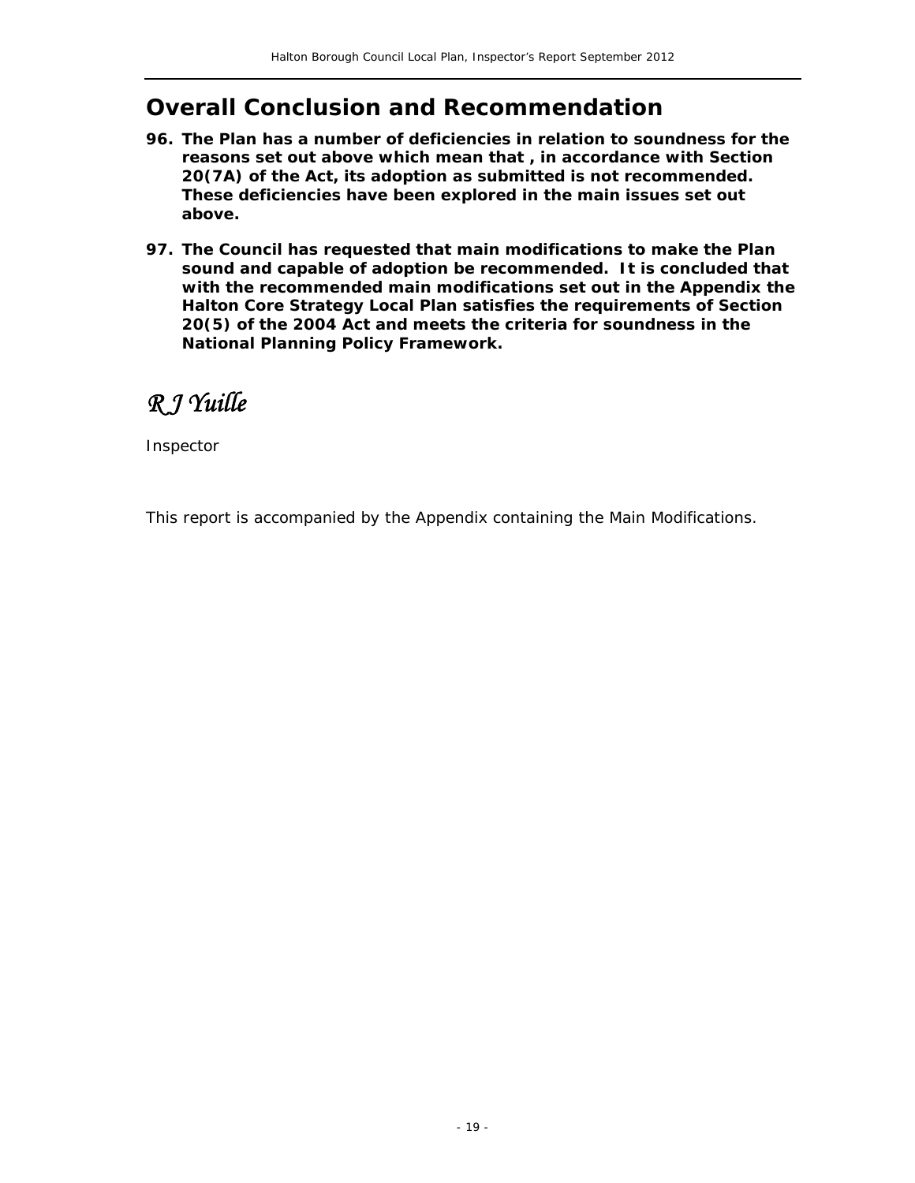## Overall Conclusion and Recommendation

**96. The Plan has a number of deficiencies in relation to soundness for the reasons set out above which mean that , in accordance with Section 20(7A) of the Act, its adoption as submitted is not recommended. These deficiencies have been explored in the main issues set out above.**

**97. The Council has requested that main modifications to make the Plan sound and capable of adoption be recommended. It is concluded that with the recommended main modifications set out in the Appendix the Halton Core Strategy Local Plan satisfies the requirements of Section 20(5) of the 2004 Act and meets the criteria for soundness in the National Planning Policy Framework.**

*R J Yuille*

Inspector

This report is accompanied by the Appendix containing the Main Modifications.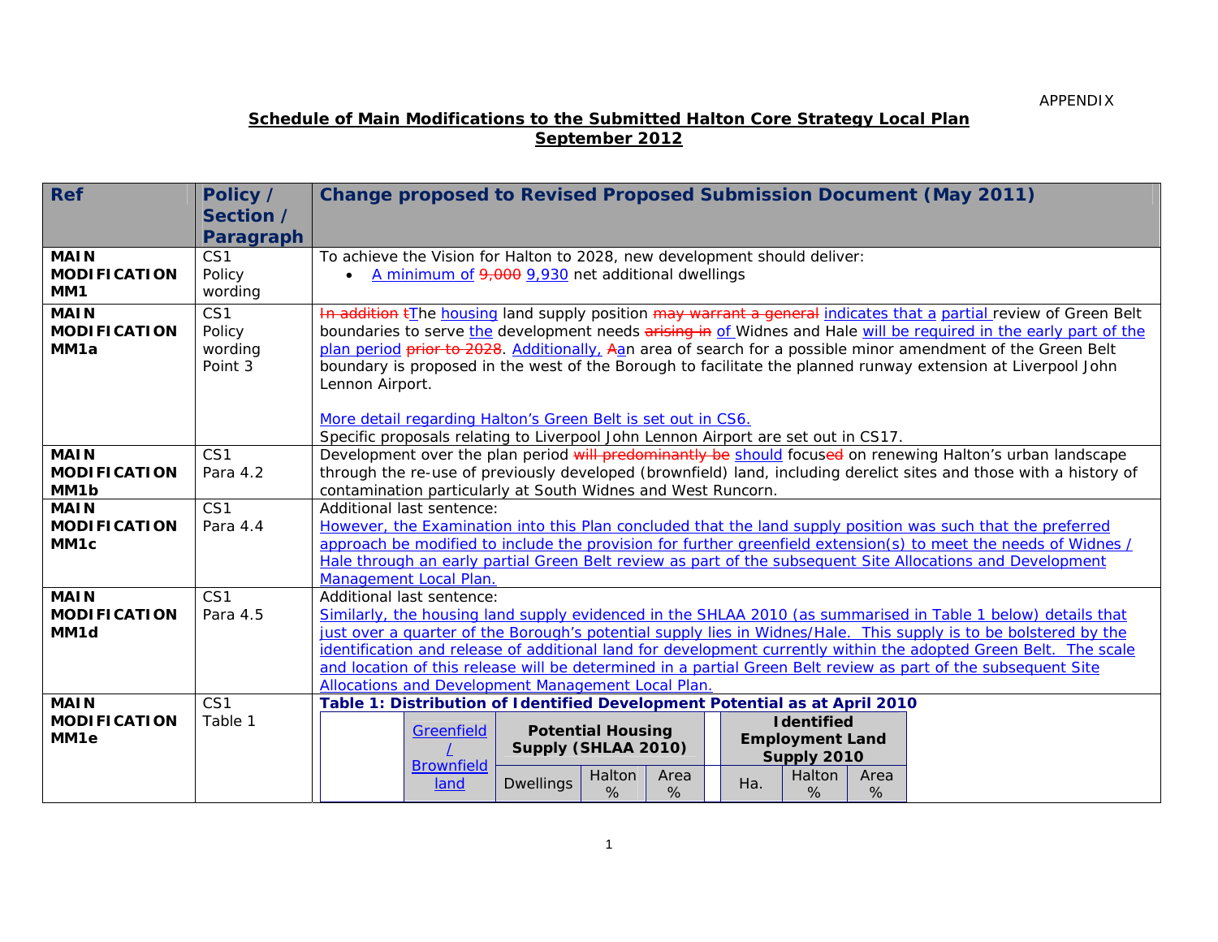APPENDIX

**Schedule of Main Modifications to the Submitted Halton Core Strategy Local Plan September 2012**

| Ref | Policy / Section / Paragraph | Change proposed to Revised Proposed Submission Document (May 2011) |
|---|---|---|
| **MAIN MODIFICATION MM1** | CS1 Policy wording | To achieve the Vision for Halton to 2028, new development should deliver: • A minimum of ~~9,000~~ 9,930 net additional dwellings |
| **MAIN MODIFICATION MM1a** | CS1 Policy wording Point 3 | ~~In addition t~~The housing land supply position ~~may warrant a general~~ indicates that a partial review of Green Belt boundaries to serve the development needs ~~arising in~~ of Widnes and Hale will be required in the early part of the plan period ~~prior to 2028~~. Additionally, ~~A~~an area of search for a possible minor amendment of the Green Belt boundary is proposed in the west of the Borough to facilitate the planned runway extension at Liverpool John Lennon Airport. <br><br> More detail regarding Halton's Green Belt is set out in CS6. <br> Specific proposals relating to Liverpool John Lennon Airport are set out in CS17. |
| **MAIN MODIFICATION MM1b** | CS1 Para 4.2 | Development over the plan period ~~will predominantly be~~ should focus~~ed~~ on renewing Halton's urban landscape through the re-use of previously developed (brownfield) land, including derelict sites and those with a history of contamination particularly at South Widnes and West Runcorn. |
| **MAIN MODIFICATION MM1c** | CS1 Para 4.4 | Additional last sentence: <br> However, the Examination into this Plan concluded that the land supply position was such that the preferred approach be modified to include the provision for further greenfield extension(s) to meet the needs of Widnes / Hale through an early partial Green Belt review as part of the subsequent Site Allocations and Development Management Local Plan. |
| **MAIN MODIFICATION MM1d** | CS1 Para 4.5 | Additional last sentence: <br> Similarly, the housing land supply evidenced in the SHLAA 2010 (as summarised in Table 1 below) details that just over a quarter of the Borough's potential supply lies in Widnes/Hale. This supply is to be bolstered by the identification and release of additional land for development currently within the adopted Green Belt. The scale and location of this release will be determined in a partial Green Belt review as part of the subsequent Site Allocations and Development Management Local Plan. |
| **MAIN MODIFICATION MM1e** | CS1 Table 1 | **Table 1: Distribution of Identified Development Potential as at April 2010** |

| | Greenfield / Brownfield land | Potential Housing Supply (SHLAA 2010) | | | | Identified Employment Land Supply 2010 | | |
|---|---|---|---|---|---|---|---|---|
| | | Dwellings | Halton % | Area % | | Ha. | Halton % | Area % |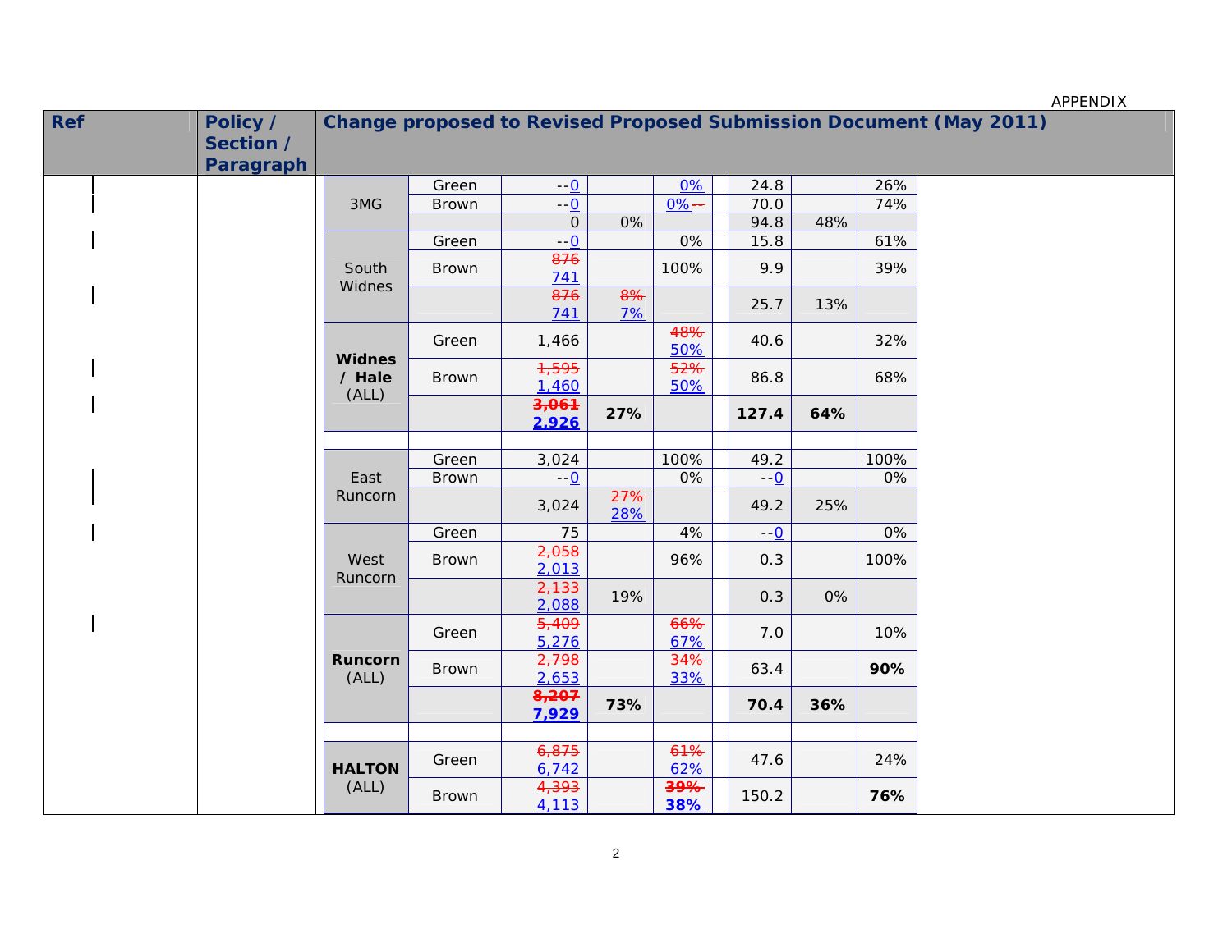APPENDIX

| Ref | Policy / Section / Paragraph | Change proposed to Revised Proposed Submission Document (May 2011) | | | | | | | |
|---|---|---|---|---|---|---|---|---|---|
| | | 3MG | Green | ~~--~~ 0 | | 0% | 24.8 | | 26% |
| | | | Brown | ~~--~~ 0 | | 0% ~~--~~ | 70.0 | | 74% |
| | | | | 0 | 0% | | 94.8 | 48% | |
| | | South Widnes | Green | ~~--~~ 0 | | 0% | 15.8 | | 61% |
| | | | Brown | ~~876~~ 741 | | 100% | 9.9 | | 39% |
| | | | | ~~876~~ 741 | ~~8%~~ 7% | | 25.7 | 13% | |
| | | **Widnes / Hale** (ALL) | Green | 1,466 | | ~~48%~~ 50% | 40.6 | | 32% |
| | | | Brown | ~~1,595~~ 1,460 | | ~~52%~~ 50% | 86.8 | | 68% |
| | | | | **~~3,061~~ 2,926** | **27%** | | **127.4** | **64%** | |
| | | | | | | | | | |
| | | East Runcorn | Green | 3,024 | | 100% | 49.2 | | 100% |
| | | | Brown | ~~--~~ 0 | | 0% | ~~--~~ 0 | | 0% |
| | | | | 3,024 | ~~27%~~ 28% | | 49.2 | 25% | |
| | | West Runcorn | Green | 75 | | 4% | ~~--~~ 0 | | 0% |
| | | | Brown | ~~2,058~~ 2,013 | | 96% | 0.3 | | 100% |
| | | | | ~~2,133~~ 2,088 | 19% | | 0.3 | 0% | |
| | | **Runcorn** (ALL) | Green | ~~5,409~~ 5,276 | | ~~66%~~ 67% | 7.0 | | 10% |
| | | | Brown | ~~2,798~~ 2,653 | | ~~34%~~ 33% | 63.4 | | **90%** |
| | | | | **~~8,207~~ 7,929** | **73%** | | **70.4** | **36%** | |
| | | | | | | | | | |
| | | **HALTON** (ALL) | Green | ~~6,875~~ 6,742 | | ~~61%~~ 62% | 47.6 | | 24% |
| | | | Brown | ~~4,393~~ 4,113 | | **~~39%~~ 38%** | 150.2 | | **76%** |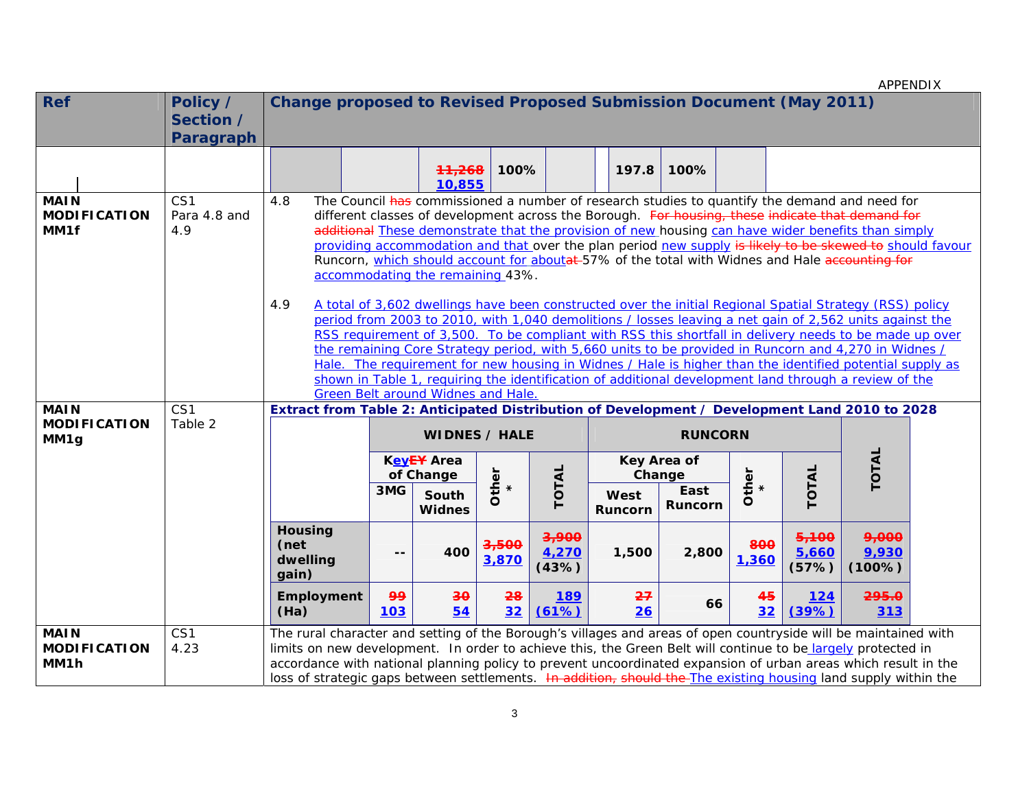APPENDIX

| Ref | Policy / Section / Paragraph | Change proposed to Revised Proposed Submission Document (May 2011) |
|---|---|---|
| | | ~~11,268~~ <u>10,855</u> \| 100% \| \| 197.8 \| 100% |
| **MAIN MODIFICATION MM1f** | CS1 Para 4.8 and 4.9 | 4.8 The Council ~~has~~ commissioned a number of research studies to quantify the demand and need for different classes of development across the Borough. ~~For housing, these indicate that demand for additional~~ <u>These demonstrate that the provision of new</u> housing <u>can have wider benefits than simply providing accommodation and that</u> over the plan period <u>new supply</u> ~~is likely to be skewed to~~ <u>should favour</u> Runcorn, <u>which should account for</u> <u>about</u>~~at~~ 57% of the total with Widnes and Hale ~~accounting for~~ <u>accommodating the remaining</u> 43%.<br><br>4.9 <u>A total of 3,602 dwellings have been constructed over the initial Regional Spatial Strategy (RSS) policy period from 2003 to 2010, with 1,040 demolitions / losses leaving a net gain of 2,562 units against the RSS requirement of 3,500. To be compliant with RSS this shortfall in delivery needs to be made up over the remaining Core Strategy period, with 5,660 units to be provided in Runcorn and 4,270 in Widnes / Hale. The requirement for new housing in Widnes / Hale is higher than the identified potential supply as shown in Table 1, requiring the identification of additional development land through a review of the Green Belt around Widnes and Hale.</u> |
| **MAIN MODIFICATION MM1g** | CS1 Table 2 | **Extract from Table 2: Anticipated Distribution of Development / Development Land 2010 to 2028** (see table below) |
| **MAIN MODIFICATION MM1h** | CS1 4.23 | The rural character and setting of the Borough's villages and areas of open countryside will be maintained with limits on new development. In order to achieve this, the Green Belt will continue to be <u>largely</u> protected in accordance with national planning policy to prevent uncoordinated expansion of urban areas which result in the loss of strategic gaps between settlements. ~~In addition, should the~~ <u>The existing housing</u> land supply within the |

**Extract from Table 2: Anticipated Distribution of Development / Development Land 2010 to 2028**

| | WIDNES / HALE | | | | RUNCORN | | | | TOTAL |
|---|---|---|---|---|---|---|---|---|---|
| | K<u>ey</u>~~EY~~ Area of Change | | Other * | TOTAL | Key Area of Change | | Other * | TOTAL | |
| | 3MG | South Widnes | | | West Runcorn | East Runcorn | | | |
| **Housing (net dwelling gain)** | -- | 400 | ~~3,500~~ <u>3,870</u> | ~~3,900~~ <u>4,270</u> (43%) | 1,500 | 2,800 | ~~800~~ <u>1,360</u> | ~~5,100~~ <u>5,660</u> (57%) | ~~9,000~~ <u>9,930</u> (100%) |
| **Employment (Ha)** | ~~99~~ <u>103</u> | ~~30~~ <u>54</u> | ~~28~~ <u>32</u> | <u>189</u> <u>(61%)</u> | ~~27~~ <u>26</u> | 66 | ~~45~~ <u>32</u> | <u>124</u> <u>(39%)</u> | ~~295.0~~ <u>313</u> |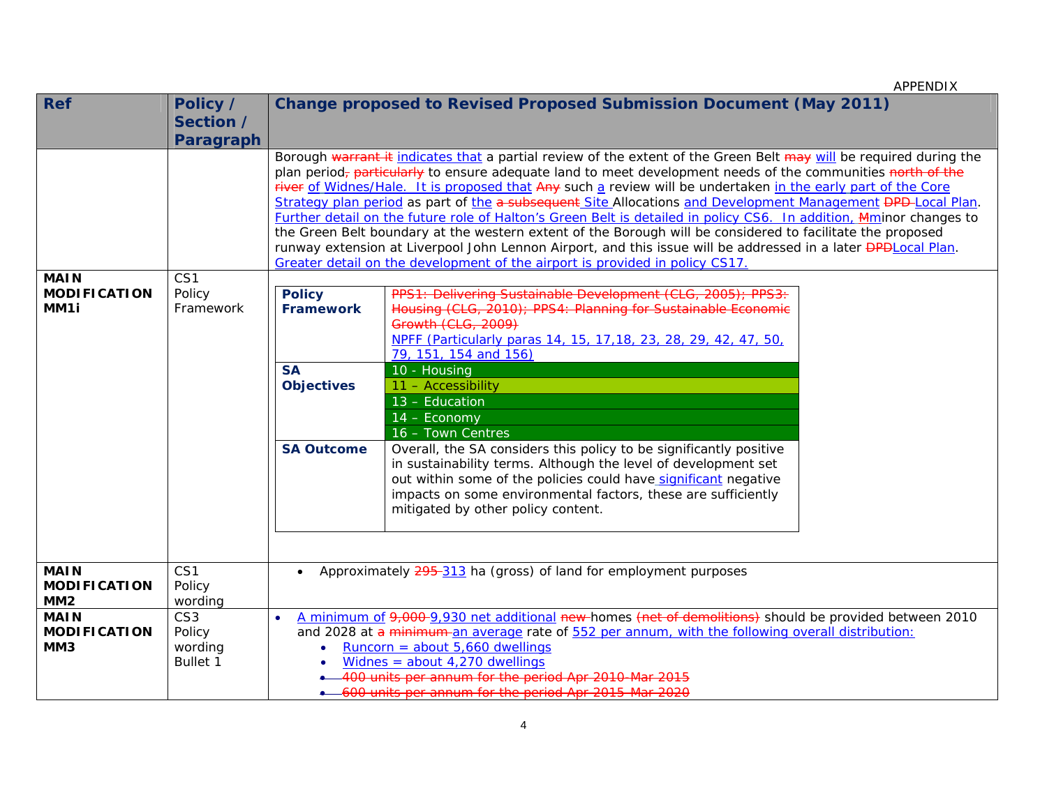APPENDIX

| Ref | Policy / Section / Paragraph | Change proposed to Revised Proposed Submission Document (May 2011) |
|---|---|---|
| | | Borough ~~warrant it~~ indicates that a partial review of the extent of the Green Belt ~~may~~ will be required during the plan period~~,~~ ~~particularly~~ to ensure adequate land to meet development needs of the communities ~~north of the river~~ of Widnes/Hale. It is proposed that ~~Any~~ such a review will be undertaken in the early part of the Core Strategy plan period as part of the ~~a subsequent~~ Site Allocations and Development Management ~~DPD~~ Local Plan. Further detail on the future role of Halton's Green Belt is detailed in policy CS6. In addition, ~~M~~minor changes to the Green Belt boundary at the western extent of the Borough will be considered to facilitate the proposed runway extension at Liverpool John Lennon Airport, and this issue will be addressed in a later ~~DPD~~Local Plan. Greater detail on the development of the airport is provided in policy CS17. |
| **MAIN MODIFICATION MM1i** | CS1 Policy Framework | **Policy Framework**: ~~PPS1: Delivering Sustainable Development (CLG, 2005); PPS3: Housing (CLG, 2010); PPS4: Planning for Sustainable Economic Growth (CLG, 2009)~~ NPFF (Particularly paras 14, 15, 17,18, 23, 28, 29, 42, 47, 50, 79, 151, 154 and 156)<br>**SA Objectives**: 10 - Housing; 11 – Accessibility; 13 – Education; 14 – Economy; 16 – Town Centres<br>**SA Outcome**: Overall, the SA considers this policy to be significantly positive in sustainability terms. Although the level of development set out within some of the policies could have significant negative impacts on some environmental factors, these are sufficiently mitigated by other policy content. |
| **MAIN MODIFICATION MM2** | CS1 Policy wording | • Approximately ~~295~~ 313 ha (gross) of land for employment purposes |
| **MAIN MODIFICATION MM3** | CS3 Policy wording Bullet 1 | • A minimum of ~~9,000~~ 9,930 net additional ~~new~~ homes ~~(net of demolitions)~~ should be provided between 2010 and 2028 at ~~a minimum~~ an average rate of 552 per annum, with the following overall distribution:<br>&nbsp;&nbsp;• Runcorn = about 5,660 dwellings<br>&nbsp;&nbsp;• Widnes = about 4,270 dwellings<br>&nbsp;&nbsp;• ~~400 units per annum for the period Apr 2010-Mar 2015~~<br>&nbsp;&nbsp;• ~~600 units per annum for the period Apr 2015-Mar 2020~~ |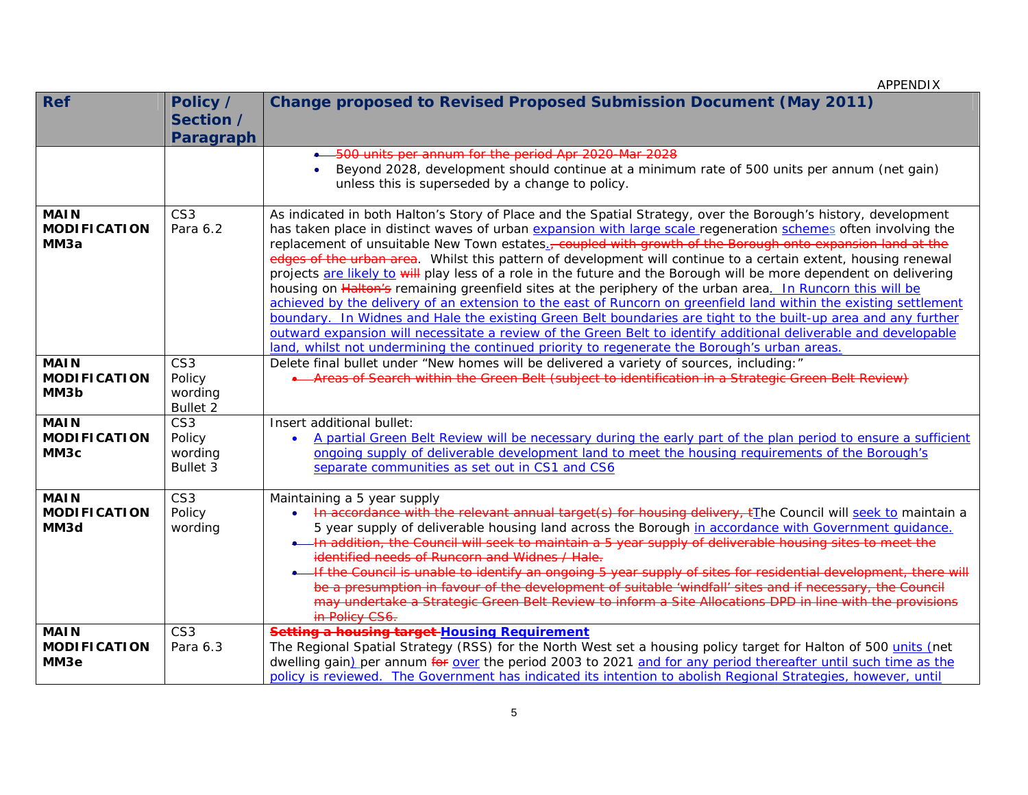| Ref | Policy / Section / Paragraph | Change proposed to Revised Proposed Submission Document (May 2011) |
|---|---|---|
| | | • ~~500 units per annum for the period Apr 2020-Mar 2028~~<br>• Beyond 2028, development should continue at a minimum rate of 500 units per annum (net gain) unless this is superseded by a change to policy. |
| **MAIN MODIFICATION MM3a** | CS3 Para 6.2 | As indicated in both Halton's Story of Place and the Spatial Strategy, over the Borough's history, development has taken place in distinct waves of urban <u>expansion with large scale</u> regeneration <u>schemes</u> often involving the replacement of unsuitable New Town estates<u>.</u>~~, coupled with growth of the Borough onto expansion land at the edges of the urban area~~. Whilst this pattern of development will continue to a certain extent, housing renewal projects <u>are likely to</u> ~~will~~ play less of a role in the future and the Borough will be more dependent on delivering housing on ~~Halton's~~ remaining greenfield sites at the periphery of the urban area<u>. In Runcorn this will be achieved by the delivery of an extension to the east of Runcorn on greenfield land within the existing settlement boundary. In Widnes and Hale the existing Green Belt boundaries are tight to the built-up area and any further outward expansion will necessitate a review of the Green Belt to identify additional deliverable and developable land, whilst not undermining the continued priority to regenerate the Borough's urban areas.</u> |
| **MAIN MODIFICATION MM3b** | CS3 Policy wording Bullet 2 | Delete final bullet under "New homes will be delivered a variety of sources, including:"<br>• ~~Areas of Search within the Green Belt (subject to identification in a Strategic Green Belt Review)~~ |
| **MAIN MODIFICATION MM3c** | CS3 Policy wording Bullet 3 | Insert additional bullet:<br>• <u>A partial Green Belt Review will be necessary during the early part of the plan period to ensure a sufficient ongoing supply of deliverable development land to meet the housing requirements of the Borough's separate communities as set out in CS1 and CS6</u> |
| **MAIN MODIFICATION MM3d** | CS3 Policy wording | Maintaining a 5 year supply<br>• ~~In accordance with the relevant annual target(s) for housing delivery, t~~<u>T</u>he Council will <u>seek to</u> maintain a 5 year supply of deliverable housing land across the Borough <u>in accordance with Government guidance.</u><br>• ~~In addition, the Council will seek to maintain a 5 year supply of deliverable housing sites to meet the identified needs of Runcorn and Widnes / Hale.~~<br>• ~~If the Council is unable to identify an ongoing 5 year supply of sites for residential development, there will be a presumption in favour of the development of suitable 'windfall' sites and if necessary, the Council may undertake a Strategic Green Belt Review to inform a Site Allocations DPD in line with the provisions in Policy CS6.~~ |
| **MAIN MODIFICATION MM3e** | CS3 Para 6.3 | ~~**Setting a housing target**~~ **<u>Housing Requirement</u>**<br>The Regional Spatial Strategy (RSS) for the North West set a housing policy target for Halton of 500 <u>units (</u>net dwelling gain<u>)</u> per annum ~~for~~ <u>over</u> the period 2003 to 2021 <u>and for any period thereafter until such time as the policy is reviewed. The Government has indicated its intention to abolish Regional Strategies, however, until</u> |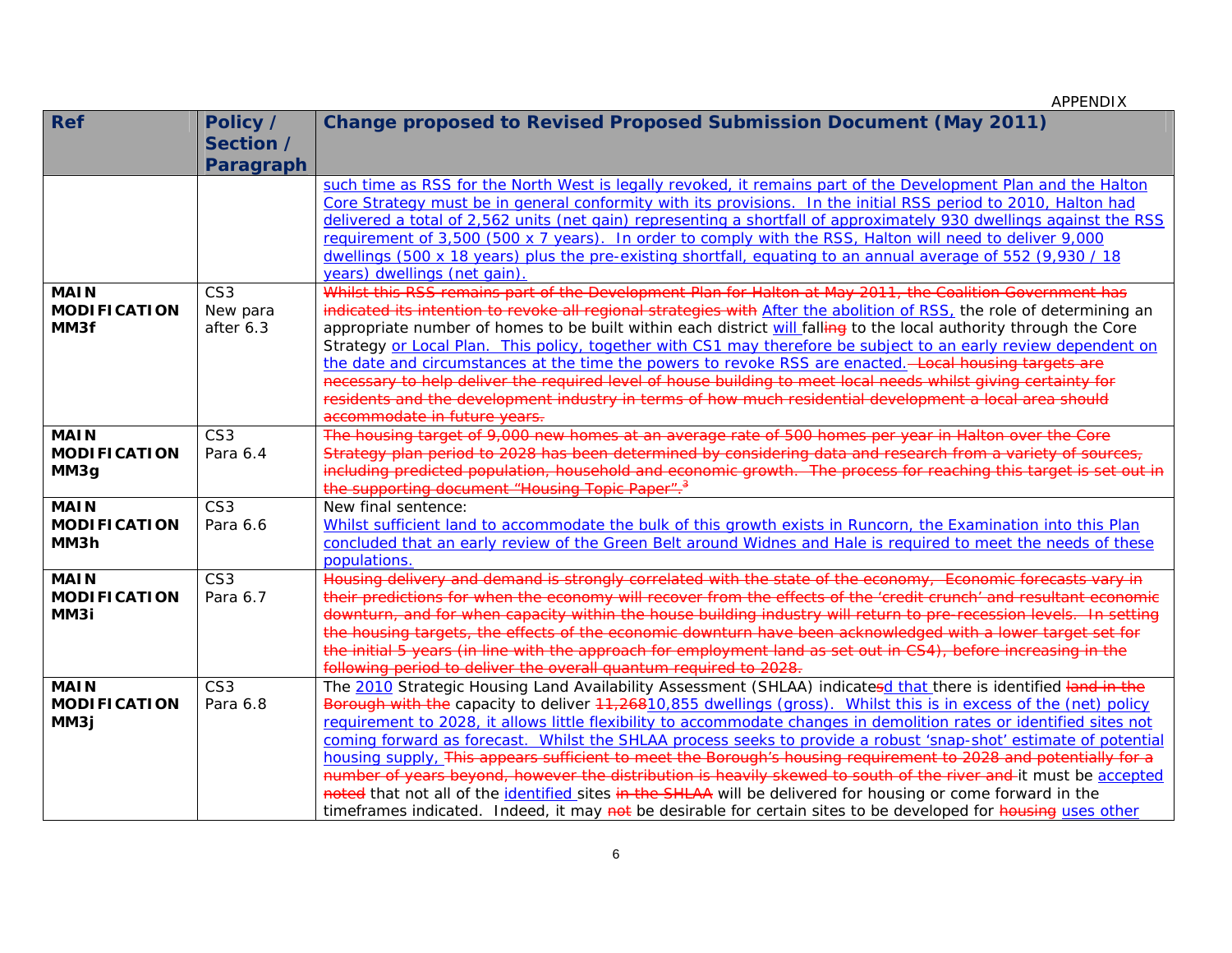APPENDIX

| Ref | Policy / Section / Paragraph | Change proposed to Revised Proposed Submission Document (May 2011) |
|---|---|---|
| | | such time as RSS for the North West is legally revoked, it remains part of the Development Plan and the Halton Core Strategy must be in general conformity with its provisions. In the initial RSS period to 2010, Halton had delivered a total of 2,562 units (net gain) representing a shortfall of approximately 930 dwellings against the RSS requirement of 3,500 (500 x 7 years). In order to comply with the RSS, Halton will need to deliver 9,000 dwellings (500 x 18 years) plus the pre-existing shortfall, equating to an annual average of 552 (9,930 / 18 years) dwellings (net gain). |
| **MAIN MODIFICATION MM3f** | CS3 New para after 6.3 | ~~Whilst this RSS remains part of the Development Plan for Halton at May 2011, the Coalition Government has indicated its intention to revoke all regional strategies with~~ After the abolition of RSS, the role of determining an appropriate number of homes to be built within each district will fall~~ing~~ to the local authority through the Core Strategy or Local Plan. This policy, together with CS1 may therefore be subject to an early review dependent on the date and circumstances at the time the powers to revoke RSS are enacted. ~~Local housing targets are necessary to help deliver the required level of house building to meet local needs whilst giving certainty for residents and the development industry in terms of how much residential development a local area should accommodate in future years.~~ |
| **MAIN MODIFICATION MM3g** | CS3 Para 6.4 | ~~The housing target of 9,000 new homes at an average rate of 500 homes per year in Halton over the Core Strategy plan period to 2028 has been determined by considering data and research from a variety of sources, including predicted population, household and economic growth. The process for reaching this target is set out in the supporting document "Housing Topic Paper".[3]~~ |
| **MAIN MODIFICATION MM3h** | CS3 Para 6.6 | New final sentence: Whilst sufficient land to accommodate the bulk of this growth exists in Runcorn, the Examination into this Plan concluded that an early review of the Green Belt around Widnes and Hale is required to meet the needs of these populations. |
| **MAIN MODIFICATION MM3i** | CS3 Para 6.7 | ~~Housing delivery and demand is strongly correlated with the state of the economy. Economic forecasts vary in their predictions for when the economy will recover from the effects of the 'credit crunch' and resultant economic downturn, and for when capacity within the house building industry will return to pre-recession levels. In setting the housing targets, the effects of the economic downturn have been acknowledged with a lower target set for the initial 5 years (in line with the approach for employment land as set out in CS4), before increasing in the following period to deliver the overall quantum required to 2028.~~ |
| **MAIN MODIFICATION MM3j** | CS3 Para 6.8 | The 2010 Strategic Housing Land Availability Assessment (SHLAA) indicate~~s~~d that there is identified ~~land in the Borough with the~~ capacity to deliver ~~11,268~~10,855 dwellings (gross). Whilst this is in excess of the (net) policy requirement to 2028, it allows little flexibility to accommodate changes in demolition rates or identified sites not coming forward as forecast. Whilst the SHLAA process seeks to provide a robust 'snap-shot' estimate of potential housing supply, ~~This appears sufficient to meet the Borough's housing requirement to 2028 and potentially for a number of years beyond, however the distribution is heavily skewed to south of the river and~~ it must be accepted ~~noted~~ that not all of the identified sites ~~in the SHLAA~~ will be delivered for housing or come forward in the timeframes indicated. Indeed, it may ~~not~~ be desirable for certain sites to be developed for ~~housing~~ uses other |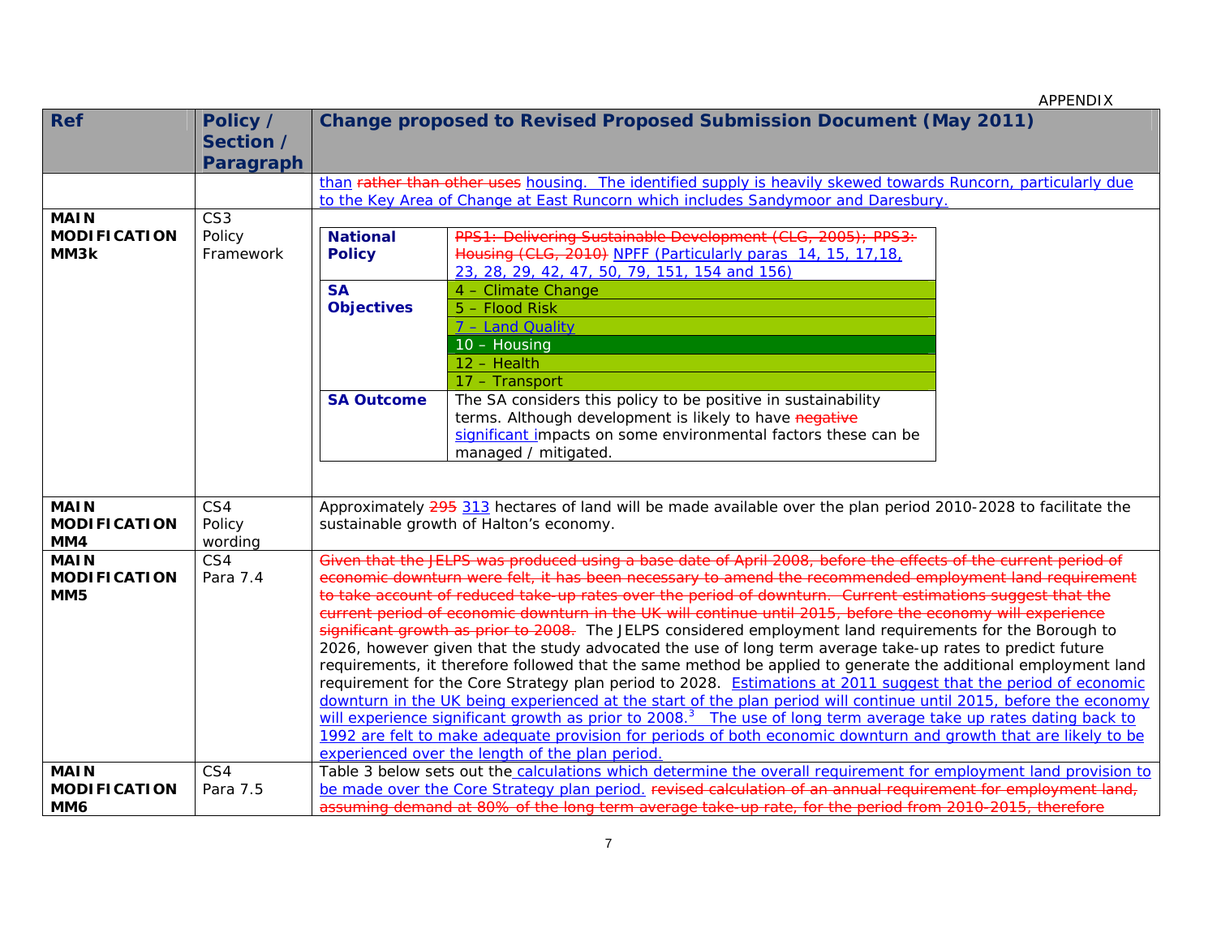APPENDIX

| Ref | Policy / Section / Paragraph | Change proposed to Revised Proposed Submission Document (May 2011) |
|---|---|---|
| | | than ~~rather than other uses~~ housing. The identified supply is heavily skewed towards Runcorn, particularly due to the Key Area of Change at East Runcorn which includes Sandymoor and Daresbury. |
| **MAIN MODIFICATION MM3k** | CS3 Policy Framework | **National Policy**: ~~PPS1: Delivering Sustainable Development (CLG, 2005); PPS3: Housing (CLG, 2010)~~ NPFF (Particularly paras 14, 15, 17,18, 23, 28, 29, 42, 47, 50, 79, 151, 154 and 156)<br>**SA Objectives**: 4 – Climate Change; 5 – Flood Risk; 7 – Land Quality; 10 – Housing; 12 – Health; 17 – Transport<br>**SA Outcome**: The SA considers this policy to be positive in sustainability terms. Although development is likely to have ~~negative~~ significant impacts on some environmental factors these can be managed / mitigated. |
| **MAIN MODIFICATION MM4** | CS4 Policy wording | Approximately ~~295~~ 313 hectares of land will be made available over the plan period 2010-2028 to facilitate the sustainable growth of Halton's economy. |
| **MAIN MODIFICATION MM5** | CS4 Para 7.4 | ~~Given that the JELPS was produced using a base date of April 2008, before the effects of the current period of economic downturn were felt, it has been necessary to amend the recommended employment land requirement to take account of reduced take-up rates over the period of downturn. Current estimations suggest that the current period of economic downturn in the UK will continue until 2015, before the economy will experience significant growth as prior to 2008.~~ The JELPS considered employment land requirements for the Borough to 2026, however given that the study advocated the use of long term average take-up rates to predict future requirements, it therefore followed that the same method be applied to generate the additional employment land requirement for the Core Strategy plan period to 2028. Estimations at 2011 suggest that the period of economic downturn in the UK being experienced at the start of the plan period will continue until 2015, before the economy will experience significant growth as prior to 2008.[3] The use of long term average take up rates dating back to 1992 are felt to make adequate provision for periods of both economic downturn and growth that are likely to be experienced over the length of the plan period. |
| **MAIN MODIFICATION MM6** | CS4 Para 7.5 | Table 3 below sets out the calculations which determine the overall requirement for employment land provision to be made over the Core Strategy plan period. ~~revised calculation of an annual requirement for employment land, assuming demand at 80% of the long term average take-up rate, for the period from 2010-2015, therefore~~ |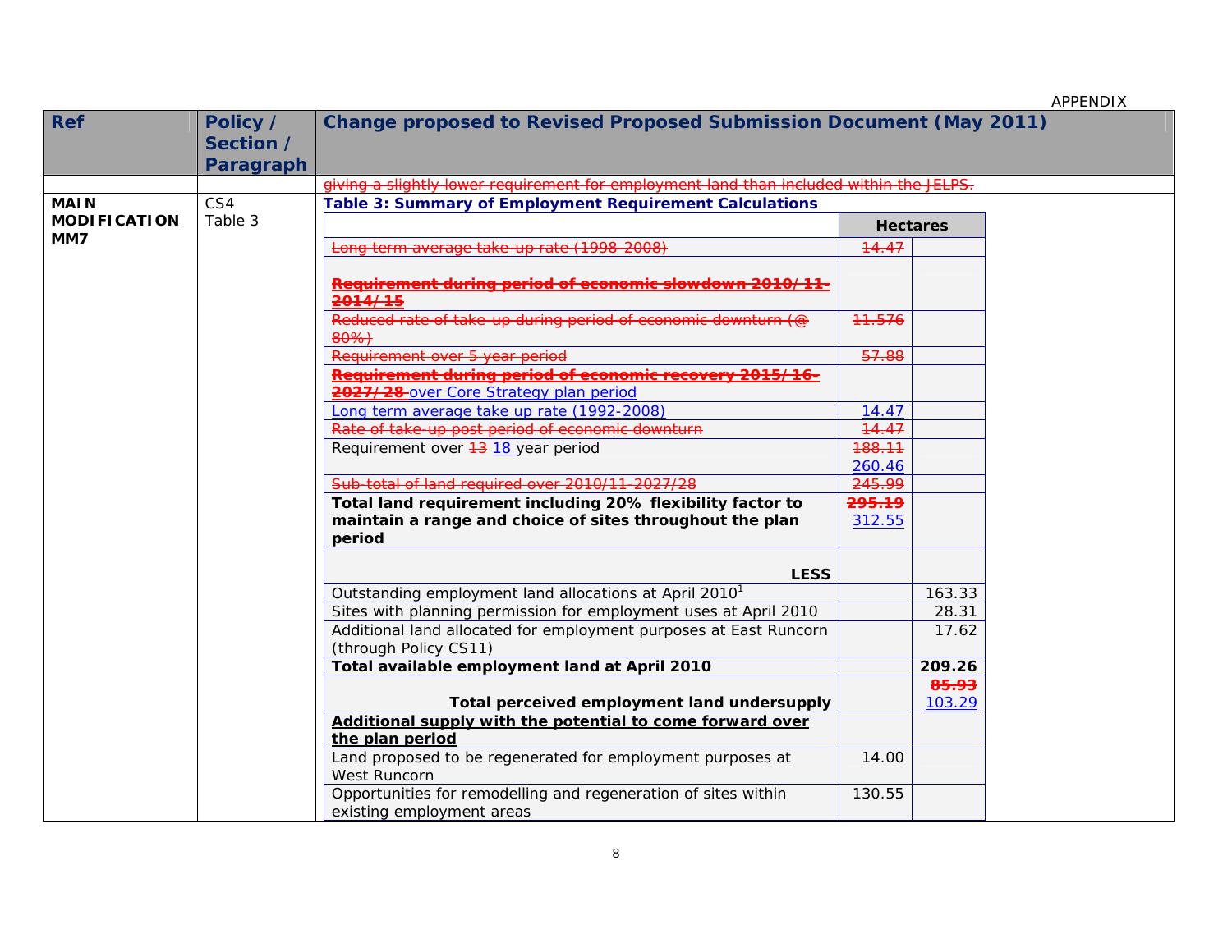APPENDIX

| Ref | Policy / Section / Paragraph | Change proposed to Revised Proposed Submission Document (May 2011) |
|---|---|---|
| | | ~~giving a slightly lower requirement for employment land than included within the JELPS.~~ |
| **MAIN MODIFICATION MM7** | CS4 Table 3 | **Table 3: Summary of Employment Requirement Calculations** |

| | Hectares | |
|---|---|---|
| ~~Long term average take-up rate (1998-2008)~~ | ~~14.47~~ | |
| ~~**Requirement during period of economic slowdown 2010/11-2014/15**~~ | | |
| ~~Reduced rate of take-up during period of economic downturn (@ 80%)~~ | ~~11.576~~ | |
| ~~Requirement over 5 year period~~ | ~~57.88~~ | |
| ~~**Requirement during period of economic recovery 2015/16-2027/28**~~ <u>over Core Strategy plan period</u> | | |
| <u>Long term average take up rate (1992-2008)</u> | <u>14.47</u> | |
| ~~Rate of take-up post period of economic downturn~~ | ~~14.47~~ | |
| Requirement over ~~13~~ <u>18</u> year period | ~~188.11~~ <u>260.46</u> | |
| ~~Sub-total of land required over 2010/11-2027/28~~ | ~~245.99~~ | |
| **Total land requirement including 20% flexibility factor to maintain a range and choice of sites throughout the plan period** | ~~**295.19**~~ <u>312.55</u> | |
| **LESS** | | |
| Outstanding employment land allocations at April 2010[1] | | 163.33 |
| Sites with planning permission for employment uses at April 2010 | | 28.31 |
| Additional land allocated for employment purposes at East Runcorn (through Policy CS11) | | 17.62 |
| **Total available employment land at April 2010** | | **209.26** |
| **Total perceived employment land undersupply** | | ~~**85.93**~~ <u>103.29</u> |
| <u>**Additional supply with the potential to come forward over the plan period**</u> | | |
| Land proposed to be regenerated for employment purposes at West Runcorn | 14.00 | |
| Opportunities for remodelling and regeneration of sites within existing employment areas | 130.55 | |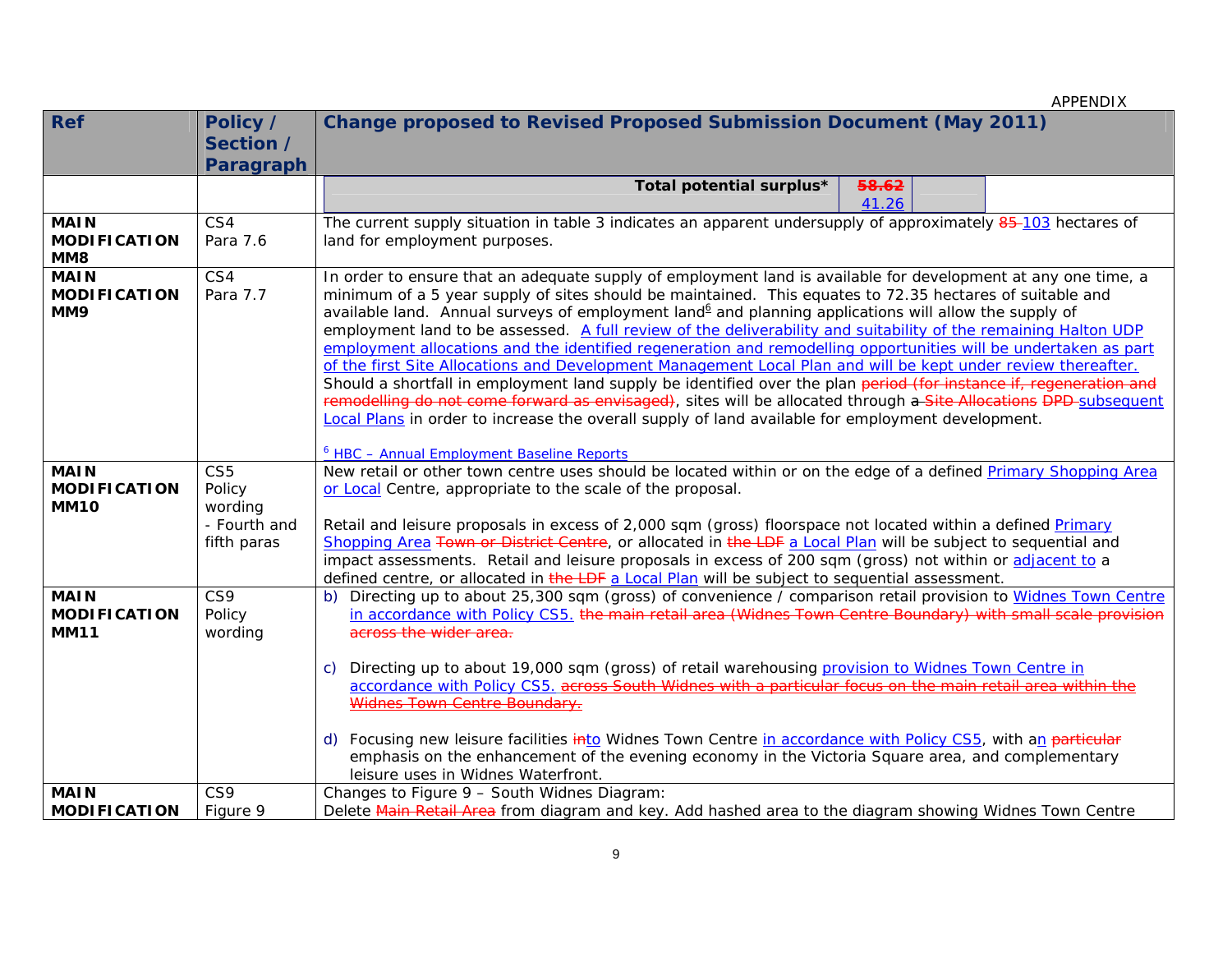APPENDIX

| Ref | Policy / Section / Paragraph | Change proposed to Revised Proposed Submission Document (May 2011) |
|---|---|---|
| | | Total potential surplus* ~~58.62~~ 41.26 |
| **MAIN MODIFICATION MM8** | CS4 Para 7.6 | The current supply situation in table 3 indicates an apparent undersupply of approximately ~~85~~ 103 hectares of land for employment purposes. |
| **MAIN MODIFICATION MM9** | CS4 Para 7.7 | In order to ensure that an adequate supply of employment land is available for development at any one time, a minimum of a 5 year supply of sites should be maintained. This equates to 72.35 hectares of suitable and available land. Annual surveys of employment land[6] and planning applications will allow the supply of employment land to be assessed. A full review of the deliverability and suitability of the remaining Halton UDP employment allocations and the identified regeneration and remodelling opportunities will be undertaken as part of the first Site Allocations and Development Management Local Plan and will be kept under review thereafter. Should a shortfall in employment land supply be identified over the plan ~~period (for instance if, regeneration and remodelling do not come forward as envisaged)~~, sites will be allocated through ~~a~~ ~~Site Allocations~~ ~~DPD~~ subsequent Local Plans in order to increase the overall supply of land available for employment development.<br><br>[6] HBC – Annual Employment Baseline Reports |
| **MAIN MODIFICATION MM10** | CS5 Policy wording - Fourth and fifth paras | New retail or other town centre uses should be located within or on the edge of a defined Primary Shopping Area or Local Centre, appropriate to the scale of the proposal.<br><br>Retail and leisure proposals in excess of 2,000 sqm (gross) floorspace not located within a defined Primary Shopping Area ~~Town or District Centre~~, or allocated in ~~the LDF~~ a Local Plan will be subject to sequential and impact assessments. Retail and leisure proposals in excess of 200 sqm (gross) not within or adjacent to a defined centre, or allocated in ~~the LDF~~ a Local Plan will be subject to sequential assessment. |
| **MAIN MODIFICATION MM11** | CS9 Policy wording | b) Directing up to about 25,300 sqm (gross) of convenience / comparison retail provision to Widnes Town Centre in accordance with Policy CS5. ~~the main retail area (Widnes Town Centre Boundary) with small scale provision across the wider area.~~<br><br>c) Directing up to about 19,000 sqm (gross) of retail warehousing provision to Widnes Town Centre in accordance with Policy CS5. ~~across South Widnes with a particular focus on the main retail area within the Widnes Town Centre Boundary.~~<br><br>d) Focusing new leisure facilities ~~in~~to Widnes Town Centre in accordance with Policy CS5, with an ~~particular~~ emphasis on the enhancement of the evening economy in the Victoria Square area, and complementary leisure uses in Widnes Waterfront. |
| **MAIN MODIFICATION** | CS9 Figure 9 | Changes to Figure 9 – South Widnes Diagram:<br>Delete ~~Main Retail Area~~ from diagram and key. Add hashed area to the diagram showing Widnes Town Centre |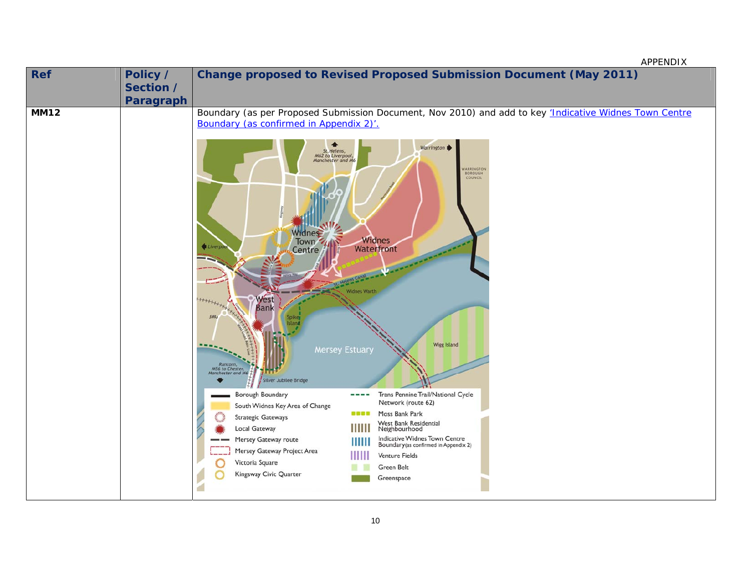| Ref | Policy / Section / Paragraph | Change proposed to Revised Proposed Submission Document (May 2011) |
|---|---|---|
| MM12 | | Boundary (as per Proposed Submission Document, Nov 2010) and add to key 'Indicative Widnes Town Centre Boundary (as confirmed in Appendix 2)'. |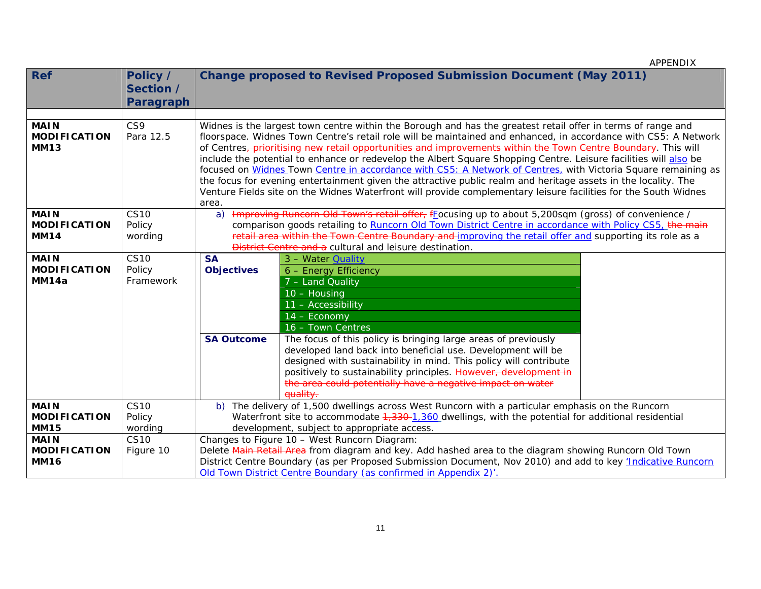APPENDIX

| Ref | Policy / Section / Paragraph | Change proposed to Revised Proposed Submission Document (May 2011) |
|---|---|---|
| **MAIN MODIFICATION MM13** | CS9 Para 12.5 | Widnes is the largest town centre within the Borough and has the greatest retail offer in terms of range and floorspace. Widnes Town Centre's retail role will be maintained and enhanced, in accordance with CS5: A Network of Centres~~, prioritising new retail opportunities and improvements within the Town Centre Boundary~~. This will include the potential to enhance or redevelop the Albert Square Shopping Centre. Leisure facilities will <u>also</u> be focused on <u>Widnes</u> Town <u>Centre in accordance with CS5: A Network of Centres,</u> with Victoria Square remaining as the focus for evening entertainment given the attractive public realm and heritage assets in the locality. The Venture Fields site on the Widnes Waterfront will provide complementary leisure facilities for the South Widnes area. |
| **MAIN MODIFICATION MM14** | CS10 Policy wording | a) ~~Improving Runcorn Old Town's retail offer, f~~<u>F</u>ocusing up to about 5,200sqm (gross) of convenience / comparison goods retailing to <u>Runcorn Old Town District Centre in accordance with Policy CS5,</u> ~~the main retail area within the Town Centre Boundary and~~ <u>improving the retail offer and</u> supporting its role as a ~~District Centre and a~~ cultural and leisure destination. |
| **MAIN MODIFICATION MM14a** | CS10 Policy Framework | **SA Objectives:** 3 – Water <u>Quality</u>; 6 – Energy Efficiency; 7 – Land Quality; 10 – Housing; 11 – Accessibility; 14 – Economy; 16 – Town Centres<br>**SA Outcome:** The focus of this policy is bringing large areas of previously developed land back into beneficial use. Development will be designed with sustainability in mind. This policy will contribute positively to sustainability principles. ~~However, development in the area could potentially have a negative impact on water quality.~~ |
| **MAIN MODIFICATION MM15** | CS10 Policy wording | b) The delivery of 1,500 dwellings across West Runcorn with a particular emphasis on the Runcorn Waterfront site to accommodate ~~1,330~~ <u>1,360</u> dwellings, with the potential for additional residential development, subject to appropriate access. |
| **MAIN MODIFICATION MM16** | CS10 Figure 10 | Changes to Figure 10 – West Runcorn Diagram:<br>Delete ~~Main Retail Area~~ from diagram and key. Add hashed area to the diagram showing Runcorn Old Town District Centre Boundary (as per Proposed Submission Document, Nov 2010) and add to key <u>'Indicative Runcorn Old Town District Centre Boundary (as confirmed in Appendix 2)'.</u> |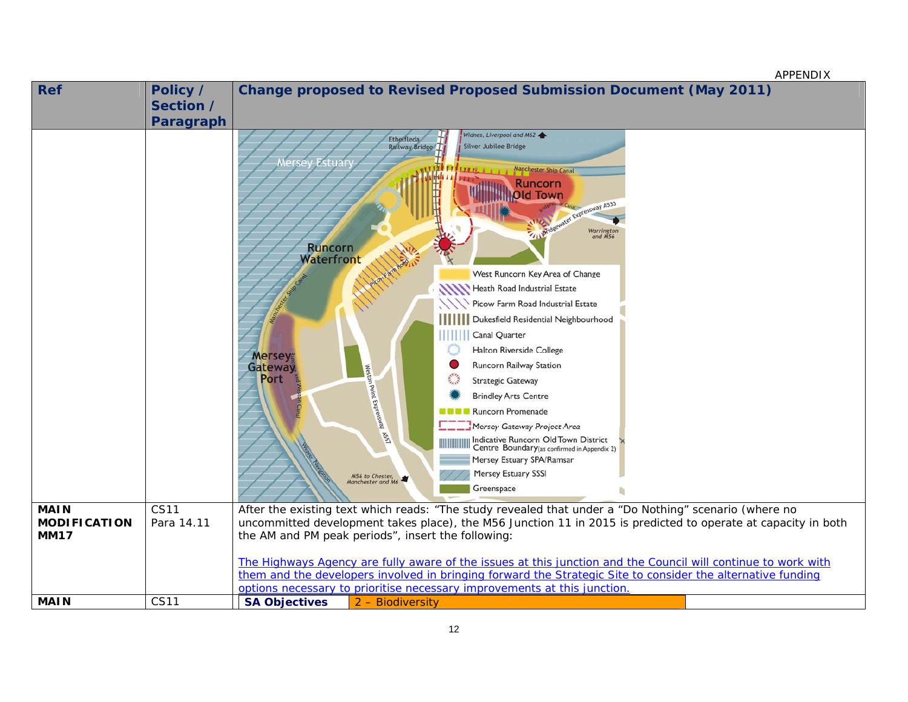APPENDIX

| Ref | Policy / Section / Paragraph | Change proposed to Revised Proposed Submission Document (May 2011) | |
|---|---|---|---|
| | | Mersey Estuary; Ethelfleda Railway Bridge; Widnes, Liverpool and M62; Silver Jubilee Bridge; Manchester Ship Canal; Runcorn Old Town; Bridgewater Canal; Bridgewater Expressway A533; Warrington and M56; Runcorn Waterfront; Picow Farm Road; Manchester Ship Canal; Mersey Gateway Port; Runcorn and Weston Canal; Weston Point Expressway A557; Weaver Navigation; M56 to Chester, Manchester and M6. Legend: West Runcorn Key Area of Change; Heath Road Industrial Estate; Picow Farm Road Industrial Estate; Dukesfield Residential Neighbourhood; Canal Quarter; Halton Riverside College; Runcorn Railway Station; Strategic Gateway; Brindley Arts Centre; Runcorn Promenade; Mersey Gateway Project Area; Indicative Runcorn Old Town District Centre Boundary (as confirmed in Appendix 2); Mersey Estuary SPA/Ramsar; Mersey Estuary SSSI; Greenspace | |
| **MAIN MODIFICATION MM17** | CS11 Para 14.11 | After the existing text which reads: "The study revealed that under a "Do Nothing" scenario (where no uncommitted development takes place), the M56 Junction 11 in 2015 is predicted to operate at capacity in both the AM and PM peak periods", insert the following:<br><br><u>The Highways Agency are fully aware of the issues at this junction and the Council will continue to work with them and the developers involved in bringing forward the Strategic Site to consider the alternative funding options necessary to prioritise necessary improvements at this junction.</u> | |
| **MAIN** | CS11 | **SA Objectives** | 2 – Biodiversity |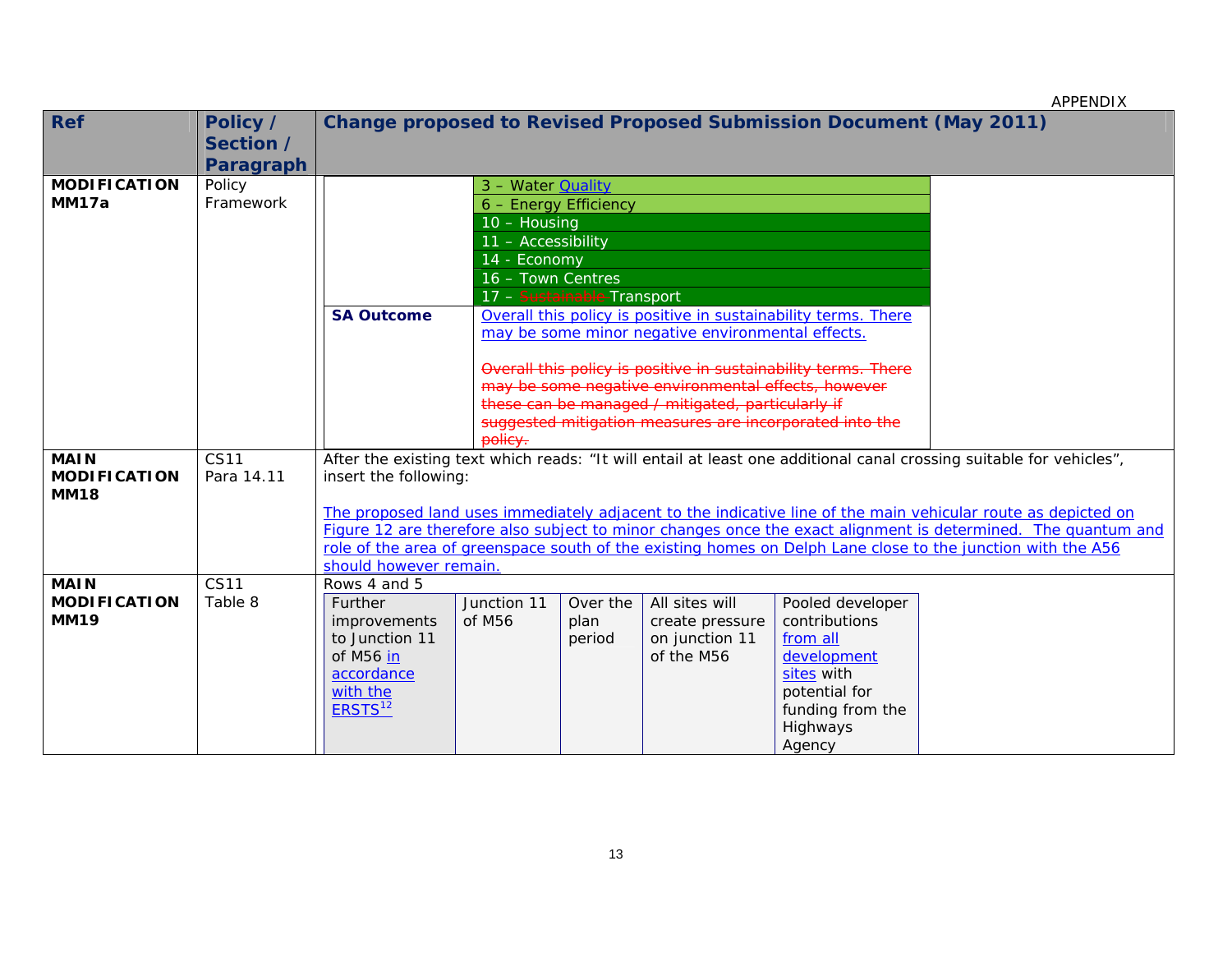APPENDIX

| Ref | Policy / Section / Paragraph | Change proposed to Revised Proposed Submission Document (May 2011) |
|---|---|---|
| **MODIFICATION MM17a** | Policy Framework | 3 – Water <u>Quality</u><br>6 – Energy Efficiency<br>10 – Housing<br>11 – Accessibility<br>14 - Economy<br>16 – Town Centres<br>17 – ~~Sustainable~~ Transport<br><br>**SA Outcome**: <u>Overall this policy is positive in sustainability terms. There may be some minor negative environmental effects.</u><br><br>~~Overall this policy is positive in sustainability terms. There may be some negative environmental effects, however these can be managed / mitigated, particularly if suggested mitigation measures are incorporated into the policy.~~ |
| **MAIN MODIFICATION MM18** | CS11 Para 14.11 | After the existing text which reads: "It will entail at least one additional canal crossing suitable for vehicles", insert the following:<br><br><u>The proposed land uses immediately adjacent to the indicative line of the main vehicular route as depicted on Figure 12 are therefore also subject to minor changes once the exact alignment is determined. The quantum and role of the area of greenspace south of the existing homes on Delph Lane close to the junction with the A56 should however remain.</u> |
| **MAIN MODIFICATION MM19** | CS11 Table 8 | Rows 4 and 5 |

| Further improvements to Junction 11 of M56 <u>in accordance with the ERSTS</u>[12] | Junction 11 of M56 | Over the plan period | All sites will create pressure on junction 11 of the M56 | Pooled developer contributions <u>from all development sites</u> with potential for funding from the Highways Agency |
|---|---|---|---|---|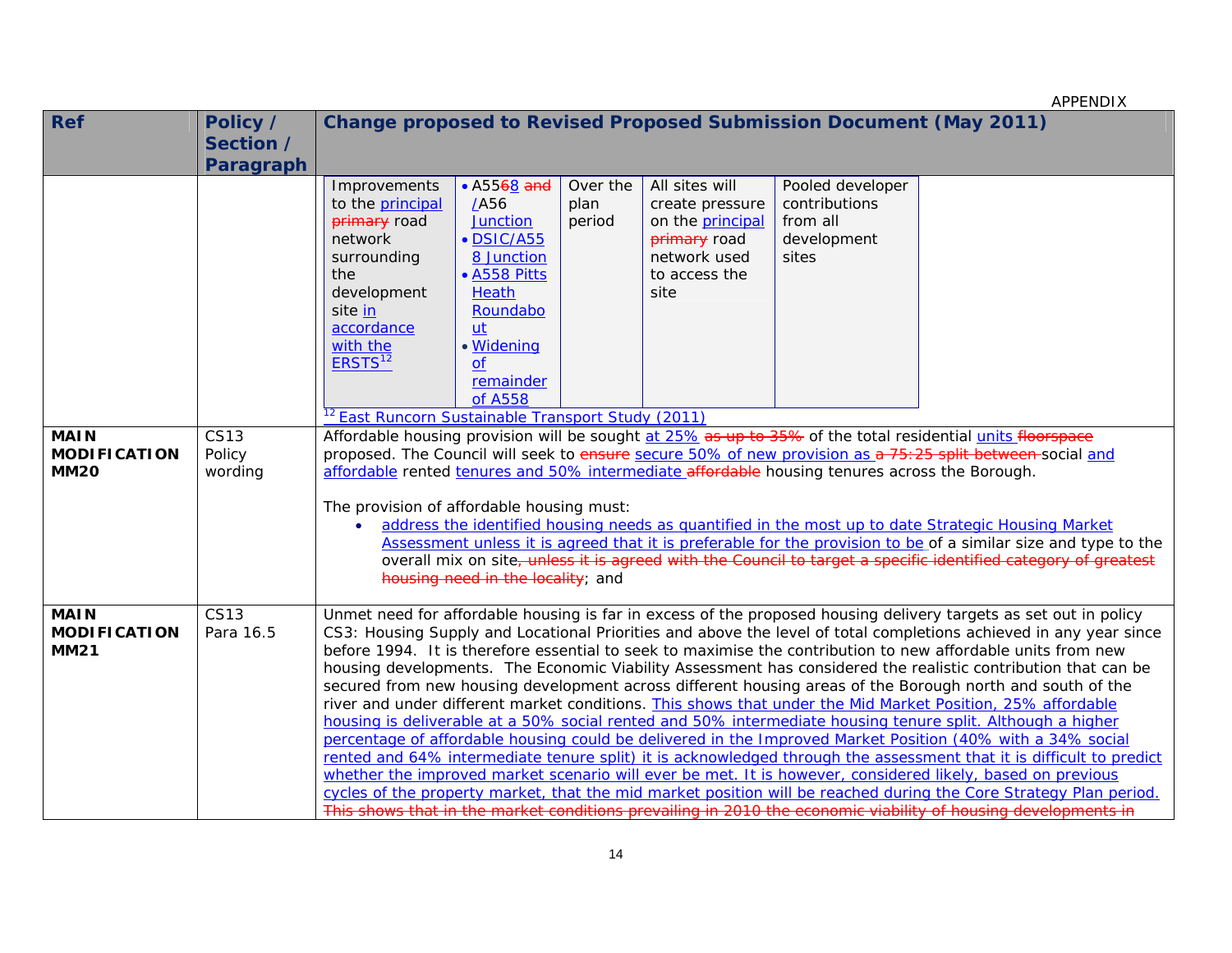APPENDIX

| Ref | Policy / Section / Paragraph | Change proposed to Revised Proposed Submission Document (May 2011) |
|---|---|---|
| | | Improvements to the principal ~~primary~~ road network surrounding the development site in accordance with the ERSTS[12] / • A55~~6~~8 ~~and~~ /A56 Junction • DSIC/A558 Junction • A558 Pitts Heath Roundabout • Widening of remainder of A558 / Over the plan period / All sites will create pressure on the principal ~~primary~~ road network used to access the site / Pooled developer contributions from all development sites<br><br>[12] East Runcorn Sustainable Transport Study (2011) |
| MAIN MODIFICATION MM20 | CS13 Policy wording | Affordable housing provision will be sought at 25% ~~as up to 35%~~ of the total residential units ~~floorspace~~ proposed. The Council will seek to ~~ensure~~ secure 50% of new provision as ~~a 75:25 split between~~ social and affordable rented tenures and 50% intermediate ~~affordable~~ housing tenures across the Borough.<br><br>The provision of affordable housing must:<br>• address the identified housing needs as quantified in the most up to date Strategic Housing Market Assessment unless it is agreed that it is preferable for the provision to be of a similar size and type to the overall mix on site~~, unless it is agreed with the Council to target a specific identified category of greatest housing need in the locality~~; and |
| MAIN MODIFICATION MM21 | CS13 Para 16.5 | Unmet need for affordable housing is far in excess of the proposed housing delivery targets as set out in policy CS3: Housing Supply and Locational Priorities and above the level of total completions achieved in any year since before 1994. It is therefore essential to seek to maximise the contribution to new affordable units from new housing developments. The Economic Viability Assessment has considered the realistic contribution that can be secured from new housing development across different housing areas of the Borough north and south of the river and under different market conditions. This shows that under the Mid Market Position, 25% affordable housing is deliverable at a 50% social rented and 50% intermediate housing tenure split. Although a higher percentage of affordable housing could be delivered in the Improved Market Position (40% with a 34% social rented and 64% intermediate tenure split) it is acknowledged through the assessment that it is difficult to predict whether the improved market scenario will ever be met. It is however, considered likely, based on previous cycles of the property market, that the mid market position will be reached during the Core Strategy Plan period. ~~This shows that in the market conditions prevailing in 2010 the economic viability of housing developments in~~ |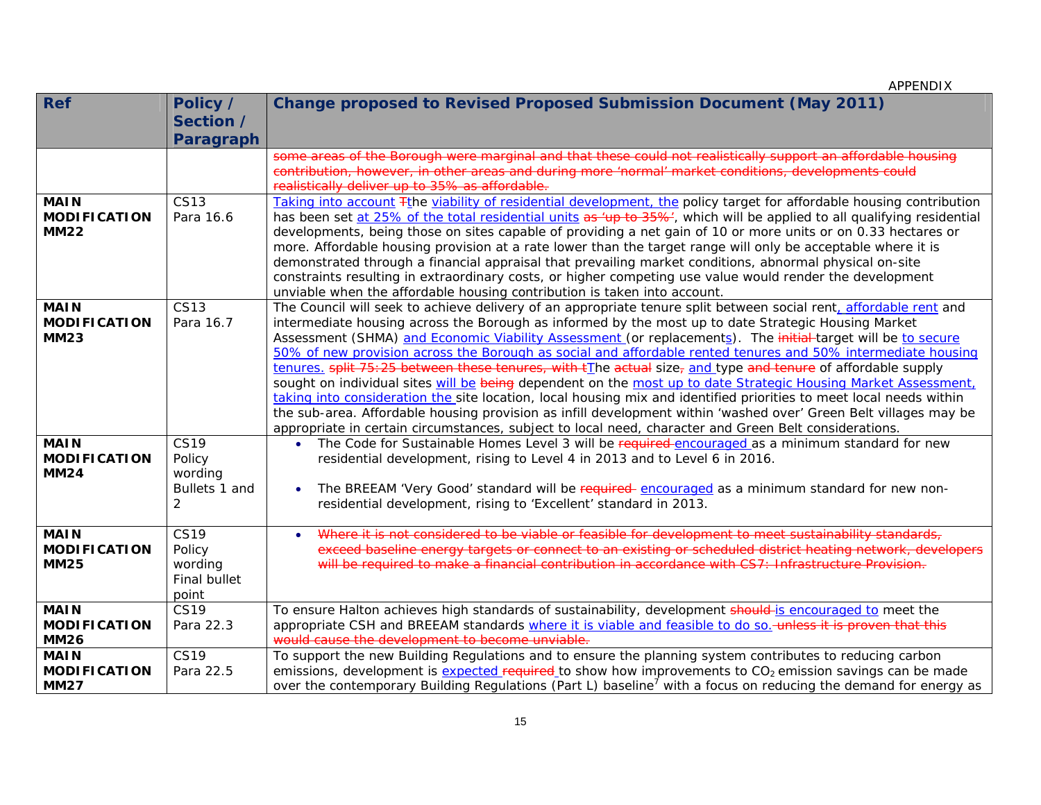| Ref | Policy / Section / Paragraph | Change proposed to Revised Proposed Submission Document (May 2011) |
|---|---|---|
| | | ~~some areas of the Borough were marginal and that these could not realistically support an affordable housing contribution, however, in other areas and during more 'normal' market conditions, developments could realistically deliver up to 35% as affordable.~~ |
| **MAIN MODIFICATION MM22** | CS13 Para 16.6 | <u>Taking into account</u> ~~T~~<u>t</u>he <u>viability of residential development, the</u> policy target for affordable housing contribution has been set <u>at 25% of the total residential units</u> ~~as 'up to 35%'~~, which will be applied to all qualifying residential developments, being those on sites capable of providing a net gain of 10 or more units or on 0.33 hectares or more. Affordable housing provision at a rate lower than the target range will only be acceptable where it is demonstrated through a financial appraisal that prevailing market conditions, abnormal physical on-site constraints resulting in extraordinary costs, or higher competing use value would render the development unviable when the affordable housing contribution is taken into account. |
| **MAIN MODIFICATION MM23** | CS13 Para 16.7 | The Council will seek to achieve delivery of an appropriate tenure split between social rent<u>, affordable rent</u> and intermediate housing across the Borough as informed by the most up to date Strategic Housing Market Assessment (SHMA) <u>and Economic Viability Assessment</u> (or replacement<u>s</u>). The ~~initial~~ target will be <u>to secure 50% of new provision across the Borough as social and affordable rented tenures and 50% intermediate housing tenures.</u> ~~split 75:25 between these tenures, with t~~<u>T</u>he ~~actual~~ size~~,~~ <u>and</u> type ~~and tenure~~ of affordable supply sought on individual sites <u>will be</u> ~~being~~ dependent on the <u>most up to date Strategic Housing Market Assessment, taking into consideration the</u> site location, local housing mix and identified priorities to meet local needs within the sub-area. Affordable housing provision as infill development within 'washed over' Green Belt villages may be appropriate in certain circumstances, subject to local need, character and Green Belt considerations. |
| **MAIN MODIFICATION MM24** | CS19 Policy wording Bullets 1 and 2 | • The Code for Sustainable Homes Level 3 will be ~~required~~ <u>encouraged</u> as a minimum standard for new residential development, rising to Level 4 in 2013 and to Level 6 in 2016.<br><br>• The BREEAM 'Very Good' standard will be ~~required~~ <u>encouraged</u> as a minimum standard for new non-residential development, rising to 'Excellent' standard in 2013. |
| **MAIN MODIFICATION MM25** | CS19 Policy wording Final bullet point | • ~~Where it is not considered to be viable or feasible for development to meet sustainability standards, exceed baseline energy targets or connect to an existing or scheduled district heating network, developers will be required to make a financial contribution in accordance with CS7: Infrastructure Provision.~~ |
| **MAIN MODIFICATION MM26** | CS19 Para 22.3 | To ensure Halton achieves high standards of sustainability, development ~~should~~ <u>is encouraged to</u> meet the appropriate CSH and BREEAM standards <u>where it is viable and feasible to do so.</u> ~~unless it is proven that this would cause the development to become unviable.~~ |
| **MAIN MODIFICATION MM27** | CS19 Para 22.5 | To support the new Building Regulations and to ensure the planning system contributes to reducing carbon emissions, development is <u>expected</u> ~~required~~ to show how improvements to $CO_2$ emission savings can be made over the contemporary Building Regulations (Part L) baseline[7] with a focus on reducing the demand for energy as |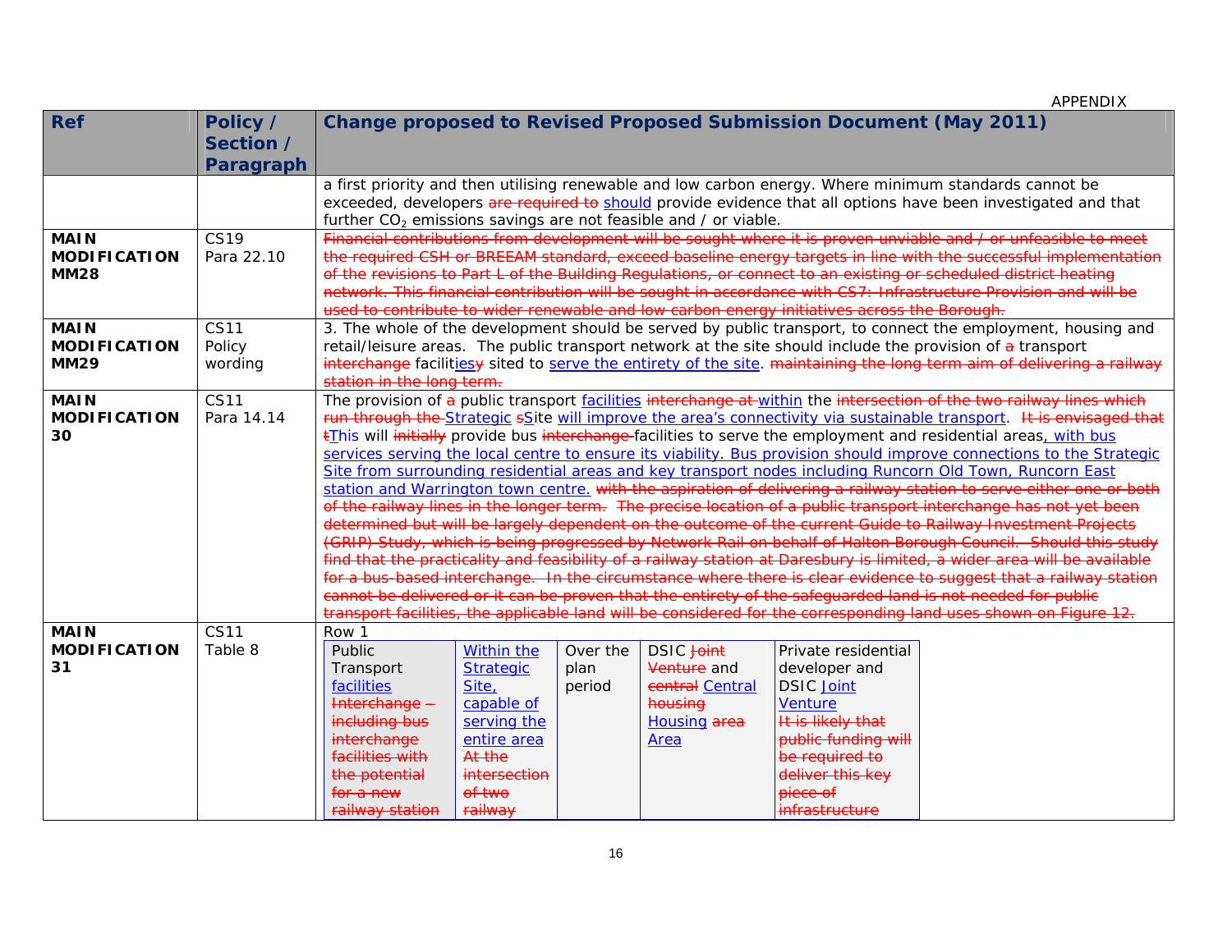APPENDIX

| Ref | Policy / Section / Paragraph | Change proposed to Revised Proposed Submission Document (May 2011) |
|---|---|---|
| | | a first priority and then utilising renewable and low carbon energy. Where minimum standards cannot be exceeded, developers ~~are required to~~ should provide evidence that all options have been investigated and that further $CO_2$ emissions savings are not feasible and / or viable. |
| **MAIN MODIFICATION MM28** | CS19 Para 22.10 | ~~Financial contributions from development will be sought where it is proven unviable and / or unfeasible to meet the required CSH or BREEAM standard, exceed baseline energy targets in line with the successful implementation of the revisions to Part L of the Building Regulations, or connect to an existing or scheduled district heating network. This financial contribution will be sought in accordance with CS7: Infrastructure Provision and will be used to contribute to wider renewable and low carbon energy initiatives across the Borough.~~ |
| **MAIN MODIFICATION MM29** | CS11 Policy wording | 3. The whole of the development should be served by public transport, to connect the employment, housing and retail/leisure areas. The public transport network at the site should include the provision of ~~a~~ transport ~~interchange~~ facilit<u>ies</u>~~y~~ sited to <u>serve the entirety of the site</u>. ~~maintaining the long term aim of delivering a railway station in the long term.~~ |
| **MAIN MODIFICATION 30** | CS11 Para 14.14 | The provision of ~~a~~ public transport <u>facilities</u> ~~interchange at~~ <u>within</u> the ~~intersection of the two railway lines which run through the~~ <u>Strategic</u> ~~s~~<u>S</u>ite <u>will improve the area's connectivity via sustainable transport</u>. ~~It is envisaged that t~~<u>T</u>his will ~~initially~~ provide bus ~~interchange~~ facilities to serve the employment and residential areas<u>, with bus services serving the local centre to ensure its viability. Bus provision should improve connections to the Strategic Site from surrounding residential areas and key transport nodes including Runcorn Old Town, Runcorn East station and Warrington town centre.</u> ~~with the aspiration of delivering a railway station to serve either one or both of the railway lines in the longer term. The precise location of a public transport interchange has not yet been determined but will be largely dependent on the outcome of the current Guide to Railway Investment Projects (GRIP) Study, which is being progressed by Network Rail on behalf of Halton Borough Council. Should this study find that the practicality and feasibility of a railway station at Daresbury is limited, a wider area will be available for a bus-based interchange. In the circumstance where there is clear evidence to suggest that a railway station cannot be delivered or it can be proven that the entirety of the safeguarded land is not needed for public transport facilities, the applicable land will be considered for the corresponding land uses shown on Figure 12.~~ |
| **MAIN MODIFICATION 31** | CS11 Table 8 | Row 1 <br><br> Public Transport <u>facilities</u> ~~Interchange – including bus interchange facilities with the potential for a new railway station~~ \| <u>Within the Strategic Site, capable of serving the entire area</u> ~~At the intersection of two railway~~ \| Over the plan period \| DSIC ~~Joint Venture~~ and ~~central~~ <u>Central</u> ~~housing~~ <u>Housing</u> ~~area~~ <u>Area</u> \| Private residential developer and DSIC <u>Joint Venture</u> ~~It is likely that public funding will be required to deliver this key piece of infrastructure~~ |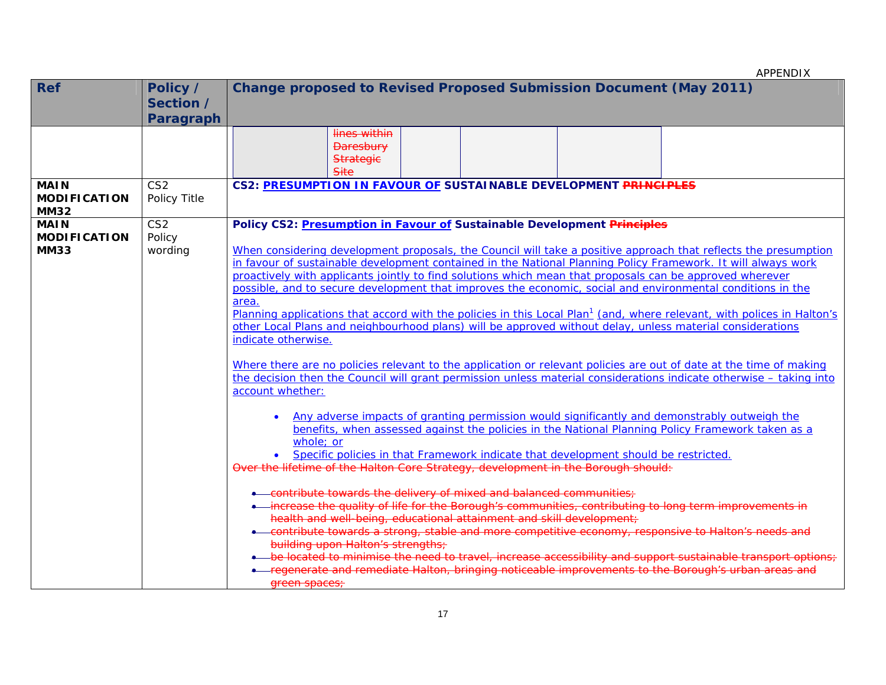APPENDIX

| Ref | Policy / Section / Paragraph | Change proposed to Revised Proposed Submission Document (May 2011) |
|---|---|---|
| | | ~~lines within Daresbury Strategic Site~~ |
| **MAIN MODIFICATION MM32** | CS2 Policy Title | **CS2: <u>PRESUMPTION IN FAVOUR OF</u> SUSTAINABLE DEVELOPMENT ~~PRINCIPLES~~** |
| **MAIN MODIFICATION MM33** | CS2 Policy wording | **Policy CS2: <u>Presumption in Favour of</u> Sustainable Development ~~Principles~~**<br><br><u>When considering development proposals, the Council will take a positive approach that reflects the presumption in favour of sustainable development contained in the National Planning Policy Framework. It will always work proactively with applicants jointly to find solutions which mean that proposals can be approved wherever possible, and to secure development that improves the economic, social and environmental conditions in the area.</u><br><u>Planning applications that accord with the policies in this Local Plan[1] (and, where relevant, with polices in Halton's other Local Plans and neighbourhood plans) will be approved without delay, unless material considerations indicate otherwise.</u><br><br><u>Where there are no policies relevant to the application or relevant policies are out of date at the time of making the decision then the Council will grant permission unless material considerations indicate otherwise – taking into account whether:</u><br><br>• <u>Any adverse impacts of granting permission would significantly and demonstrably outweigh the benefits, when assessed against the policies in the National Planning Policy Framework taken as a whole; or</u><br>• <u>Specific policies in that Framework indicate that development should be restricted.</u><br>~~Over the lifetime of the Halton Core Strategy, development in the Borough should:~~<br><br>• ~~contribute towards the delivery of mixed and balanced communities;~~<br>• ~~increase the quality of life for the Borough's communities, contributing to long term improvements in health and well-being, educational attainment and skill development;~~<br>• ~~contribute towards a strong, stable and more competitive economy, responsive to Halton's needs and building upon Halton's strengths;~~<br>• ~~be located to minimise the need to travel, increase accessibility and support sustainable transport options;~~<br>• ~~regenerate and remediate Halton, bringing noticeable improvements to the Borough's urban areas and green spaces;~~ |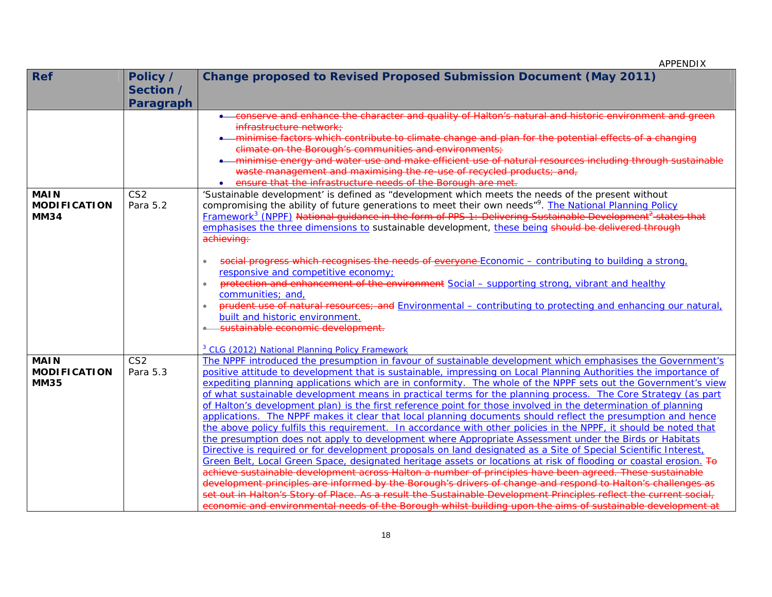APPENDIX

| Ref | Policy / Section / Paragraph | Change proposed to Revised Proposed Submission Document (May 2011) |
|---|---|---|
| | | • ~~conserve and enhance the character and quality of Halton's natural and historic environment and green infrastructure network;~~<br>• ~~minimise factors which contribute to climate change and plan for the potential effects of a changing climate on the Borough's communities and environments;~~<br>• ~~minimise energy and water use and make efficient use of natural resources including through sustainable waste management and maximising the re-use of recycled products; and,~~<br>• ~~ensure that the infrastructure needs of the Borough are met.~~ |
| **MAIN MODIFICATION MM34** | CS2 Para 5.2 | 'Sustainable development' is defined as "development which meets the needs of the present without compromising the ability of future generations to meet their own needs"[9]. The National Planning Policy Framework[3] (NPPF) ~~National guidance in the form of PPS 1: Delivering Sustainable Development[2] states that~~ emphasises the three dimensions to sustainable development, these being ~~should be delivered through achieving:~~<br><br>• ~~social progress which recognises the needs of everyone~~ Economic – contributing to building a strong, responsive and competitive economy;<br>• ~~protection and enhancement of the environment~~ Social – supporting strong, vibrant and healthy communities; and,<br>• ~~prudent use of natural resources; and~~ Environmental – contributing to protecting and enhancing our natural, built and historic environment.<br>• ~~sustainable economic development.~~<br><br>[3] CLG (2012) National Planning Policy Framework |
| **MAIN MODIFICATION MM35** | CS2 Para 5.3 | The NPPF introduced the presumption in favour of sustainable development which emphasises the Government's positive attitude to development that is sustainable, impressing on Local Planning Authorities the importance of expediting planning applications which are in conformity. The whole of the NPPF sets out the Government's view of what sustainable development means in practical terms for the planning process. The Core Strategy (as part of Halton's development plan) is the first reference point for those involved in the determination of planning applications. The NPPF makes it clear that local planning documents should reflect the presumption and hence the above policy fulfils this requirement. In accordance with other policies in the NPPF, it should be noted that the presumption does not apply to development where Appropriate Assessment under the Birds or Habitats Directive is required or for development proposals on land designated as a Site of Special Scientific Interest, Green Belt, Local Green Space, designated heritage assets or locations at risk of flooding or coastal erosion. ~~To achieve sustainable development across Halton a number of principles have been agreed. These sustainable development principles are informed by the Borough's drivers of change and respond to Halton's challenges as set out in Halton's Story of Place. As a result the Sustainable Development Principles reflect the current social, economic and environmental needs of the Borough whilst building upon the aims of sustainable development at~~ |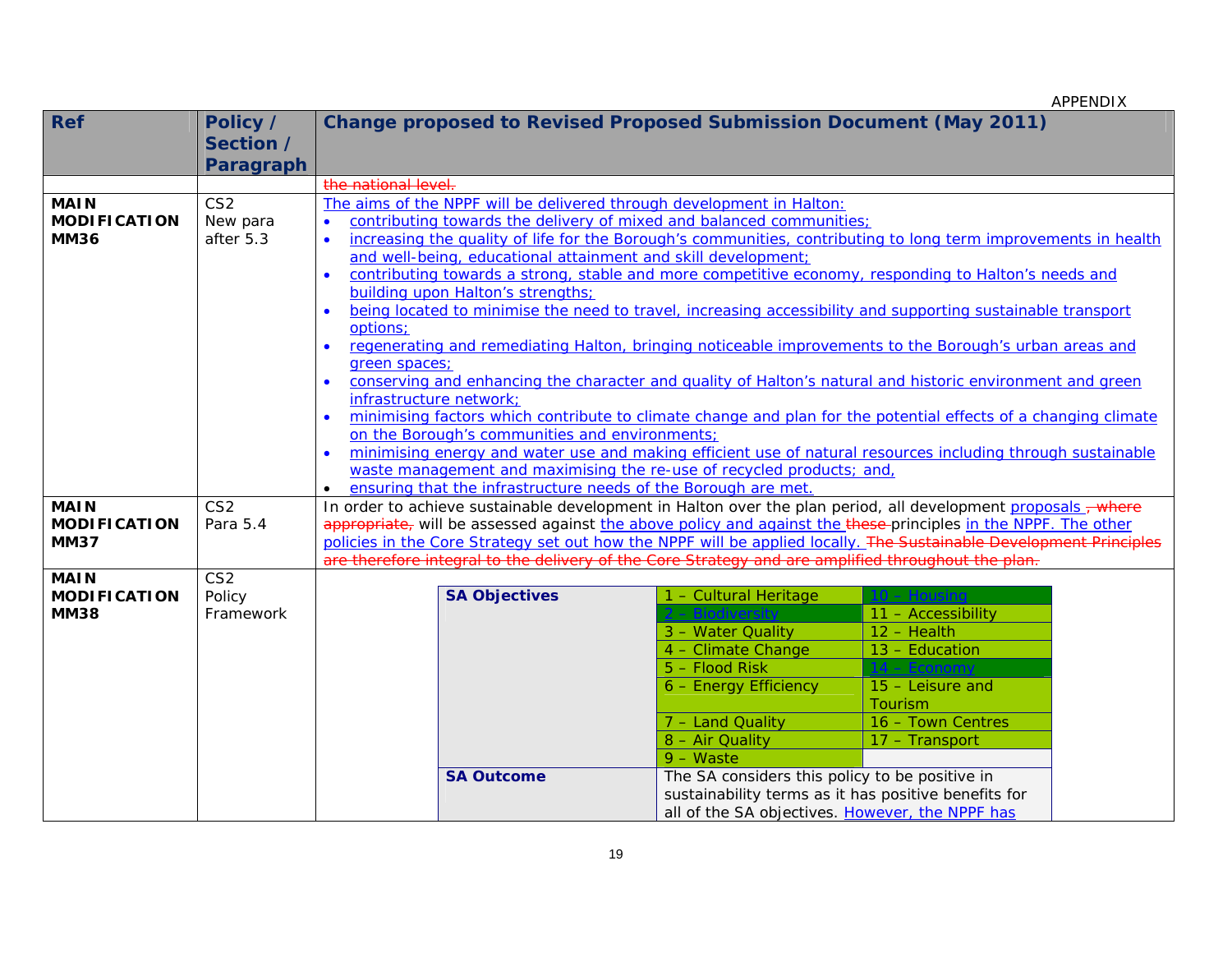APPENDIX

| Ref | Policy / Section / Paragraph | Change proposed to Revised Proposed Submission Document (May 2011) |
|---|---|---|
| | | ~~the national level.~~ |
| **MAIN MODIFICATION MM36** | CS2 New para after 5.3 | <u>The aims of the NPPF will be delivered through development in Halton:</u><br>• <u>contributing towards the delivery of mixed and balanced communities;</u><br>• <u>increasing the quality of life for the Borough's communities, contributing to long term improvements in health and well-being, educational attainment and skill development;</u><br>• <u>contributing towards a strong, stable and more competitive economy, responding to Halton's needs and building upon Halton's strengths;</u><br>• <u>being located to minimise the need to travel, increasing accessibility and supporting sustainable transport options;</u><br>• <u>regenerating and remediating Halton, bringing noticeable improvements to the Borough's urban areas and green spaces;</u><br>• <u>conserving and enhancing the character and quality of Halton's natural and historic environment and green infrastructure network;</u><br>• <u>minimising factors which contribute to climate change and plan for the potential effects of a changing climate on the Borough's communities and environments;</u><br>• <u>minimising energy and water use and making efficient use of natural resources including through sustainable waste management and maximising the re-use of recycled products; and,</u><br>• <u>ensuring that the infrastructure needs of the Borough are met.</u> |
| **MAIN MODIFICATION MM37** | CS2 Para 5.4 | In order to achieve sustainable development in Halton over the plan period, all development <u>proposals</u> ~~, where appropriate,~~ will be assessed against <u>the above policy and against the</u> ~~these~~ principles <u>in the NPPF. The other policies in the Core Strategy set out how the NPPF will be applied locally.</u> ~~The Sustainable Development Principles are therefore integral to the delivery of the Core Strategy and are amplified throughout the plan.~~ |
| **MAIN MODIFICATION MM38** | CS2 Policy Framework | **SA Objectives:** 1 – Cultural Heritage; <u>2 – Biodiversity</u>; 3 – Water Quality; 4 – Climate Change; 5 – Flood Risk; 6 – Energy Efficiency; 7 – Land Quality; 8 – Air Quality; 9 – Waste; <u>10 – Housing</u>; 11 – Accessibility; 12 – Health; 13 – Education; <u>14 – Economy</u>; 15 – Leisure and Tourism; 16 – Town Centres; 17 – Transport<br><br>**SA Outcome:** The SA considers this policy to be positive in sustainability terms as it has positive benefits for all of the SA objectives. <u>However, the NPPF has</u> |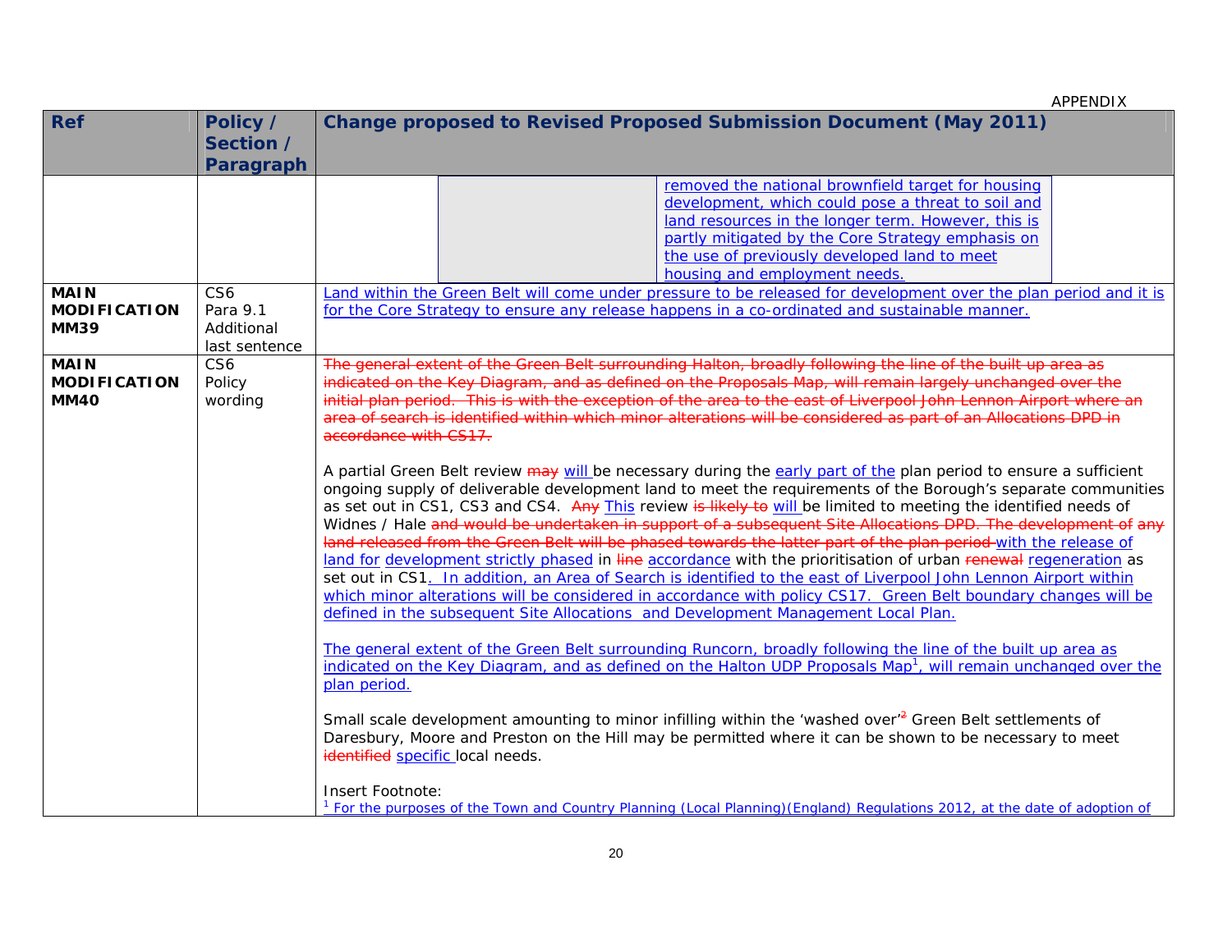APPENDIX

| Ref | Policy / Section / Paragraph | Change proposed to Revised Proposed Submission Document (May 2011) |
|---|---|---|
| | | removed the national brownfield target for housing development, which could pose a threat to soil and land resources in the longer term. However, this is partly mitigated by the Core Strategy emphasis on the use of previously developed land to meet housing and employment needs. |
| **MAIN MODIFICATION MM39** | CS6 Para 9.1 Additional last sentence | Land within the Green Belt will come under pressure to be released for development over the plan period and it is for the Core Strategy to ensure any release happens in a co-ordinated and sustainable manner. |
| **MAIN MODIFICATION MM40** | CS6 Policy wording | ~~The general extent of the Green Belt surrounding Halton, broadly following the line of the built up area as indicated on the Key Diagram, and as defined on the Proposals Map, will remain largely unchanged over the initial plan period. This is with the exception of the area to the east of Liverpool John Lennon Airport where an area of search is identified within which minor alterations will be considered as part of an Allocations DPD in accordance with CS17.~~<br><br>A partial Green Belt review ~~may~~ will be necessary during the early part of the plan period to ensure a sufficient ongoing supply of deliverable development land to meet the requirements of the Borough's separate communities as set out in CS1, CS3 and CS4. ~~Any~~ This review ~~is likely to~~ will be limited to meeting the identified needs of Widnes / Hale ~~and would be undertaken in support of a subsequent Site Allocations DPD. The development of any land released from the Green Belt will be phased towards the latter part of the plan period~~ with the release of land for development strictly phased in ~~line~~ accordance with the prioritisation of urban ~~renewal~~ regeneration as set out in CS1. In addition, an Area of Search is identified to the east of Liverpool John Lennon Airport within which minor alterations will be considered in accordance with policy CS17. Green Belt boundary changes will be defined in the subsequent Site Allocations and Development Management Local Plan.<br><br>The general extent of the Green Belt surrounding Runcorn, broadly following the line of the built up area as indicated on the Key Diagram, and as defined on the Halton UDP Proposals Map[1], will remain unchanged over the plan period.<br><br>Small scale development amounting to minor infilling within the 'washed over'~~[2]~~ Green Belt settlements of Daresbury, Moore and Preston on the Hill may be permitted where it can be shown to be necessary to meet ~~identified~~ specific local needs.<br><br>Insert Footnote:<br>[1] For the purposes of the Town and Country Planning (Local Planning)(England) Regulations 2012, at the date of adoption of |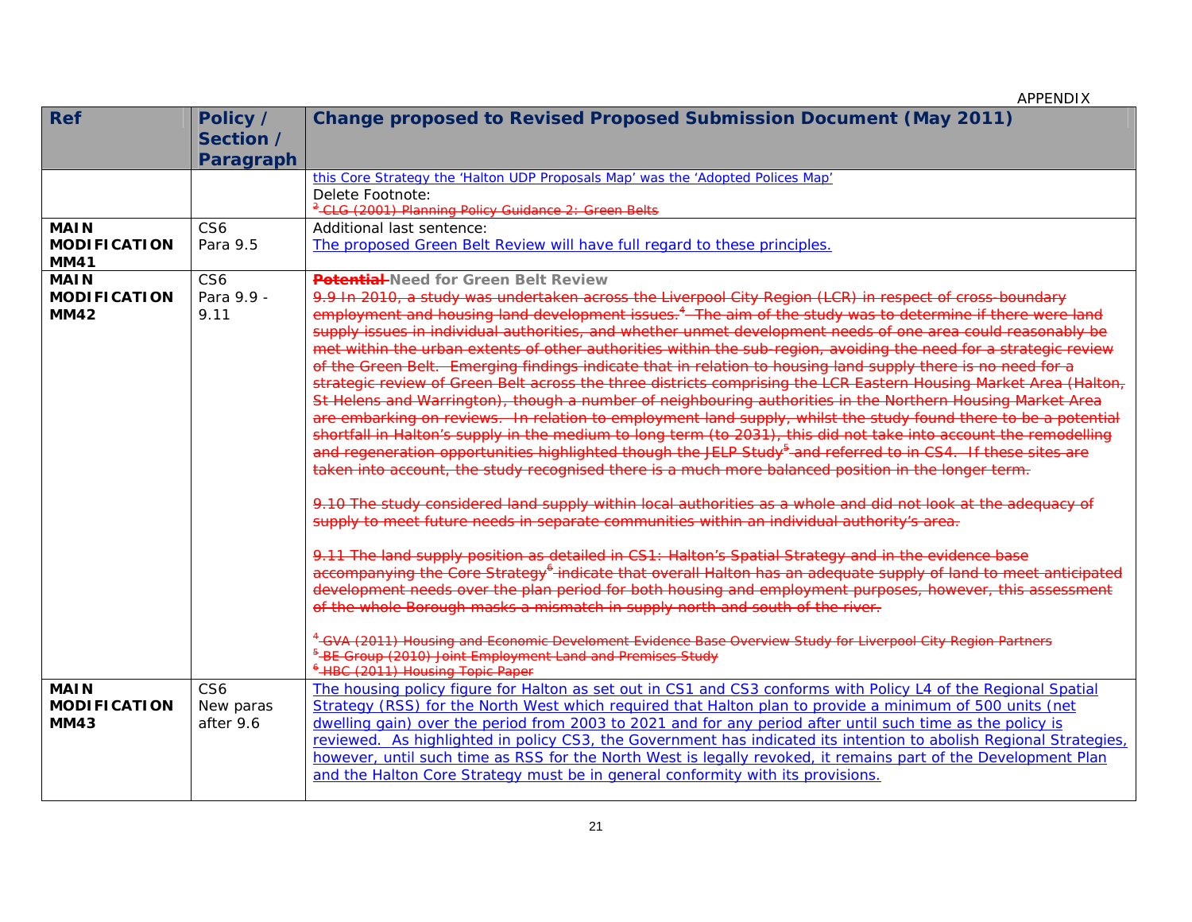| Ref | Policy / Section / Paragraph | Change proposed to Revised Proposed Submission Document (May 2011) |
|---|---|---|
| | | <u>this Core Strategy the 'Halton UDP Proposals Map' was the 'Adopted Polices Map'</u><br>Delete Footnote:<br>~~[2] CLG (2001) Planning Policy Guidance 2: Green Belts~~ |
| **MAIN MODIFICATION MM41** | CS6<br>Para 9.5 | Additional last sentence:<br><u>The proposed Green Belt Review will have full regard to these principles.</u> |
| **MAIN MODIFICATION MM42** | CS6<br>Para 9.9 - 9.11 | **~~Potential~~ Need for Green Belt Review**<br>~~9.9 In 2010, a study was undertaken across the Liverpool City Region (LCR) in respect of cross-boundary employment and housing land development issues.[4] The aim of the study was to determine if there were land supply issues in individual authorities, and whether unmet development needs of one area could reasonably be met within the urban extents of other authorities within the sub-region, avoiding the need for a strategic review of the Green Belt. Emerging findings indicate that in relation to housing land supply there is no need for a strategic review of Green Belt across the three districts comprising the LCR Eastern Housing Market Area (Halton, St Helens and Warrington), though a number of neighbouring authorities in the Northern Housing Market Area are embarking on reviews. In relation to employment land supply, whilst the study found there to be a potential shortfall in Halton's supply in the medium to long term (to 2031), this did not take into account the remodelling and regeneration opportunities highlighted though the JELP Study[5] and referred to in CS4. If these sites are taken into account, the study recognised there is a much more balanced position in the longer term.~~<br><br>~~9.10 The study considered land supply within local authorities as a whole and did not look at the adequacy of supply to meet future needs in separate communities within an individual authority's area.~~<br><br>~~9.11 The land supply position as detailed in CS1: Halton's Spatial Strategy and in the evidence base accompanying the Core Strategy[6] indicate that overall Halton has an adequate supply of land to meet anticipated development needs over the plan period for both housing and employment purposes, however, this assessment of the whole Borough masks a mismatch in supply north and south of the river.~~<br><br>~~[4] GVA (2011) Housing and Economic Develoment Evidence Base Overview Study for Liverpool City Region Partners~~<br>~~[5] BE Group (2010) Joint Employment Land and Premises Study~~<br>~~[6] HBC (2011) Housing Topic Paper~~ |
| **MAIN MODIFICATION MM43** | CS6<br>New paras after 9.6 | <u>The housing policy figure for Halton as set out in CS1 and CS3 conforms with Policy L4 of the Regional Spatial Strategy (RSS) for the North West which required that Halton plan to provide a minimum of 500 units (net dwelling gain) over the period from 2003 to 2021 and for any period after until such time as the policy is reviewed. As highlighted in policy CS3, the Government has indicated its intention to abolish Regional Strategies, however, until such time as RSS for the North West is legally revoked, it remains part of the Development Plan and the Halton Core Strategy must be in general conformity with its provisions.</u> |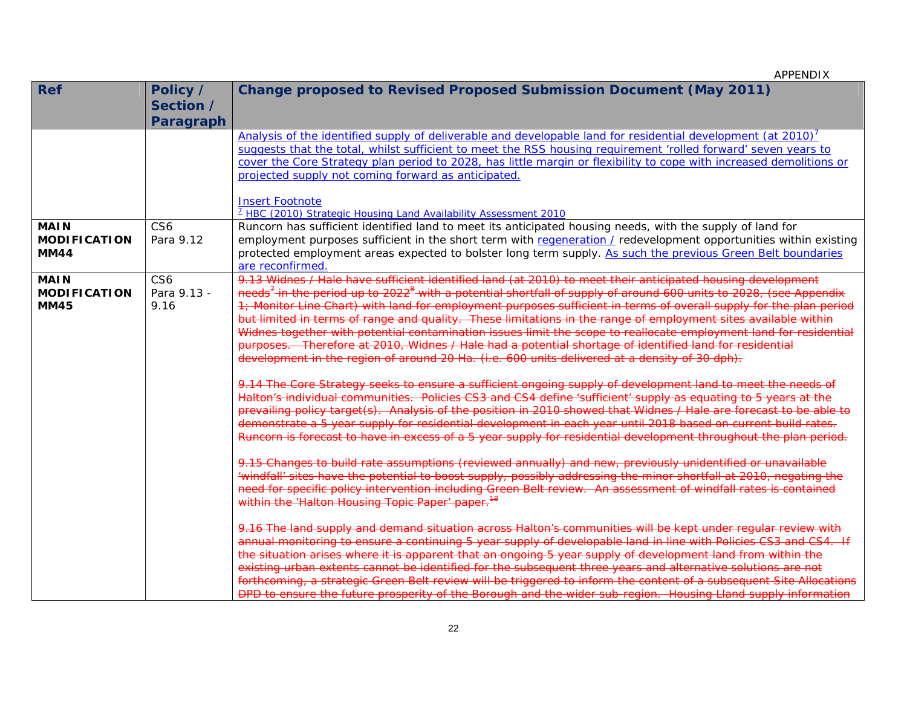APPENDIX

| Ref | Policy / Section / Paragraph | Change proposed to Revised Proposed Submission Document (May 2011) |
| --- | --- | --- |
| | | <u>Analysis of the identified supply of deliverable and developable land for residential development (at 2010)[7] suggests that the total, whilst sufficient to meet the RSS housing requirement 'rolled forward' seven years to cover the Core Strategy plan period to 2028, has little margin or flexibility to cope with increased demolitions or projected supply not coming forward as anticipated.</u><br><br><u>Insert Footnote</u><br><u>[7] HBC (2010) Strategic Housing Land Availability Assessment 2010</u> |
| **MAIN MODIFICATION MM44** | CS6 Para 9.12 | Runcorn has sufficient identified land to meet its anticipated housing needs, with the supply of land for employment purposes sufficient in the short term with <u>regeneration /</u> redevelopment opportunities within existing protected employment areas expected to bolster long term supply. <u>As such the previous Green Belt boundaries are reconfirmed.</u> |
| **MAIN MODIFICATION MM45** | CS6 Para 9.13 - 9.16 | ~~9.13 Widnes / Hale have sufficient identified land (at 2010) to meet their anticipated housing development needs[7] in the period up to 2022[8] with a potential shortfall of supply of around 600 units to 2028, (see Appendix 1; Monitor Line Chart) with land for employment purposes sufficient in terms of overall supply for the plan period but limited in terms of range and quality. These limitations in the range of employment sites available within Widnes together with potential contamination issues limit the scope to reallocate employment land for residential purposes. Therefore at 2010, Widnes / Hale had a potential shortage of identified land for residential development in the region of around 20 Ha. (i.e. 600 units delivered at a density of 30 dph).~~<br><br>~~9.14 The Core Strategy seeks to ensure a sufficient ongoing supply of development land to meet the needs of Halton's individual communities. Policies CS3 and CS4 define 'sufficient' supply as equating to 5 years at the prevailing policy target(s). Analysis of the position in 2010 showed that Widnes / Hale are forecast to be able to demonstrate a 5 year supply for residential development in each year until 2018 based on current build rates. Runcorn is forecast to have in excess of a 5 year supply for residential development throughout the plan period.~~<br><br>~~9.15 Changes to build rate assumptions (reviewed annually) and new, previously unidentified or unavailable 'windfall' sites have the potential to boost supply, possibly addressing the minor shortfall at 2010, negating the need for specific policy intervention including Green Belt review. An assessment of windfall rates is contained within the 'Halton Housing Topic Paper' paper.[18]~~<br><br>~~9.16 The land supply and demand situation across Halton's communities will be kept under regular review with annual monitoring to ensure a continuing 5 year supply of developable land in line with Policies CS3 and CS4. If the situation arises where it is apparent that an ongoing 5 year supply of development land from within the existing urban extents cannot be identified for the subsequent three years and alternative solutions are not forthcoming, a strategic Green Belt review will be triggered to inform the content of a subsequent Site Allocations DPD to ensure the future prosperity of the Borough and the wider sub-region. Housing Lland supply information~~ |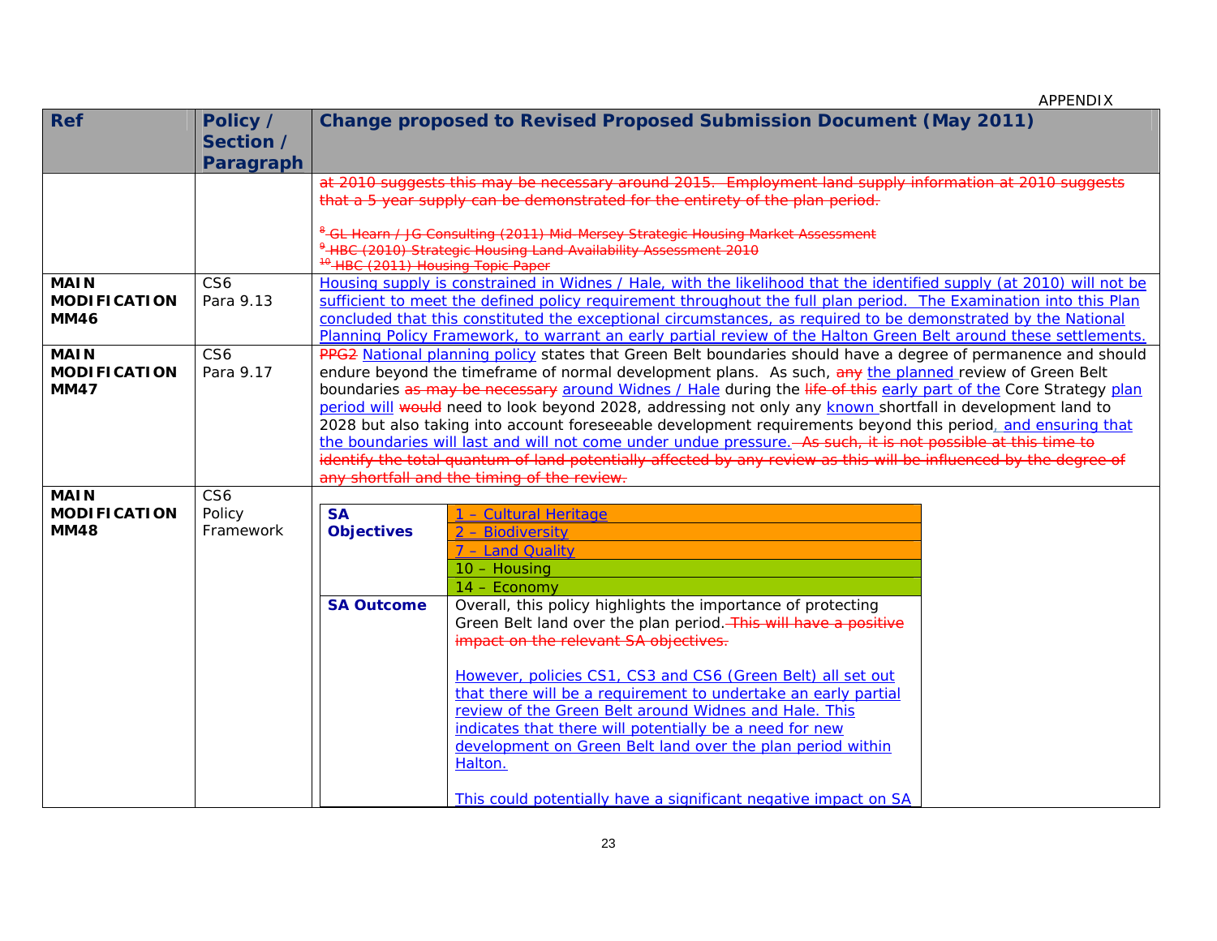APPENDIX

| Ref | Policy / Section / Paragraph | Change proposed to Revised Proposed Submission Document (May 2011) |
|---|---|---|
| | | ~~at 2010 suggests this may be necessary around 2015. Employment land supply information at 2010 suggests that a 5 year supply can be demonstrated for the entirety of the plan period.~~<br><br>~~[8] GL Hearn / JG Consulting (2011) Mid-Mersey Strategic Housing Market Assessment~~<br>~~[9] HBC (2010) Strategic Housing Land Availability Assessment 2010~~<br>~~[10] HBC (2011) Housing Topic Paper~~ |
| **MAIN MODIFICATION MM46** | CS6 Para 9.13 | <u>Housing supply is constrained in Widnes / Hale, with the likelihood that the identified supply (at 2010) will not be sufficient to meet the defined policy requirement throughout the full plan period. The Examination into this Plan concluded that this constituted the exceptional circumstances, as required to be demonstrated by the National Planning Policy Framework, to warrant an early partial review of the Halton Green Belt around these settlements.</u> |
| **MAIN MODIFICATION MM47** | CS6 Para 9.17 | ~~PPG2~~ <u>National planning policy</u> states that Green Belt boundaries should have a degree of permanence and should endure beyond the timeframe of normal development plans. As such, ~~any~~ <u>the planned</u> review of Green Belt boundaries ~~as may be necessary~~ <u>around Widnes / Hale</u> during the ~~life of this~~ <u>early part of the</u> Core Strategy <u>plan period will</u> ~~would~~ need to look beyond 2028, addressing not only any <u>known</u> shortfall in development land to 2028 but also taking into account foreseeable development requirements beyond this period<u>, and ensuring that the boundaries will last and will not come under undue pressure.</u> ~~As such, it is not possible at this time to identify the total quantum of land potentially affected by any review as this will be influenced by the degree of any shortfall and the timing of the review.~~ |
| **MAIN MODIFICATION MM48** | CS6 Policy Framework | **SA Objectives:** <u>1 – Cultural Heritage</u>; <u>2 – Biodiversity</u>; <u>7 – Land Quality</u>; 10 – Housing; 14 – Economy<br><br>**SA Outcome:** Overall, this policy highlights the importance of protecting Green Belt land over the plan period. ~~This will have a positive impact on the relevant SA objectives.~~<br><br><u>However, policies CS1, CS3 and CS6 (Green Belt) all set out that there will be a requirement to undertake an early partial review of the Green Belt around Widnes and Hale. This indicates that there will potentially be a need for new development on Green Belt land over the plan period within Halton.</u><br><br><u>This could potentially have a significant negative impact on SA</u> |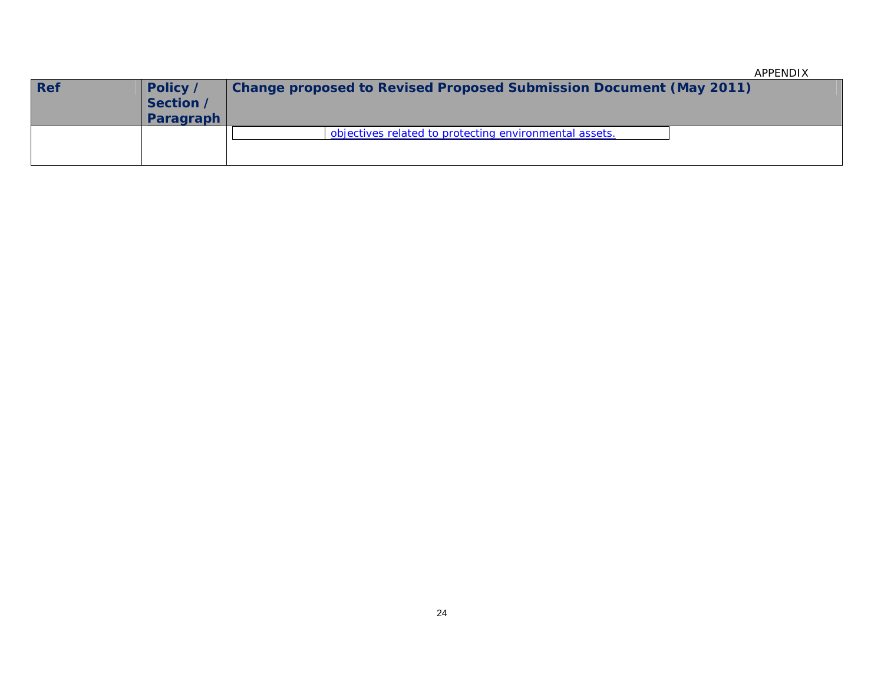APPENDIX

| Ref | Policy / Section / Paragraph | Change proposed to Revised Proposed Submission Document (May 2011) |
|---|---|---|
| | | objectives related to protecting environmental assets. |